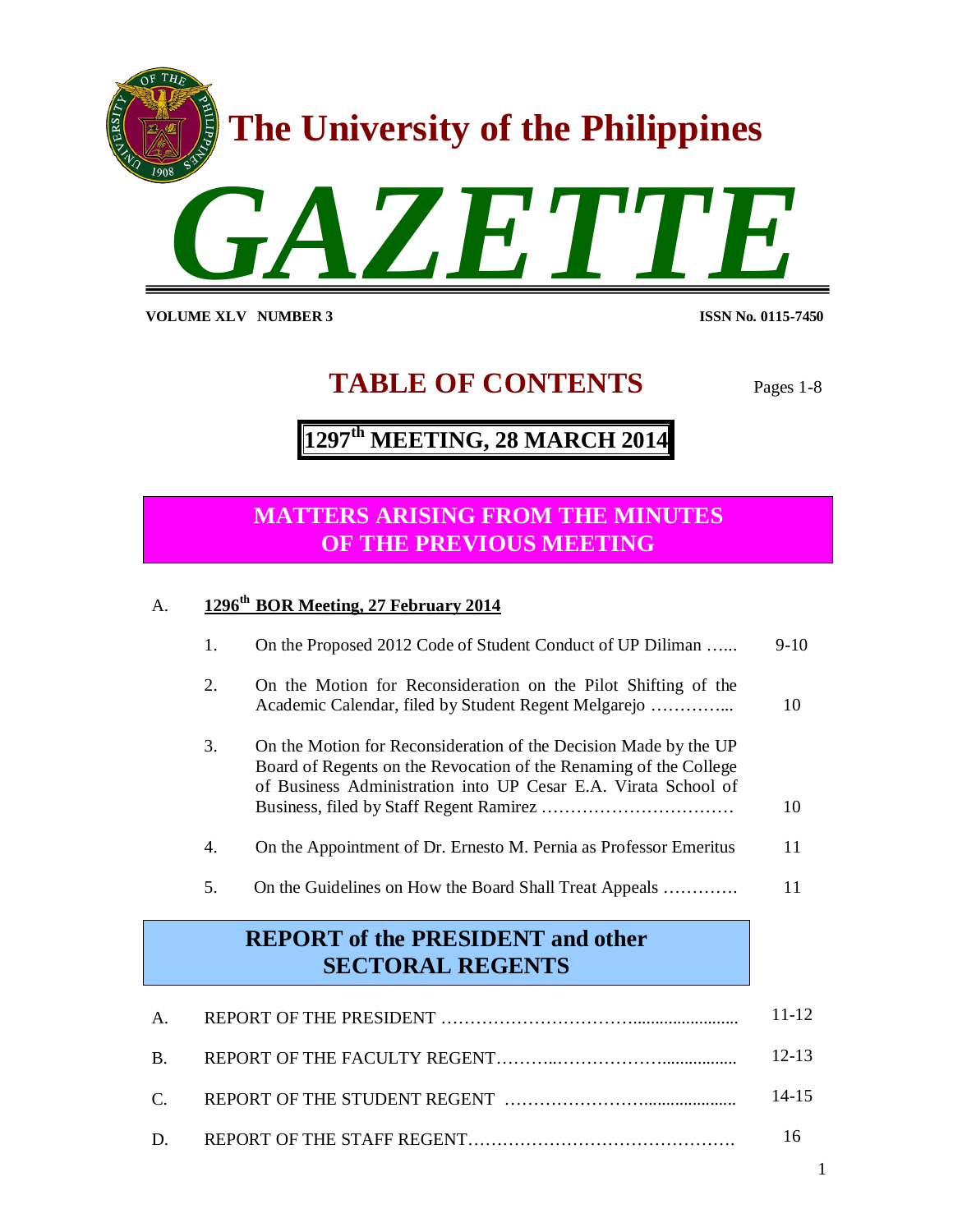# The University of the Philippines

# GAZETTE

**VOLUME XLV NUMBER 3** **ISSN No. 0115-7450**

## TABLE OF CONTENTS

Pages 1-8

## 1297th MEETING, 28 MARCH 2014

### MATTERS ARISING FROM THE MINUTES OF THE PREVIOUS MEETING

A. **1296th BOR Meeting, 27 February 2014**

| | | |
|---|---|---|
| 1. | On the Proposed 2012 Code of Student Conduct of UP Diliman …... | 9-10 |
| 2. | On the Motion for Reconsideration on the Pilot Shifting of the Academic Calendar, filed by Student Regent Melgarejo …………... | 10 |
| 3. | On the Motion for Reconsideration of the Decision Made by the UP Board of Regents on the Revocation of the Renaming of the College of Business Administration into UP Cesar E.A. Virata School of Business, filed by Staff Regent Ramirez …………………………… | 10 |
| 4. | On the Appointment of Dr. Ernesto M. Pernia as Professor Emeritus | 11 |
| 5. | On the Guidelines on How the Board Shall Treat Appeals …………. | 11 |

### REPORT of the PRESIDENT and other SECTORAL REGENTS

| | | |
|---|---|---|
| A. | REPORT OF THE PRESIDENT ………………………….…................... | 11-12 |
| B. | REPORT OF THE FACULTY REGENT………..………………................ | 12-13 |
| C. | REPORT OF THE STUDENT REGENT …………………….................... | 14-15 |
| D. | REPORT OF THE STAFF REGENT………………………………………. | 16 |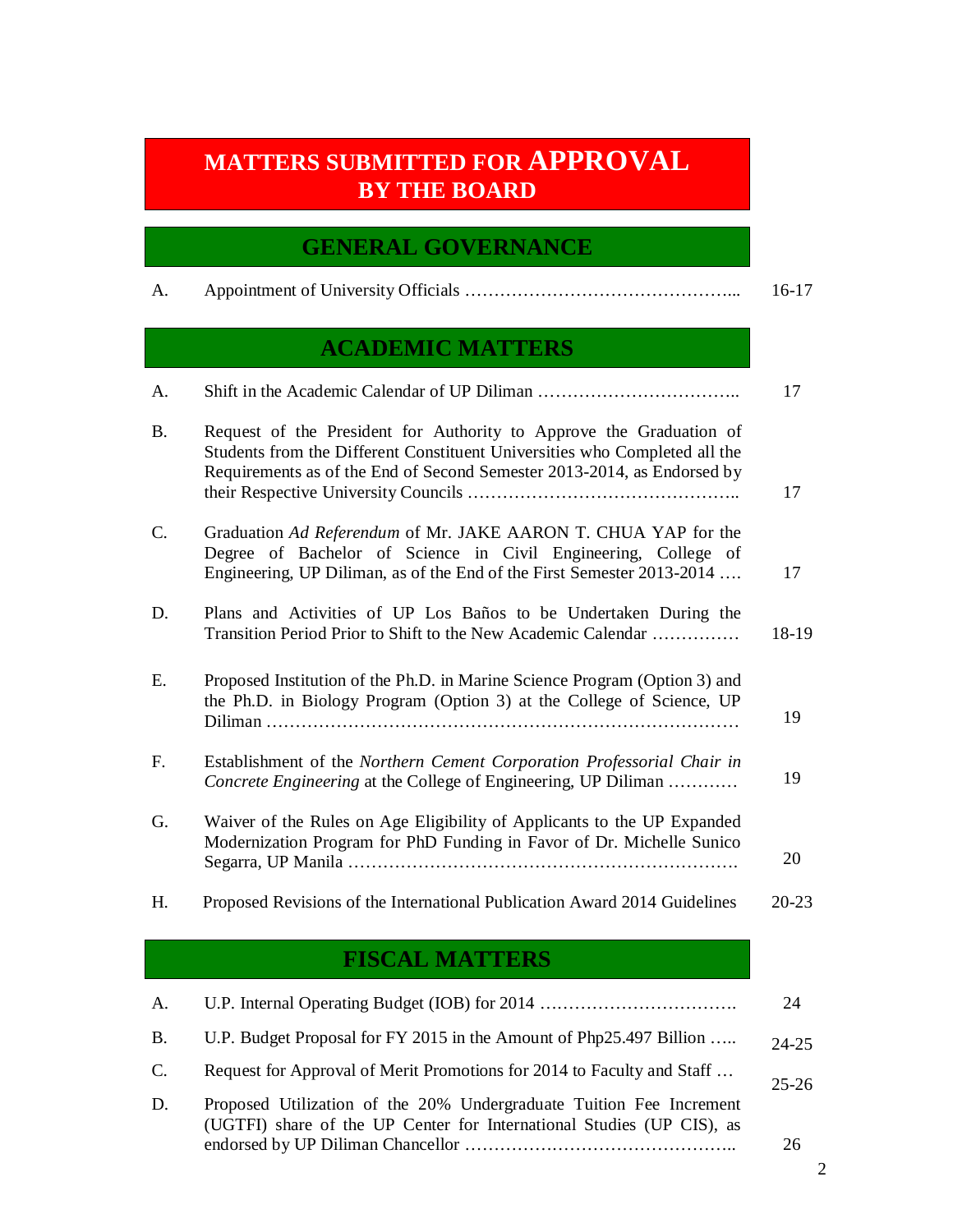# MATTERS SUBMITTED FOR APPROVAL BY THE BOARD

## GENERAL GOVERNANCE

| | | |
|---|---|---|
| A. | Appointment of University Officials ……………………………………... | 16-17 |

## ACADEMIC MATTERS

| | | |
|---|---|---|
| A. | Shift in the Academic Calendar of UP Diliman …………………………….. | 17 |
| B. | Request of the President for Authority to Approve the Graduation of Students from the Different Constituent Universities who Completed all the Requirements as of the End of Second Semester 2013-2014, as Endorsed by their Respective University Councils ……………………………………….. | 17 |
| C. | Graduation *Ad Referendum* of Mr. JAKE AARON T. CHUA YAP for the Degree of Bachelor of Science in Civil Engineering, College of Engineering, UP Diliman, as of the End of the First Semester 2013-2014 …. | 17 |
| D. | Plans and Activities of UP Los Baños to be Undertaken During the Transition Period Prior to Shift to the New Academic Calendar …………… | 18-19 |
| E. | Proposed Institution of the Ph.D. in Marine Science Program (Option 3) and the Ph.D. in Biology Program (Option 3) at the College of Science, UP Diliman ………………………………………………………………………… | 19 |
| F. | Establishment of the *Northern Cement Corporation Professorial Chair in Concrete Engineering* at the College of Engineering, UP Diliman ………… | 19 |
| G. | Waiver of the Rules on Age Eligibility of Applicants to the UP Expanded Modernization Program for PhD Funding in Favor of Dr. Michelle Sunico Segarra, UP Manila …………………………………………………………. | 20 |
| H. | Proposed Revisions of the International Publication Award 2014 Guidelines | 20-23 |

## FISCAL MATTERS

| | | |
|---|---|---|
| A. | U.P. Internal Operating Budget (IOB) for 2014 ……………………………. | 24 |
| B. | U.P. Budget Proposal for FY 2015 in the Amount of Php25.497 Billion ….. | 24-25 |
| C. | Request for Approval of Merit Promotions for 2014 to Faculty and Staff … | 25-26 |
| D. | Proposed Utilization of the 20% Undergraduate Tuition Fee Increment (UGTFI) share of the UP Center for International Studies (UP CIS), as endorsed by UP Diliman Chancellor ……………………………………….. | 26 |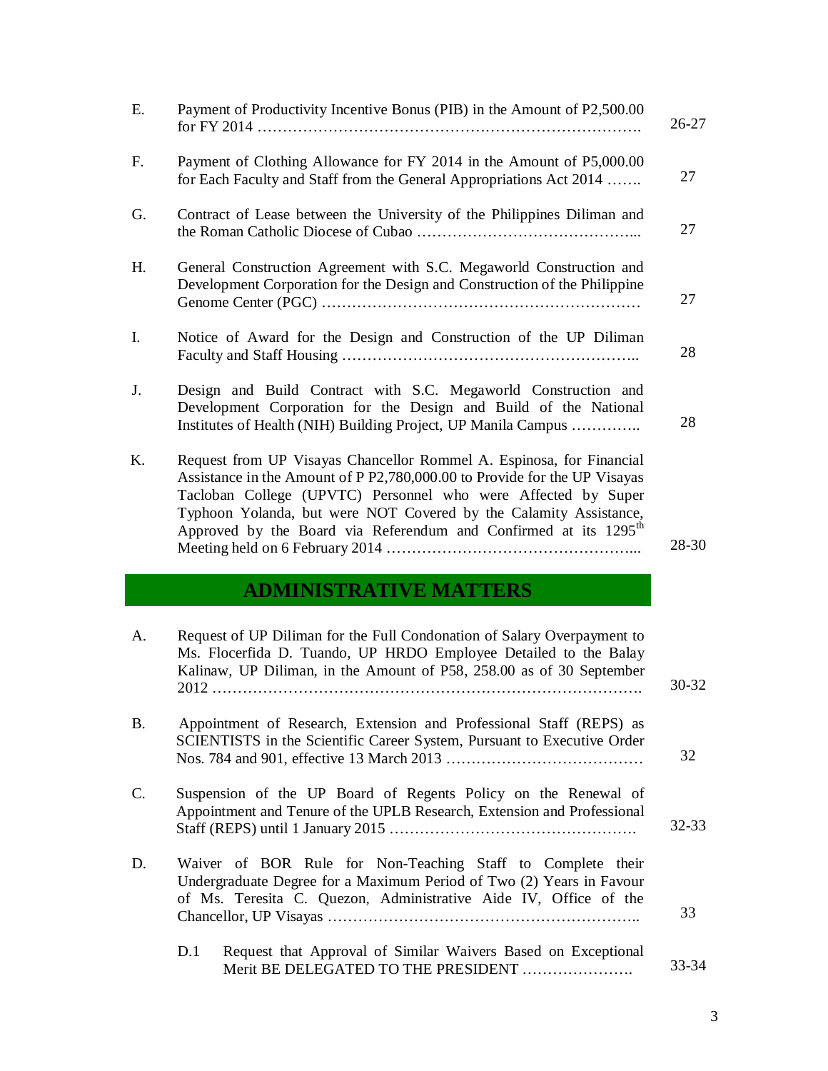| | | |
|---|---|---|
| E. | Payment of Productivity Incentive Bonus (PIB) in the Amount of P2,500.00 for FY 2014 ………………………………………………………………… | 26-27 |
| F. | Payment of Clothing Allowance for FY 2014 in the Amount of P5,000.00 for Each Faculty and Staff from the General Appropriations Act 2014 ……. | 27 |
| G. | Contract of Lease between the University of the Philippines Diliman and the Roman Catholic Diocese of Cubao …………………………………….. | 27 |
| H. | General Construction Agreement with S.C. Megaworld Construction and Development Corporation for the Design and Construction of the Philippine Genome Center (PGC) ……………………………………………………… | 27 |
| I. | Notice of Award for the Design and Construction of the UP Diliman Faculty and Staff Housing ………………………………………………….. | 28 |
| J. | Design and Build Contract with S.C. Megaworld Construction and Development Corporation for the Design and Build of the National Institutes of Health (NIH) Building Project, UP Manila Campus ………….. | 28 |
| K. | Request from UP Visayas Chancellor Rommel A. Espinosa, for Financial Assistance in the Amount of P P2,780,000.00 to Provide for the UP Visayas Tacloban College (UPVTC) Personnel who were Affected by Super Typhoon Yolanda, but were NOT Covered by the Calamity Assistance, Approved by the Board via Referendum and Confirmed at its 1295th Meeting held on 6 February 2014 …………………………………………... | 28-30 |

## ADMINISTRATIVE MATTERS

| | | |
|---|---|---|
| A. | Request of UP Diliman for the Full Condonation of Salary Overpayment to Ms. Flocerfida D. Tuando, UP HRDO Employee Detailed to the Balay Kalinaw, UP Diliman, in the Amount of P58, 258.00 as of 30 September 2012 …………………………………………………………………………. | 30-32 |
| B. | Appointment of Research, Extension and Professional Staff (REPS) as SCIENTISTS in the Scientific Career System, Pursuant to Executive Order Nos. 784 and 901, effective 13 March 2013 ………………………………… | 32 |
| C. | Suspension of the UP Board of Regents Policy on the Renewal of Appointment and Tenure of the UPLB Research, Extension and Professional Staff (REPS) until 1 January 2015 …………………………………………. | 32-33 |
| D. | Waiver of BOR Rule for Non-Teaching Staff to Complete their Undergraduate Degree for a Maximum Period of Two (2) Years in Favour of Ms. Teresita C. Quezon, Administrative Aide IV, Office of the Chancellor, UP Visayas …………………………………………………….. | 33 |
| D.1 | Request that Approval of Similar Waivers Based on Exceptional Merit BE DELEGATED TO THE PRESIDENT …………………. | 33-34 |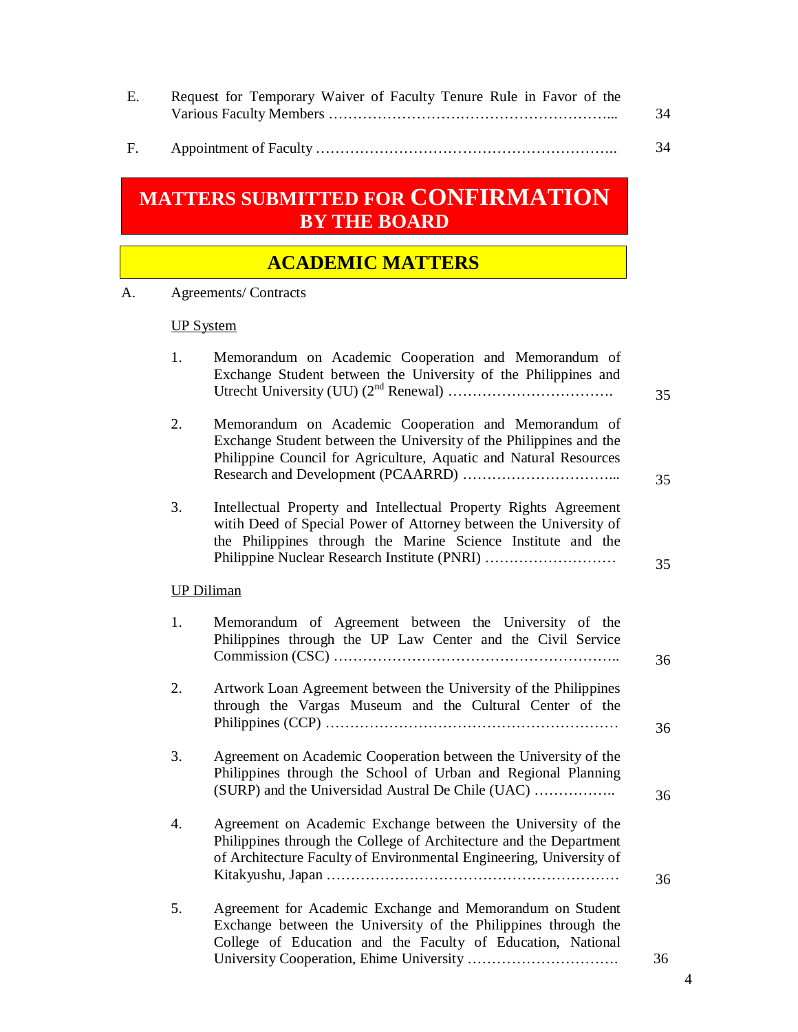E. Request for Temporary Waiver of Faculty Tenure Rule in Favor of the Various Faculty Members ………………………………………………….... 34

F. Appointment of Faculty ………………………………………………….. 34

## MATTERS SUBMITTED FOR CONFIRMATION BY THE BOARD

## ACADEMIC MATTERS

A. Agreements/ Contracts

UP System

1. Memorandum on Academic Cooperation and Memorandum of Exchange Student between the University of the Philippines and Utrecht University (UU) (2nd Renewal) ……………………………. 35

2. Memorandum on Academic Cooperation and Memorandum of Exchange Student between the University of the Philippines and the Philippine Council for Agriculture, Aquatic and Natural Resources Research and Development (PCAARRD) …………………………... 35

3. Intellectual Property and Intellectual Property Rights Agreement witih Deed of Special Power of Attorney between the University of the Philippines through the Marine Science Institute and the Philippine Nuclear Research Institute (PNRI) ……………………… 35

UP Diliman

1. Memorandum of Agreement between the University of the Philippines through the UP Law Center and the Civil Service Commission (CSC) ………………………………………………….. 36

2. Artwork Loan Agreement between the University of the Philippines through the Vargas Museum and the Cultural Center of the Philippines (CCP) …………………………………………………… 36

3. Agreement on Academic Cooperation between the University of the Philippines through the School of Urban and Regional Planning (SURP) and the Universidad Austral De Chile (UAC) …………….. 36

4. Agreement on Academic Exchange between the University of the Philippines through the College of Architecture and the Department of Architecture Faculty of Environmental Engineering, University of Kitakyushu, Japan …………………………………………………… 36

5. Agreement for Academic Exchange and Memorandum on Student Exchange between the University of the Philippines through the College of Education and the Faculty of Education, National University Cooperation, Ehime University …………………………. 36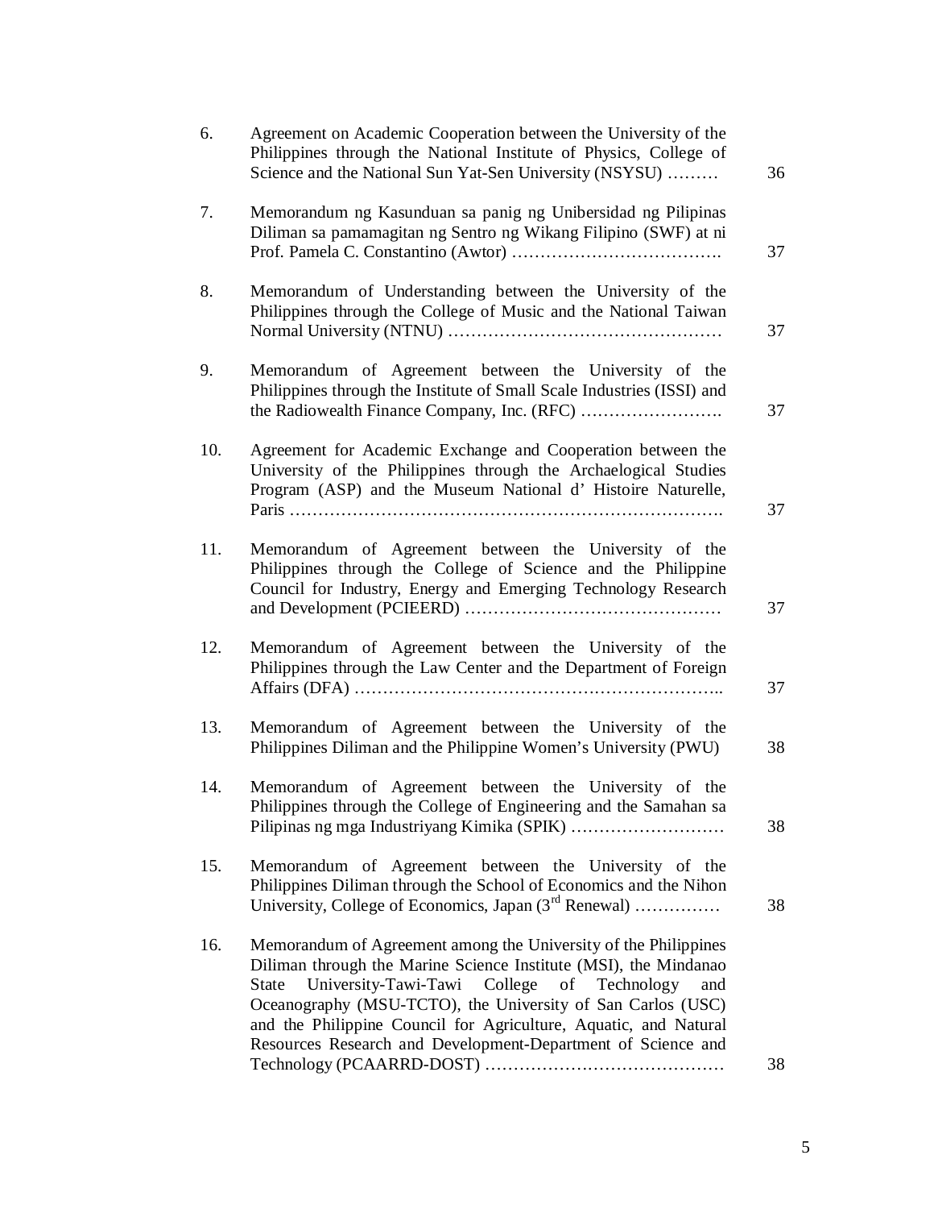| | | |
|---|---|---|
| 6. | Agreement on Academic Cooperation between the University of the Philippines through the National Institute of Physics, College of Science and the National Sun Yat-Sen University (NSYSU) ……… | 36 |
| 7. | Memorandum ng Kasunduan sa panig ng Unibersidad ng Pilipinas Diliman sa pamamagitan ng Sentro ng Wikang Filipino (SWF) at ni Prof. Pamela C. Constantino (Awtor) ………………………………. | 37 |
| 8. | Memorandum of Understanding between the University of the Philippines through the College of Music and the National Taiwan Normal University (NTNU) ………………………………………… | 37 |
| 9. | Memorandum of Agreement between the University of the Philippines through the Institute of Small Scale Industries (ISSI) and the Radiowealth Finance Company, Inc. (RFC) ……………………. | 37 |
| 10. | Agreement for Academic Exchange and Cooperation between the University of the Philippines through the Archaelogical Studies Program (ASP) and the Museum National d' Histoire Naturelle, Paris ………………………………………………………………. | 37 |
| 11. | Memorandum of Agreement between the University of the Philippines through the College of Science and the Philippine Council for Industry, Energy and Emerging Technology Research and Development (PCIEERD) ……………………………………… | 37 |
| 12. | Memorandum of Agreement between the University of the Philippines through the Law Center and the Department of Foreign Affairs (DFA) ……………………………………………………….. | 37 |
| 13. | Memorandum of Agreement between the University of the Philippines Diliman and the Philippine Women's University (PWU) | 38 |
| 14. | Memorandum of Agreement between the University of the Philippines through the College of Engineering and the Samahan sa Pilipinas ng mga Industriyang Kimika (SPIK) ……………………… | 38 |
| 15. | Memorandum of Agreement between the University of the Philippines Diliman through the School of Economics and the Nihon University, College of Economics, Japan (3rd Renewal) …………… | 38 |
| 16. | Memorandum of Agreement among the University of the Philippines Diliman through the Marine Science Institute (MSI), the Mindanao State University-Tawi-Tawi College of Technology and Oceanography (MSU-TCTO), the University of San Carlos (USC) and the Philippine Council for Agriculture, Aquatic, and Natural Resources Research and Development-Department of Science and Technology (PCAARRD-DOST) …………………………………… | 38 |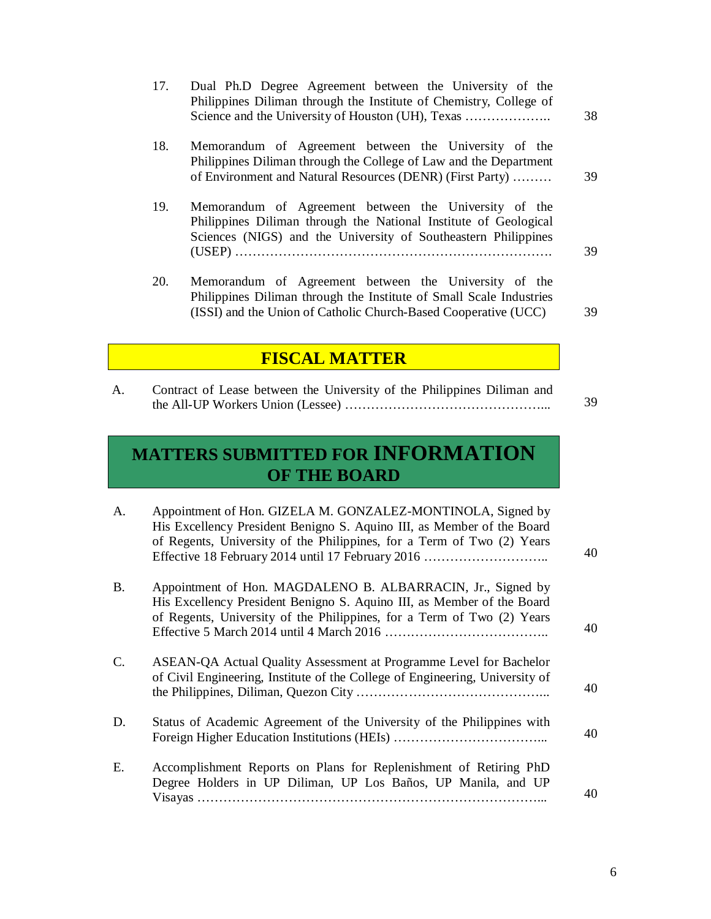17. Dual Ph.D Degree Agreement between the University of the Philippines Diliman through the Institute of Chemistry, College of Science and the University of Houston (UH), Texas ……………….. 38

18. Memorandum of Agreement between the University of the Philippines Diliman through the College of Law and the Department of Environment and Natural Resources (DENR) (First Party) ……… 39

19. Memorandum of Agreement between the University of the Philippines Diliman through the National Institute of Geological Sciences (NIGS) and the University of Southeastern Philippines (USEP) ………………………………………………………………. 39

20. Memorandum of Agreement between the University of the Philippines Diliman through the Institute of Small Scale Industries (ISSI) and the Union of Catholic Church-Based Cooperative (UCC) 39

## FISCAL MATTER

A. Contract of Lease between the University of the Philippines Diliman and the All-UP Workers Union (Lessee) ………………………………………... 39

## MATTERS SUBMITTED FOR INFORMATION OF THE BOARD

A. Appointment of Hon. GIZELA M. GONZALEZ-MONTINOLA, Signed by His Excellency President Benigno S. Aquino III, as Member of the Board of Regents, University of the Philippines, for a Term of Two (2) Years Effective 18 February 2014 until 17 February 2016 ……………………….. 40

B. Appointment of Hon. MAGDALENO B. ALBARRACIN, Jr., Signed by His Excellency President Benigno S. Aquino III, as Member of the Board of Regents, University of the Philippines, for a Term of Two (2) Years Effective 5 March 2014 until 4 March 2016 ……………………………….. 40

C. ASEAN-QA Actual Quality Assessment at Programme Level for Bachelor of Civil Engineering, Institute of the College of Engineering, University of the Philippines, Diliman, Quezon City ……………………………………... 40

D. Status of Academic Agreement of the University of the Philippines with Foreign Higher Education Institutions (HEIs) ……………………………... 40

E. Accomplishment Reports on Plans for Replenishment of Retiring PhD Degree Holders in UP Diliman, UP Los Baños, UP Manila, and UP Visayas ……………………………………………………………………... 40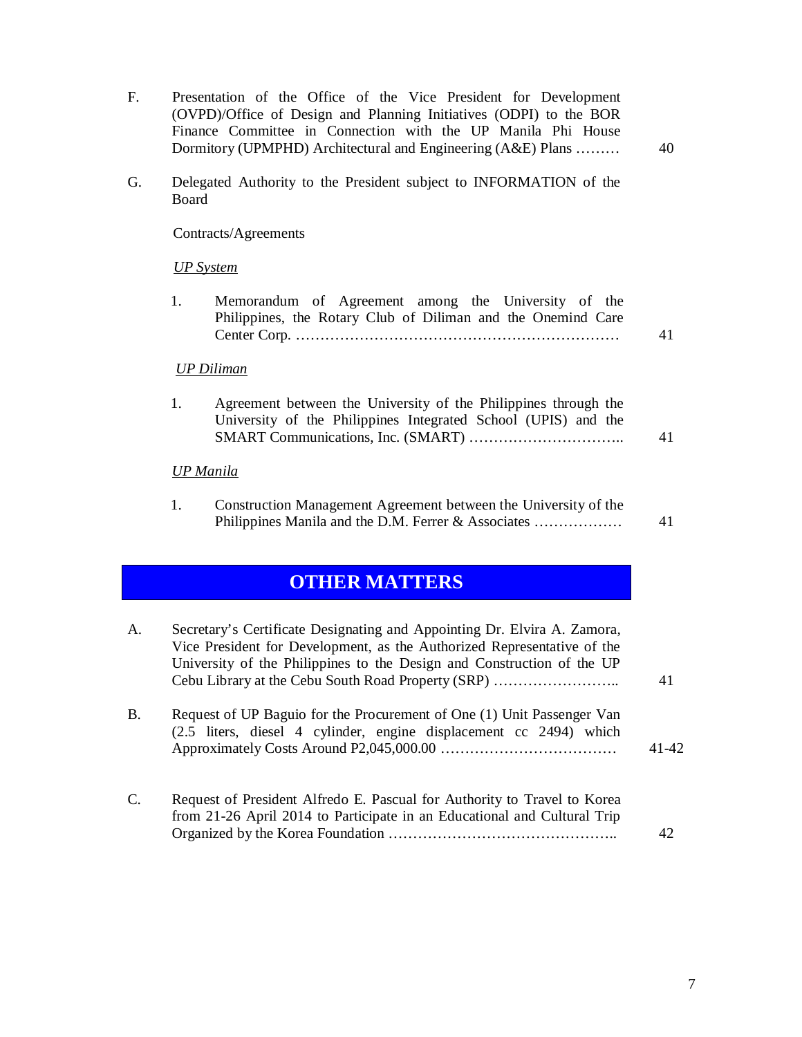F. Presentation of the Office of the Vice President for Development (OVPD)/Office of Design and Planning Initiatives (ODPI) to the BOR Finance Committee in Connection with the UP Manila Phi House Dormitory (UPMPHD) Architectural and Engineering (A&E) Plans ……… 40

G. Delegated Authority to the President subject to INFORMATION of the Board

Contracts/Agreements

*UP System*

1. Memorandum of Agreement among the University of the Philippines, the Rotary Club of Diliman and the Onemind Care Center Corp. ………………………………………………………… 41

*UP Diliman*

1. Agreement between the University of the Philippines through the University of the Philippines Integrated School (UPIS) and the SMART Communications, Inc. (SMART) ………………………….. 41

*UP Manila*

1. Construction Management Agreement between the University of the Philippines Manila and the D.M. Ferrer & Associates ……………… 41

## OTHER MATTERS

A. Secretary's Certificate Designating and Appointing Dr. Elvira A. Zamora, Vice President for Development, as the Authorized Representative of the University of the Philippines to the Design and Construction of the UP Cebu Library at the Cebu South Road Property (SRP) …………………….. 41

B. Request of UP Baguio for the Procurement of One (1) Unit Passenger Van (2.5 liters, diesel 4 cylinder, engine displacement cc 2494) which Approximately Costs Around P2,045,000.00 ……………………………… 41-42

C. Request of President Alfredo E. Pascual for Authority to Travel to Korea from 21-26 April 2014 to Participate in an Educational and Cultural Trip Organized by the Korea Foundation ……………………………………….. 42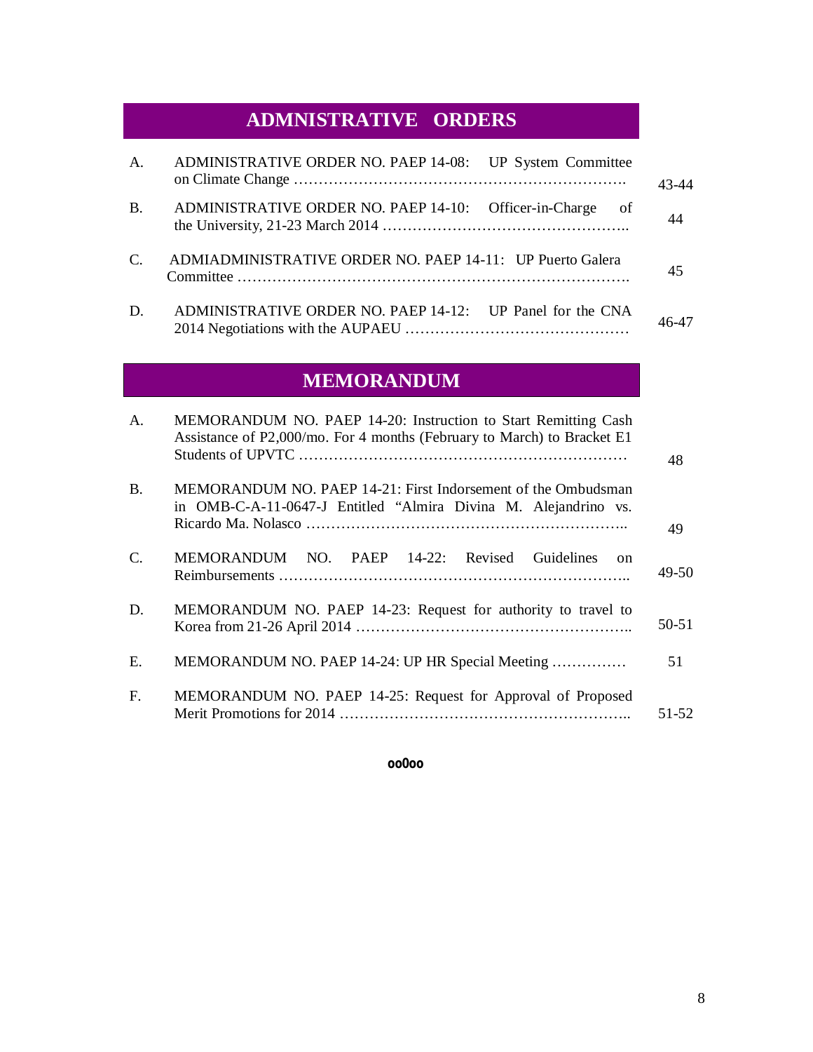## ADMNISTRATIVE ORDERS

| | | |
|---|---|---|
| A. | ADMINISTRATIVE ORDER NO. PAEP 14-08: UP System Committee on Climate Change ………………………………………………………. | 43-44 |
| B. | ADMINISTRATIVE ORDER NO. PAEP 14-10: Officer-in-Charge of the University, 21-23 March 2014 ………………………………………….. | 44 |
| C. | ADMIADMINISTRATIVE ORDER NO. PAEP 14-11: UP Puerto Galera Committee ……………………………………………………………………. | 45 |
| D. | ADMINISTRATIVE ORDER NO. PAEP 14-12: UP Panel for the CNA 2014 Negotiations with the AUPAEU ……………………………………… | 46-47 |

## MEMORANDUM

| | | |
|---|---|---|
| A. | MEMORANDUM NO. PAEP 14-20: Instruction to Start Remitting Cash Assistance of P2,000/mo. For 4 months (February to March) to Bracket E1 Students of UPVTC ………………………………………………………… | 48 |
| B. | MEMORANDUM NO. PAEP 14-21: First Indorsement of the Ombudsman in OMB-C-A-11-0647-J Entitled "Almira Divina M. Alejandrino vs. Ricardo Ma. Nolasco ……………………………………………………….. | 49 |
| C. | MEMORANDUM NO. PAEP 14-22: Revised Guidelines on Reimbursements …………………………………………………………….. | 49-50 |
| D. | MEMORANDUM NO. PAEP 14-23: Request for authority to travel to Korea from 21-26 April 2014 ……………………………………………….. | 50-51 |
| E. | MEMORANDUM NO. PAEP 14-24: UP HR Special Meeting …………… | 51 |
| F. | MEMORANDUM NO. PAEP 14-25: Request for Approval of Proposed Merit Promotions for 2014 ………………………………………………….. | 51-52 |

oo0oo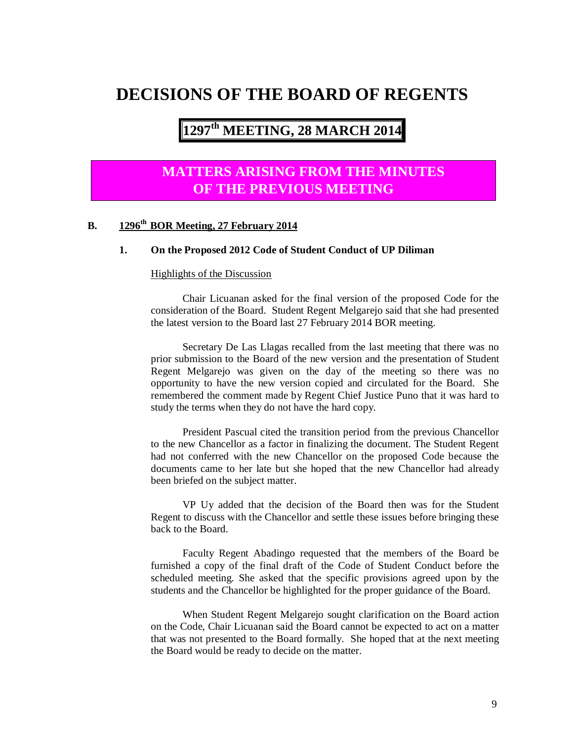# DECISIONS OF THE BOARD OF REGENTS

## 1297th MEETING, 28 MARCH 2014

## MATTERS ARISING FROM THE MINUTES OF THE PREVIOUS MEETING

### B. 1296th BOR Meeting, 27 February 2014

#### 1. On the Proposed 2012 Code of Student Conduct of UP Diliman

Highlights of the Discussion

Chair Licuanan asked for the final version of the proposed Code for the consideration of the Board. Student Regent Melgarejo said that she had presented the latest version to the Board last 27 February 2014 BOR meeting.

Secretary De Las Llagas recalled from the last meeting that there was no prior submission to the Board of the new version and the presentation of Student Regent Melgarejo was given on the day of the meeting so there was no opportunity to have the new version copied and circulated for the Board. She remembered the comment made by Regent Chief Justice Puno that it was hard to study the terms when they do not have the hard copy.

President Pascual cited the transition period from the previous Chancellor to the new Chancellor as a factor in finalizing the document. The Student Regent had not conferred with the new Chancellor on the proposed Code because the documents came to her late but she hoped that the new Chancellor had already been briefed on the subject matter.

VP Uy added that the decision of the Board then was for the Student Regent to discuss with the Chancellor and settle these issues before bringing these back to the Board.

Faculty Regent Abadingo requested that the members of the Board be furnished a copy of the final draft of the Code of Student Conduct before the scheduled meeting. She asked that the specific provisions agreed upon by the students and the Chancellor be highlighted for the proper guidance of the Board.

When Student Regent Melgarejo sought clarification on the Board action on the Code, Chair Licuanan said the Board cannot be expected to act on a matter that was not presented to the Board formally. She hoped that at the next meeting the Board would be ready to decide on the matter.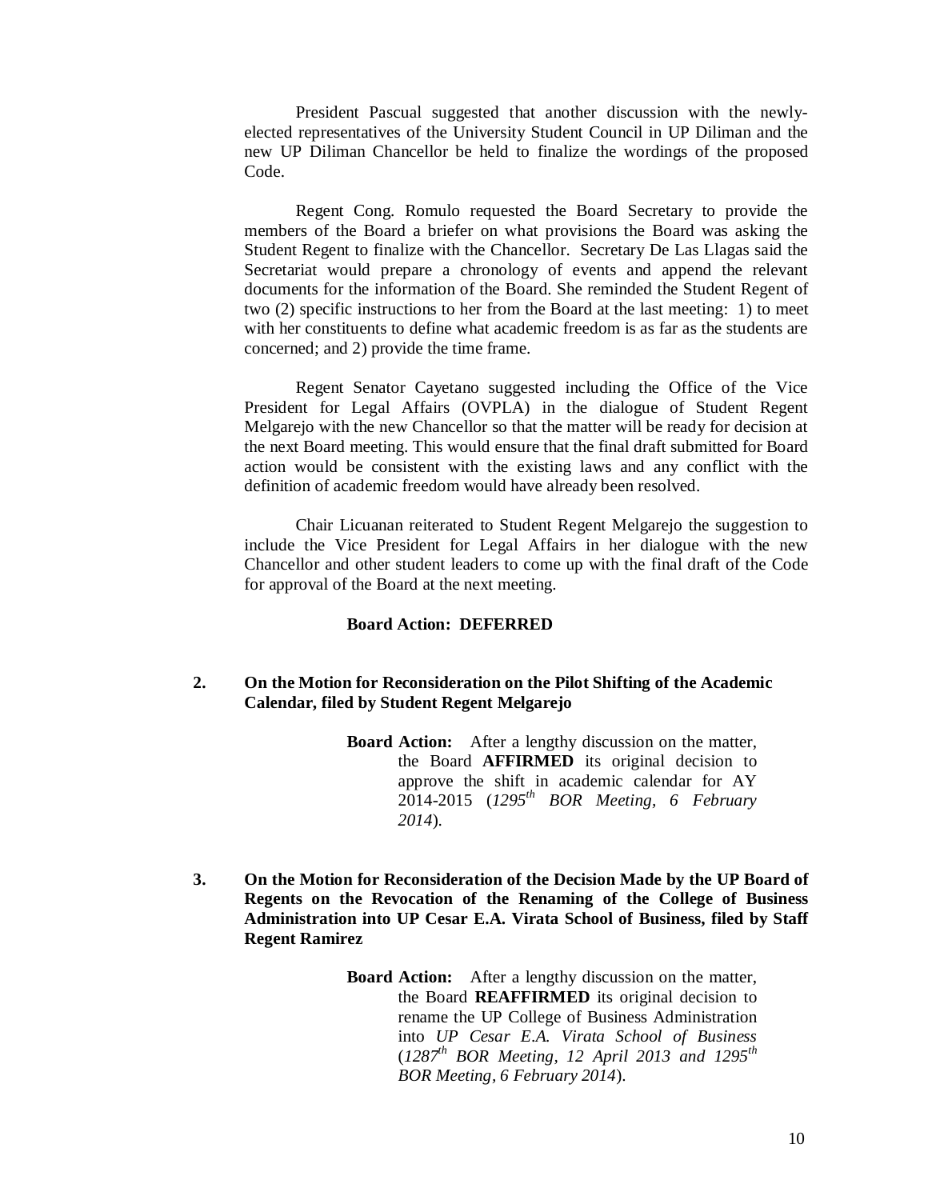President Pascual suggested that another discussion with the newly-elected representatives of the University Student Council in UP Diliman and the new UP Diliman Chancellor be held to finalize the wordings of the proposed Code.

Regent Cong. Romulo requested the Board Secretary to provide the members of the Board a briefer on what provisions the Board was asking the Student Regent to finalize with the Chancellor. Secretary De Las Llagas said the Secretariat would prepare a chronology of events and append the relevant documents for the information of the Board. She reminded the Student Regent of two (2) specific instructions to her from the Board at the last meeting: 1) to meet with her constituents to define what academic freedom is as far as the students are concerned; and 2) provide the time frame.

Regent Senator Cayetano suggested including the Office of the Vice President for Legal Affairs (OVPLA) in the dialogue of Student Regent Melgarejo with the new Chancellor so that the matter will be ready for decision at the next Board meeting. This would ensure that the final draft submitted for Board action would be consistent with the existing laws and any conflict with the definition of academic freedom would have already been resolved.

Chair Licuanan reiterated to Student Regent Melgarejo the suggestion to include the Vice President for Legal Affairs in her dialogue with the new Chancellor and other student leaders to come up with the final draft of the Code for approval of the Board at the next meeting.

**Board Action: DEFERRED**

**2. On the Motion for Reconsideration on the Pilot Shifting of the Academic Calendar, filed by Student Regent Melgarejo**

**Board Action:** After a lengthy discussion on the matter, the Board **AFFIRMED** its original decision to approve the shift in academic calendar for AY 2014-2015 (*1295th BOR Meeting, 6 February 2014*).

**3. On the Motion for Reconsideration of the Decision Made by the UP Board of Regents on the Revocation of the Renaming of the College of Business Administration into UP Cesar E.A. Virata School of Business, filed by Staff Regent Ramirez**

**Board Action:** After a lengthy discussion on the matter, the Board **REAFFIRMED** its original decision to rename the UP College of Business Administration into *UP Cesar E.A. Virata School of Business* (*1287th BOR Meeting, 12 April 2013 and 1295th BOR Meeting, 6 February 2014*).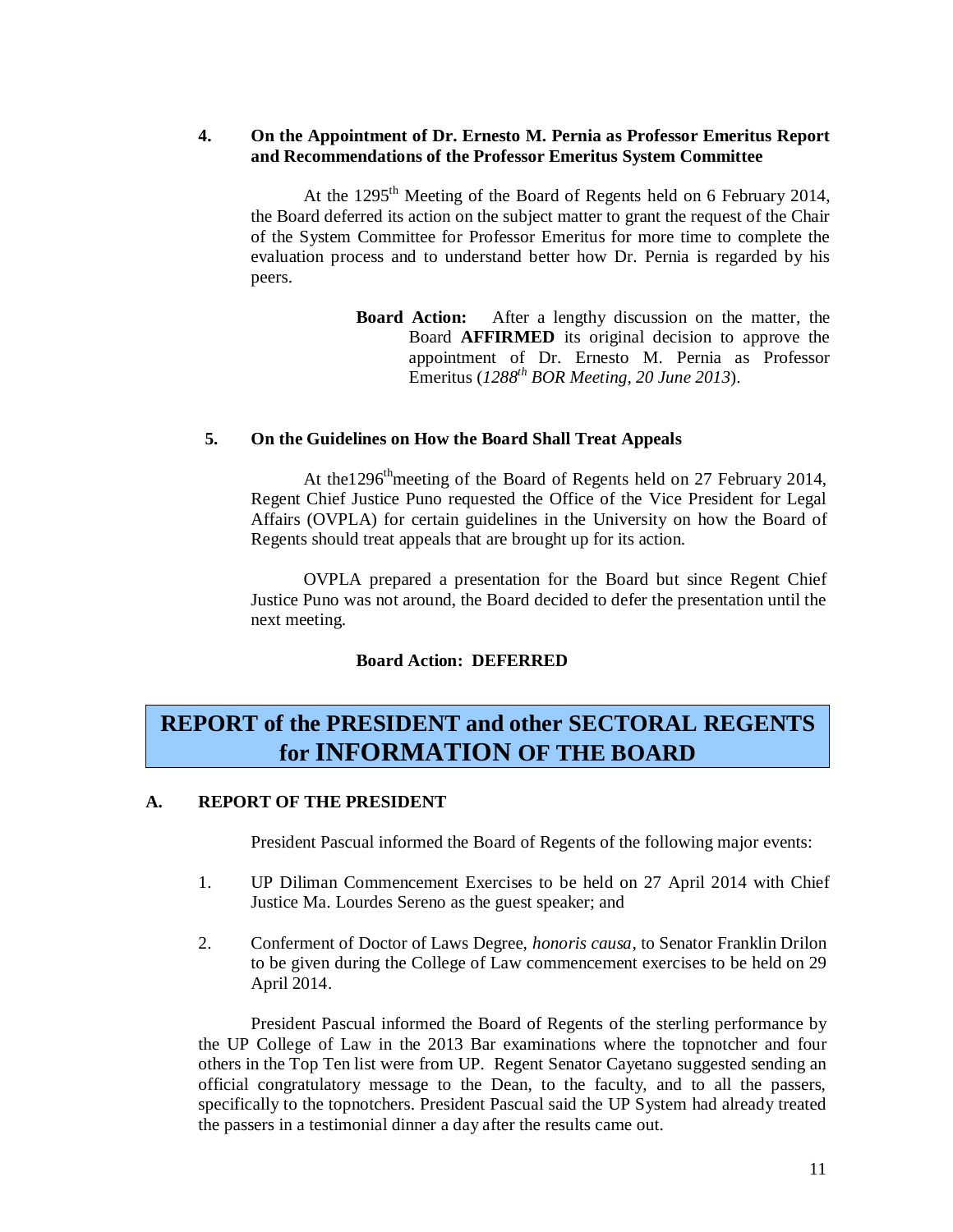### 4. On the Appointment of Dr. Ernesto M. Pernia as Professor Emeritus Report and Recommendations of the Professor Emeritus System Committee

At the 1295th Meeting of the Board of Regents held on 6 February 2014, the Board deferred its action on the subject matter to grant the request of the Chair of the System Committee for Professor Emeritus for more time to complete the evaluation process and to understand better how Dr. Pernia is regarded by his peers.

> **Board Action:** After a lengthy discussion on the matter, the Board **AFFIRMED** its original decision to approve the appointment of Dr. Ernesto M. Pernia as Professor Emeritus (*1288th BOR Meeting, 20 June 2013*).

### 5. On the Guidelines on How the Board Shall Treat Appeals

At the1296th meeting of the Board of Regents held on 27 February 2014, Regent Chief Justice Puno requested the Office of the Vice President for Legal Affairs (OVPLA) for certain guidelines in the University on how the Board of Regents should treat appeals that are brought up for its action.

OVPLA prepared a presentation for the Board but since Regent Chief Justice Puno was not around, the Board decided to defer the presentation until the next meeting.

> **Board Action: DEFERRED**

# REPORT of the PRESIDENT and other SECTORAL REGENTS for INFORMATION OF THE BOARD

## A. REPORT OF THE PRESIDENT

President Pascual informed the Board of Regents of the following major events:

1. UP Diliman Commencement Exercises to be held on 27 April 2014 with Chief Justice Ma. Lourdes Sereno as the guest speaker; and

2. Conferment of Doctor of Laws Degree, *honoris causa*, to Senator Franklin Drilon to be given during the College of Law commencement exercises to be held on 29 April 2014.

President Pascual informed the Board of Regents of the sterling performance by the UP College of Law in the 2013 Bar examinations where the topnotcher and four others in the Top Ten list were from UP. Regent Senator Cayetano suggested sending an official congratulatory message to the Dean, to the faculty, and to all the passers, specifically to the topnotchers. President Pascual said the UP System had already treated the passers in a testimonial dinner a day after the results came out.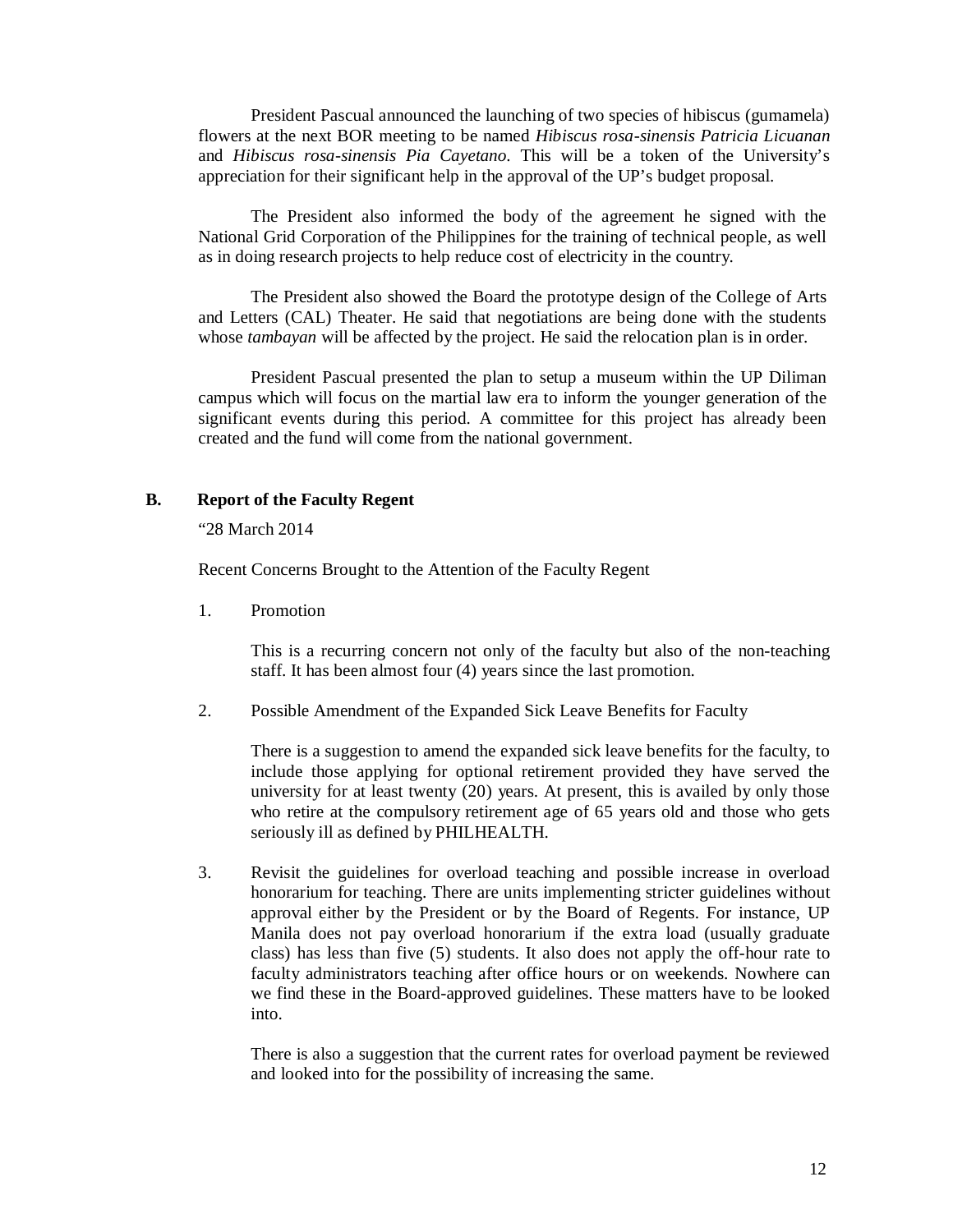President Pascual announced the launching of two species of hibiscus (gumamela) flowers at the next BOR meeting to be named *Hibiscus rosa-sinensis Patricia Licuanan* and *Hibiscus rosa-sinensis Pia Cayetano*. This will be a token of the University's appreciation for their significant help in the approval of the UP's budget proposal.

The President also informed the body of the agreement he signed with the National Grid Corporation of the Philippines for the training of technical people, as well as in doing research projects to help reduce cost of electricity in the country.

The President also showed the Board the prototype design of the College of Arts and Letters (CAL) Theater. He said that negotiations are being done with the students whose *tambayan* will be affected by the project. He said the relocation plan is in order.

President Pascual presented the plan to setup a museum within the UP Diliman campus which will focus on the martial law era to inform the younger generation of the significant events during this period. A committee for this project has already been created and the fund will come from the national government.

### B. Report of the Faculty Regent

"28 March 2014

Recent Concerns Brought to the Attention of the Faculty Regent

1. Promotion

   This is a recurring concern not only of the faculty but also of the non-teaching staff. It has been almost four (4) years since the last promotion.

2. Possible Amendment of the Expanded Sick Leave Benefits for Faculty

   There is a suggestion to amend the expanded sick leave benefits for the faculty, to include those applying for optional retirement provided they have served the university for at least twenty (20) years. At present, this is availed by only those who retire at the compulsory retirement age of 65 years old and those who gets seriously ill as defined by PHILHEALTH.

3. Revisit the guidelines for overload teaching and possible increase in overload honorarium for teaching. There are units implementing stricter guidelines without approval either by the President or by the Board of Regents. For instance, UP Manila does not pay overload honorarium if the extra load (usually graduate class) has less than five (5) students. It also does not apply the off-hour rate to faculty administrators teaching after office hours or on weekends. Nowhere can we find these in the Board-approved guidelines. These matters have to be looked into.

   There is also a suggestion that the current rates for overload payment be reviewed and looked into for the possibility of increasing the same.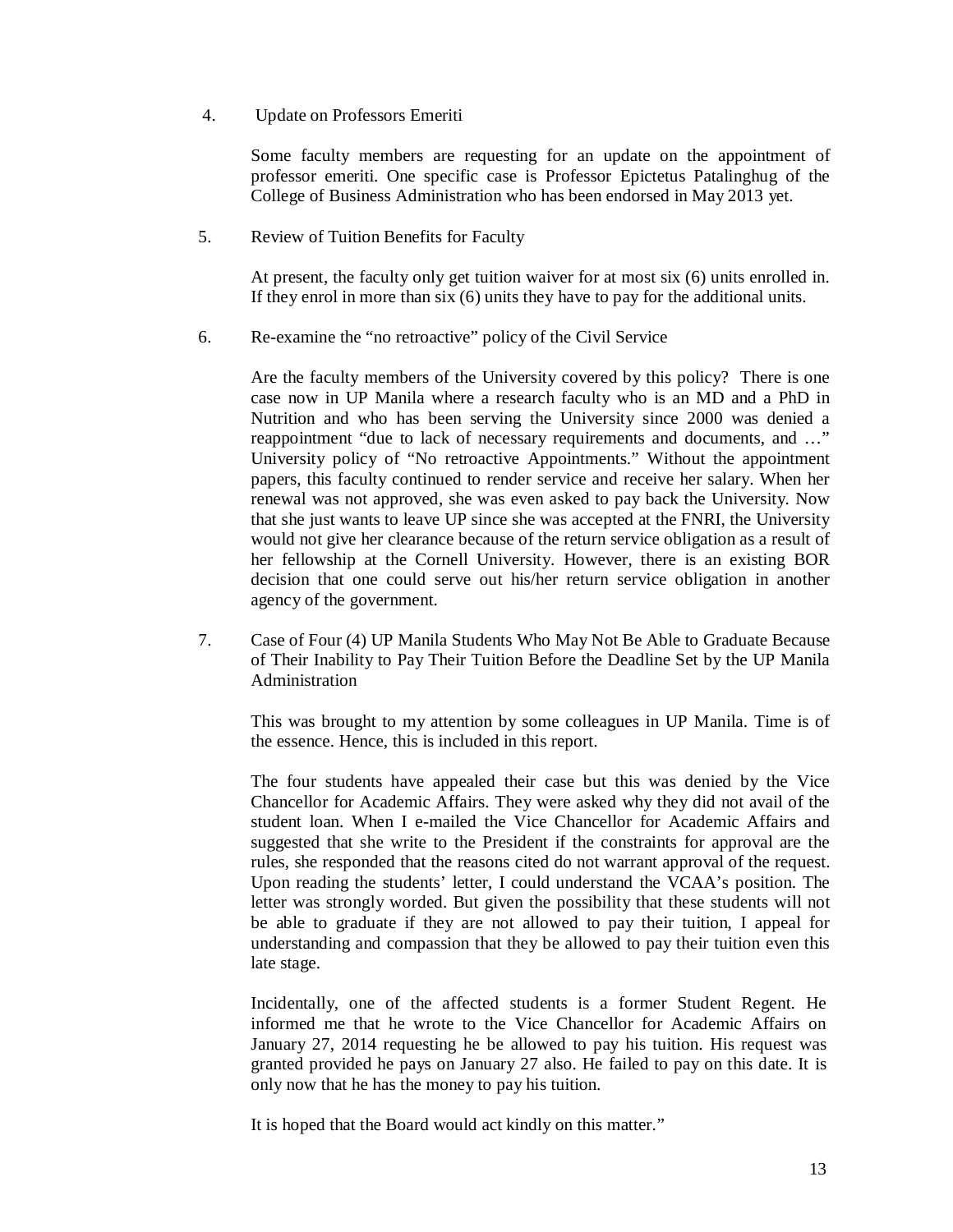4. Update on Professors Emeriti

   Some faculty members are requesting for an update on the appointment of professor emeriti. One specific case is Professor Epictetus Patalinghug of the College of Business Administration who has been endorsed in May 2013 yet.

5. Review of Tuition Benefits for Faculty

   At present, the faculty only get tuition waiver for at most six (6) units enrolled in. If they enrol in more than six (6) units they have to pay for the additional units.

6. Re-examine the "no retroactive" policy of the Civil Service

   Are the faculty members of the University covered by this policy? There is one case now in UP Manila where a research faculty who is an MD and a PhD in Nutrition and who has been serving the University since 2000 was denied a reappointment "due to lack of necessary requirements and documents, and …" University policy of "No retroactive Appointments." Without the appointment papers, this faculty continued to render service and receive her salary. When her renewal was not approved, she was even asked to pay back the University. Now that she just wants to leave UP since she was accepted at the FNRI, the University would not give her clearance because of the return service obligation as a result of her fellowship at the Cornell University. However, there is an existing BOR decision that one could serve out his/her return service obligation in another agency of the government.

7. Case of Four (4) UP Manila Students Who May Not Be Able to Graduate Because of Their Inability to Pay Their Tuition Before the Deadline Set by the UP Manila Administration

   This was brought to my attention by some colleagues in UP Manila. Time is of the essence. Hence, this is included in this report.

   The four students have appealed their case but this was denied by the Vice Chancellor for Academic Affairs. They were asked why they did not avail of the student loan. When I e-mailed the Vice Chancellor for Academic Affairs and suggested that she write to the President if the constraints for approval are the rules, she responded that the reasons cited do not warrant approval of the request. Upon reading the students' letter, I could understand the VCAA's position. The letter was strongly worded. But given the possibility that these students will not be able to graduate if they are not allowed to pay their tuition, I appeal for understanding and compassion that they be allowed to pay their tuition even this late stage.

   Incidentally, one of the affected students is a former Student Regent. He informed me that he wrote to the Vice Chancellor for Academic Affairs on January 27, 2014 requesting he be allowed to pay his tuition. His request was granted provided he pays on January 27 also. He failed to pay on this date. It is only now that he has the money to pay his tuition.

   It is hoped that the Board would act kindly on this matter."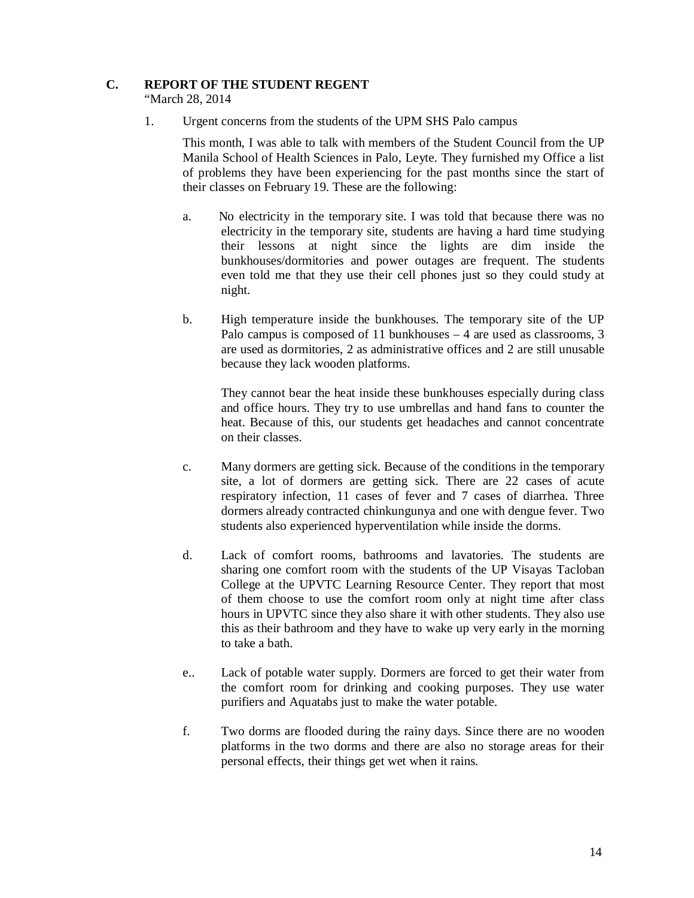## C. REPORT OF THE STUDENT REGENT

"March 28, 2014

1. Urgent concerns from the students of the UPM SHS Palo campus

   This month, I was able to talk with members of the Student Council from the UP Manila School of Health Sciences in Palo, Leyte. They furnished my Office a list of problems they have been experiencing for the past months since the start of their classes on February 19. These are the following:

   a. No electricity in the temporary site. I was told that because there was no electricity in the temporary site, students are having a hard time studying their lessons at night since the lights are dim inside the bunkhouses/dormitories and power outages are frequent. The students even told me that they use their cell phones just so they could study at night.

   b. High temperature inside the bunkhouses. The temporary site of the UP Palo campus is composed of 11 bunkhouses – 4 are used as classrooms, 3 are used as dormitories, 2 as administrative offices and 2 are still unusable because they lack wooden platforms.

      They cannot bear the heat inside these bunkhouses especially during class and office hours. They try to use umbrellas and hand fans to counter the heat. Because of this, our students get headaches and cannot concentrate on their classes.

   c. Many dormers are getting sick. Because of the conditions in the temporary site, a lot of dormers are getting sick. There are 22 cases of acute respiratory infection, 11 cases of fever and 7 cases of diarrhea. Three dormers already contracted chinkungunya and one with dengue fever. Two students also experienced hyperventilation while inside the dorms.

   d. Lack of comfort rooms, bathrooms and lavatories. The students are sharing one comfort room with the students of the UP Visayas Tacloban College at the UPVTC Learning Resource Center. They report that most of them choose to use the comfort room only at night time after class hours in UPVTC since they also share it with other students. They also use this as their bathroom and they have to wake up very early in the morning to take a bath.

   e.. Lack of potable water supply. Dormers are forced to get their water from the comfort room for drinking and cooking purposes. They use water purifiers and Aquatabs just to make the water potable.

   f. Two dorms are flooded during the rainy days. Since there are no wooden platforms in the two dorms and there are also no storage areas for their personal effects, their things get wet when it rains.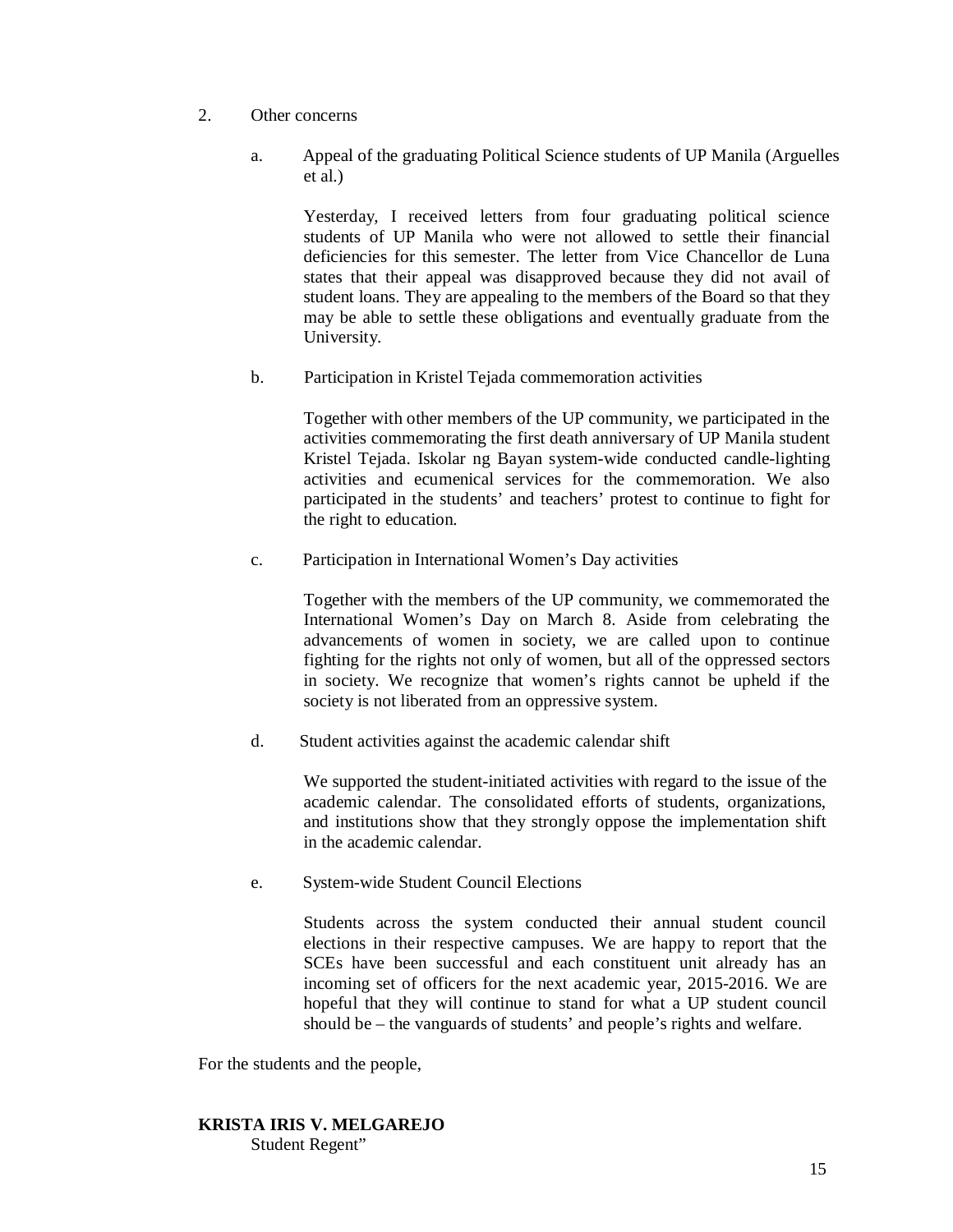2. Other concerns

   a. Appeal of the graduating Political Science students of UP Manila (Arguelles et al.)

      Yesterday, I received letters from four graduating political science students of UP Manila who were not allowed to settle their financial deficiencies for this semester. The letter from Vice Chancellor de Luna states that their appeal was disapproved because they did not avail of student loans. They are appealing to the members of the Board so that they may be able to settle these obligations and eventually graduate from the University.

   b. Participation in Kristel Tejada commemoration activities

      Together with other members of the UP community, we participated in the activities commemorating the first death anniversary of UP Manila student Kristel Tejada. Iskolar ng Bayan system-wide conducted candle-lighting activities and ecumenical services for the commemoration. We also participated in the students' and teachers' protest to continue to fight for the right to education.

   c. Participation in International Women's Day activities

      Together with the members of the UP community, we commemorated the International Women's Day on March 8. Aside from celebrating the advancements of women in society, we are called upon to continue fighting for the rights not only of women, but all of the oppressed sectors in society. We recognize that women's rights cannot be upheld if the society is not liberated from an oppressive system.

   d. Student activities against the academic calendar shift

      We supported the student-initiated activities with regard to the issue of the academic calendar. The consolidated efforts of students, organizations, and institutions show that they strongly oppose the implementation shift in the academic calendar.

   e. System-wide Student Council Elections

      Students across the system conducted their annual student council elections in their respective campuses. We are happy to report that the SCEs have been successful and each constituent unit already has an incoming set of officers for the next academic year, 2015-2016. We are hopeful that they will continue to stand for what a UP student council should be – the vanguards of students' and people's rights and welfare.

For the students and the people,

**KRISTA IRIS V. MELGAREJO**
Student Regent"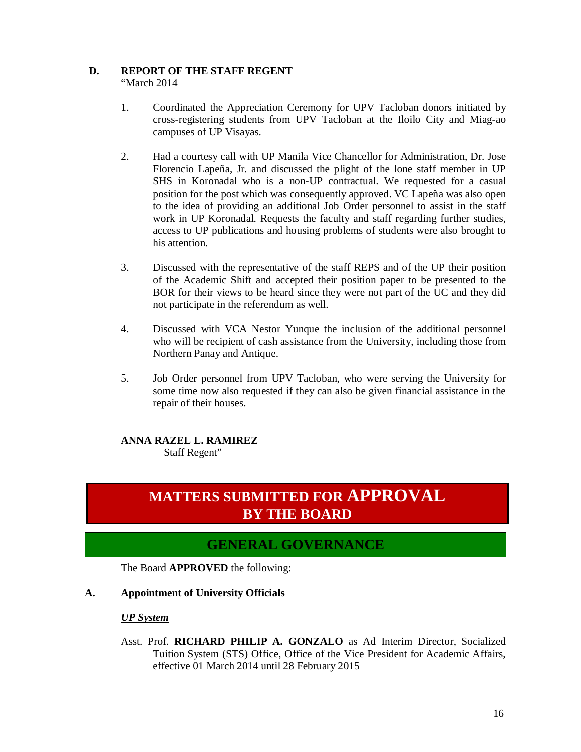### D. REPORT OF THE STAFF REGENT

"March 2014

1. Coordinated the Appreciation Ceremony for UPV Tacloban donors initiated by cross-registering students from UPV Tacloban at the Iloilo City and Miag-ao campuses of UP Visayas.

2. Had a courtesy call with UP Manila Vice Chancellor for Administration, Dr. Jose Florencio Lapeña, Jr. and discussed the plight of the lone staff member in UP SHS in Koronadal who is a non-UP contractual. We requested for a casual position for the post which was consequently approved. VC Lapeña was also open to the idea of providing an additional Job Order personnel to assist in the staff work in UP Koronadal. Requests the faculty and staff regarding further studies, access to UP publications and housing problems of students were also brought to his attention.

3. Discussed with the representative of the staff REPS and of the UP their position of the Academic Shift and accepted their position paper to be presented to the BOR for their views to be heard since they were not part of the UC and they did not participate in the referendum as well.

4. Discussed with VCA Nestor Yunque the inclusion of the additional personnel who will be recipient of cash assistance from the University, including those from Northern Panay and Antique.

5. Job Order personnel from UPV Tacloban, who were serving the University for some time now also requested if they can also be given financial assistance in the repair of their houses.

**ANNA RAZEL L. RAMIREZ**
Staff Regent"

# MATTERS SUBMITTED FOR APPROVAL BY THE BOARD

## GENERAL GOVERNANCE

The Board **APPROVED** the following:

### A. Appointment of University Officials

***UP System***

Asst. Prof. **RICHARD PHILIP A. GONZALO** as Ad Interim Director, Socialized Tuition System (STS) Office, Office of the Vice President for Academic Affairs, effective 01 March 2014 until 28 February 2015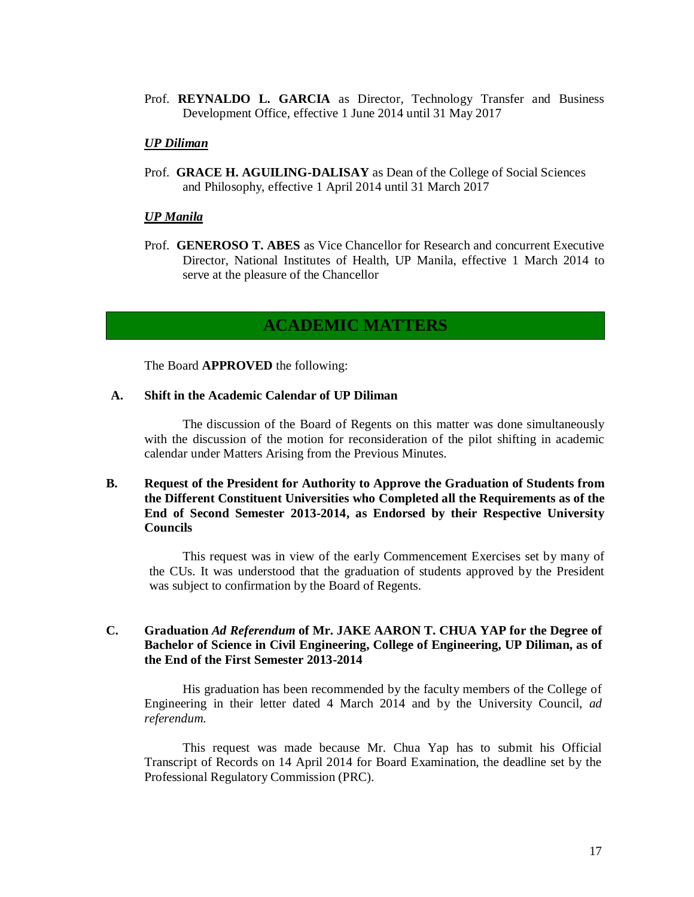Prof. **REYNALDO L. GARCIA** as Director, Technology Transfer and Business Development Office, effective 1 June 2014 until 31 May 2017

***UP Diliman***

Prof. **GRACE H. AGUILING-DALISAY** as Dean of the College of Social Sciences and Philosophy, effective 1 April 2014 until 31 March 2017

***UP Manila***

Prof. **GENEROSO T. ABES** as Vice Chancellor for Research and concurrent Executive Director, National Institutes of Health, UP Manila, effective 1 March 2014 to serve at the pleasure of the Chancellor

## ACADEMIC MATTERS

The Board **APPROVED** the following:

**A. Shift in the Academic Calendar of UP Diliman**

The discussion of the Board of Regents on this matter was done simultaneously with the discussion of the motion for reconsideration of the pilot shifting in academic calendar under Matters Arising from the Previous Minutes.

**B. Request of the President for Authority to Approve the Graduation of Students from the Different Constituent Universities who Completed all the Requirements as of the End of Second Semester 2013-2014, as Endorsed by their Respective University Councils**

This request was in view of the early Commencement Exercises set by many of the CUs. It was understood that the graduation of students approved by the President was subject to confirmation by the Board of Regents.

**C. Graduation *Ad Referendum* of Mr. JAKE AARON T. CHUA YAP for the Degree of Bachelor of Science in Civil Engineering, College of Engineering, UP Diliman, as of the End of the First Semester 2013-2014**

His graduation has been recommended by the faculty members of the College of Engineering in their letter dated 4 March 2014 and by the University Council, *ad referendum.*

This request was made because Mr. Chua Yap has to submit his Official Transcript of Records on 14 April 2014 for Board Examination, the deadline set by the Professional Regulatory Commission (PRC).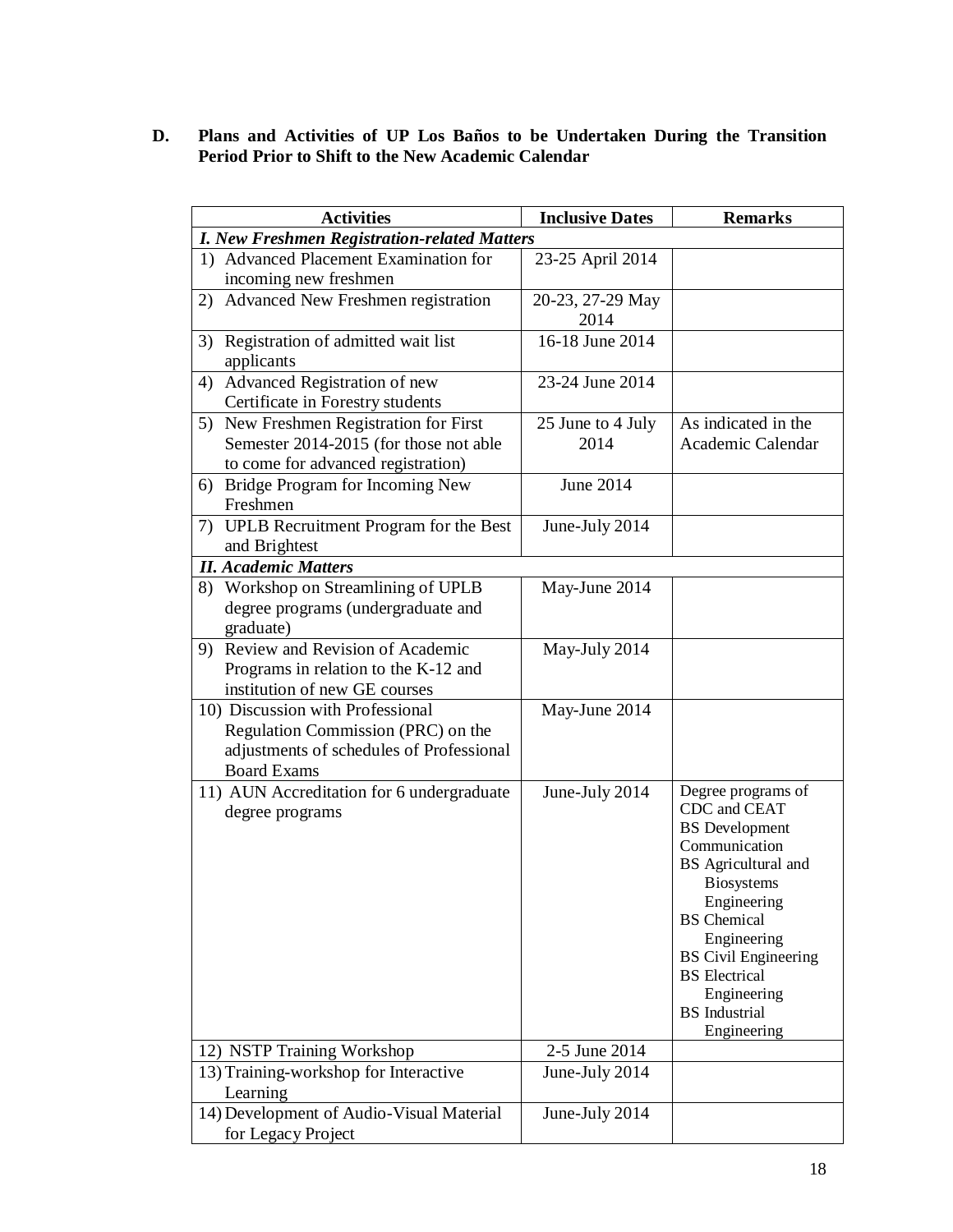## D. Plans and Activities of UP Los Baños to be Undertaken During the Transition Period Prior to Shift to the New Academic Calendar

| Activities | Inclusive Dates | Remarks |
|---|---|---|
| ***I. New Freshmen Registration-related Matters*** | | |
| 1) Advanced Placement Examination for incoming new freshmen | 23-25 April 2014 | |
| 2) Advanced New Freshmen registration | 20-23, 27-29 May 2014 | |
| 3) Registration of admitted wait list applicants | 16-18 June 2014 | |
| 4) Advanced Registration of new Certificate in Forestry students | 23-24 June 2014 | |
| 5) New Freshmen Registration for First Semester 2014-2015 (for those not able to come for advanced registration) | 25 June to 4 July 2014 | As indicated in the Academic Calendar |
| 6) Bridge Program for Incoming New Freshmen | June 2014 | |
| 7) UPLB Recruitment Program for the Best and Brightest | June-July 2014 | |
| ***II. Academic Matters*** | | |
| 8) Workshop on Streamlining of UPLB degree programs (undergraduate and graduate) | May-June 2014 | |
| 9) Review and Revision of Academic Programs in relation to the K-12 and institution of new GE courses | May-July 2014 | |
| 10) Discussion with Professional Regulation Commission (PRC) on the adjustments of schedules of Professional Board Exams | May-June 2014 | |
| 11) AUN Accreditation for 6 undergraduate degree programs | June-July 2014 | Degree programs of CDC and CEAT<br>BS Development Communication<br>BS Agricultural and Biosystems Engineering<br>BS Chemical Engineering<br>BS Civil Engineering<br>BS Electrical Engineering<br>BS Industrial Engineering |
| 12) NSTP Training Workshop | 2-5 June 2014 | |
| 13) Training-workshop for Interactive Learning | June-July 2014 | |
| 14) Development of Audio-Visual Material for Legacy Project | June-July 2014 | |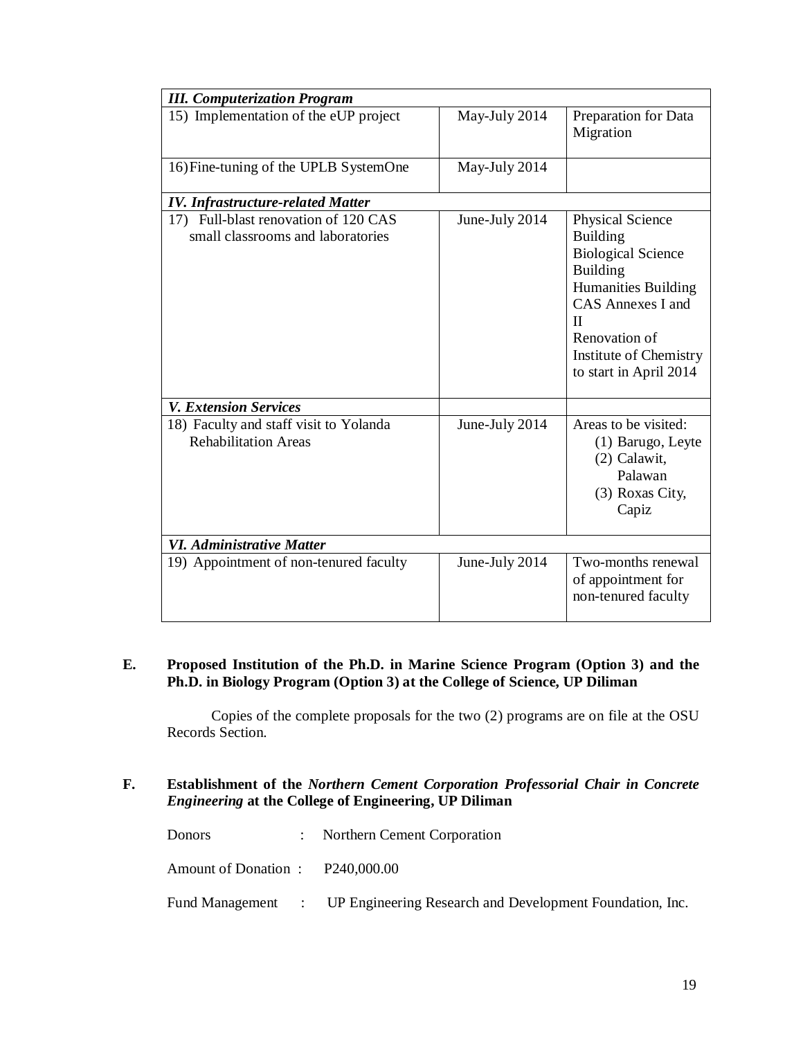| *III. Computerization Program* | | |
|---|---|---|
| 15) Implementation of the eUP project | May-July 2014 | Preparation for Data Migration |
| 16) Fine-tuning of the UPLB SystemOne | May-July 2014 | |
| ***IV. Infrastructure-related Matter*** | | |
| 17) Full-blast renovation of 120 CAS small classrooms and laboratories | June-July 2014 | Physical Science Building<br>Biological Science Building<br>Humanities Building<br>CAS Annexes I and II<br>Renovation of Institute of Chemistry to start in April 2014 |
| ***V. Extension Services*** | | |
| 18) Faculty and staff visit to Yolanda Rehabilitation Areas | June-July 2014 | Areas to be visited:<br>(1) Barugo, Leyte<br>(2) Calawit, Palawan<br>(3) Roxas City, Capiz |
| ***VI. Administrative Matter*** | | |
| 19) Appointment of non-tenured faculty | June-July 2014 | Two-months renewal of appointment for non-tenured faculty |

**E. Proposed Institution of the Ph.D. in Marine Science Program (Option 3) and the Ph.D. in Biology Program (Option 3) at the College of Science, UP Diliman**

Copies of the complete proposals for the two (2) programs are on file at the OSU Records Section.

**F. Establishment of the *Northern Cement Corporation Professorial Chair in Concrete Engineering* at the College of Engineering, UP Diliman**

Donors : Northern Cement Corporation

Amount of Donation : P240,000.00

Fund Management : UP Engineering Research and Development Foundation, Inc.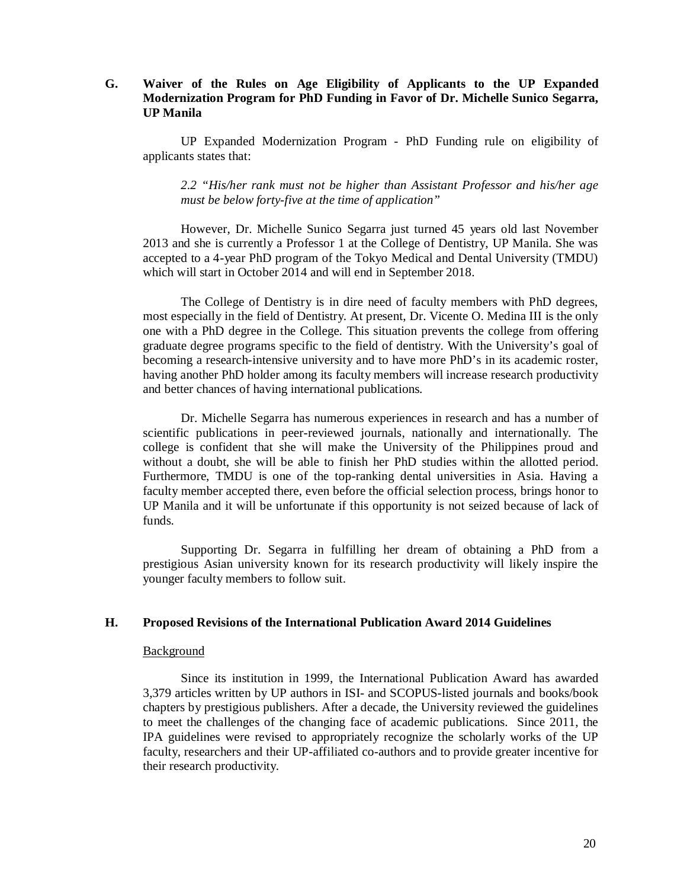### G. Waiver of the Rules on Age Eligibility of Applicants to the UP Expanded Modernization Program for PhD Funding in Favor of Dr. Michelle Sunico Segarra, UP Manila

UP Expanded Modernization Program - PhD Funding rule on eligibility of applicants states that:

> *2.2 "His/her rank must not be higher than Assistant Professor and his/her age must be below forty-five at the time of application"*

However, Dr. Michelle Sunico Segarra just turned 45 years old last November 2013 and she is currently a Professor 1 at the College of Dentistry, UP Manila. She was accepted to a 4-year PhD program of the Tokyo Medical and Dental University (TMDU) which will start in October 2014 and will end in September 2018.

The College of Dentistry is in dire need of faculty members with PhD degrees, most especially in the field of Dentistry. At present, Dr. Vicente O. Medina III is the only one with a PhD degree in the College. This situation prevents the college from offering graduate degree programs specific to the field of dentistry. With the University's goal of becoming a research-intensive university and to have more PhD's in its academic roster, having another PhD holder among its faculty members will increase research productivity and better chances of having international publications.

Dr. Michelle Segarra has numerous experiences in research and has a number of scientific publications in peer-reviewed journals, nationally and internationally. The college is confident that she will make the University of the Philippines proud and without a doubt, she will be able to finish her PhD studies within the allotted period. Furthermore, TMDU is one of the top-ranking dental universities in Asia. Having a faculty member accepted there, even before the official selection process, brings honor to UP Manila and it will be unfortunate if this opportunity is not seized because of lack of funds.

Supporting Dr. Segarra in fulfilling her dream of obtaining a PhD from a prestigious Asian university known for its research productivity will likely inspire the younger faculty members to follow suit.

### H. Proposed Revisions of the International Publication Award 2014 Guidelines

<u>Background</u>

Since its institution in 1999, the International Publication Award has awarded 3,379 articles written by UP authors in ISI- and SCOPUS-listed journals and books/book chapters by prestigious publishers. After a decade, the University reviewed the guidelines to meet the challenges of the changing face of academic publications. Since 2011, the IPA guidelines were revised to appropriately recognize the scholarly works of the UP faculty, researchers and their UP-affiliated co-authors and to provide greater incentive for their research productivity.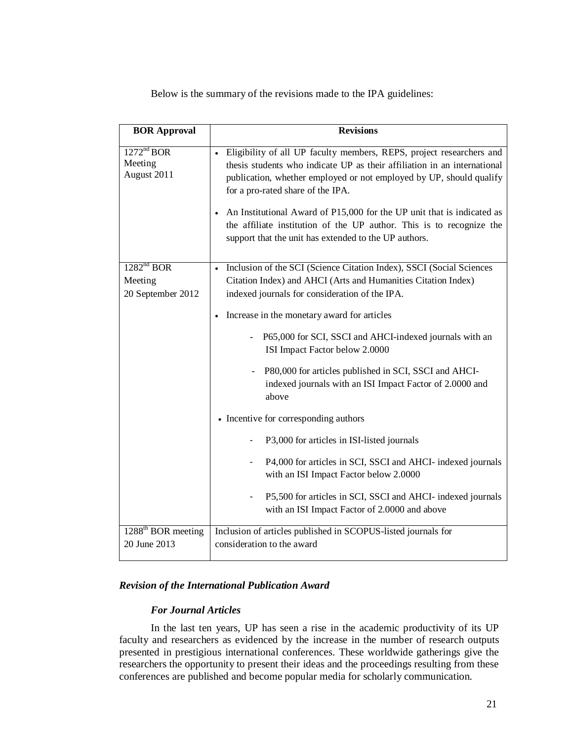Below is the summary of the revisions made to the IPA guidelines:

| BOR Approval | Revisions |
|---|---|
| 1272nd BOR Meeting August 2011 | • Eligibility of all UP faculty members, REPS, project researchers and thesis students who indicate UP as their affiliation in an international publication, whether employed or not employed by UP, should qualify for a pro-rated share of the IPA.<br>• An Institutional Award of P15,000 for the UP unit that is indicated as the affiliate institution of the UP author. This is to recognize the support that the unit has extended to the UP authors. |
| 1282nd BOR Meeting 20 September 2012 | • Inclusion of the SCI (Science Citation Index), SSCI (Social Sciences Citation Index) and AHCI (Arts and Humanities Citation Index) indexed journals for consideration of the IPA.<br>• Increase in the monetary award for articles<br>- P65,000 for SCI, SSCI and AHCI-indexed journals with an ISI Impact Factor below 2.0000<br>- P80,000 for articles published in SCI, SSCI and AHCI-indexed journals with an ISI Impact Factor of 2.0000 and above<br>• Incentive for corresponding authors<br>- P3,000 for articles in ISI-listed journals<br>- P4,000 for articles in SCI, SSCI and AHCI- indexed journals with an ISI Impact Factor below 2.0000<br>- P5,500 for articles in SCI, SSCI and AHCI- indexed journals with an ISI Impact Factor of 2.0000 and above |
| 1288th BOR meeting 20 June 2013 | Inclusion of articles published in SCOPUS-listed journals for consideration to the award |

***Revision of the International Publication Award***

***For Journal Articles***

In the last ten years, UP has seen a rise in the academic productivity of its UP faculty and researchers as evidenced by the increase in the number of research outputs presented in prestigious international conferences. These worldwide gatherings give the researchers the opportunity to present their ideas and the proceedings resulting from these conferences are published and become popular media for scholarly communication.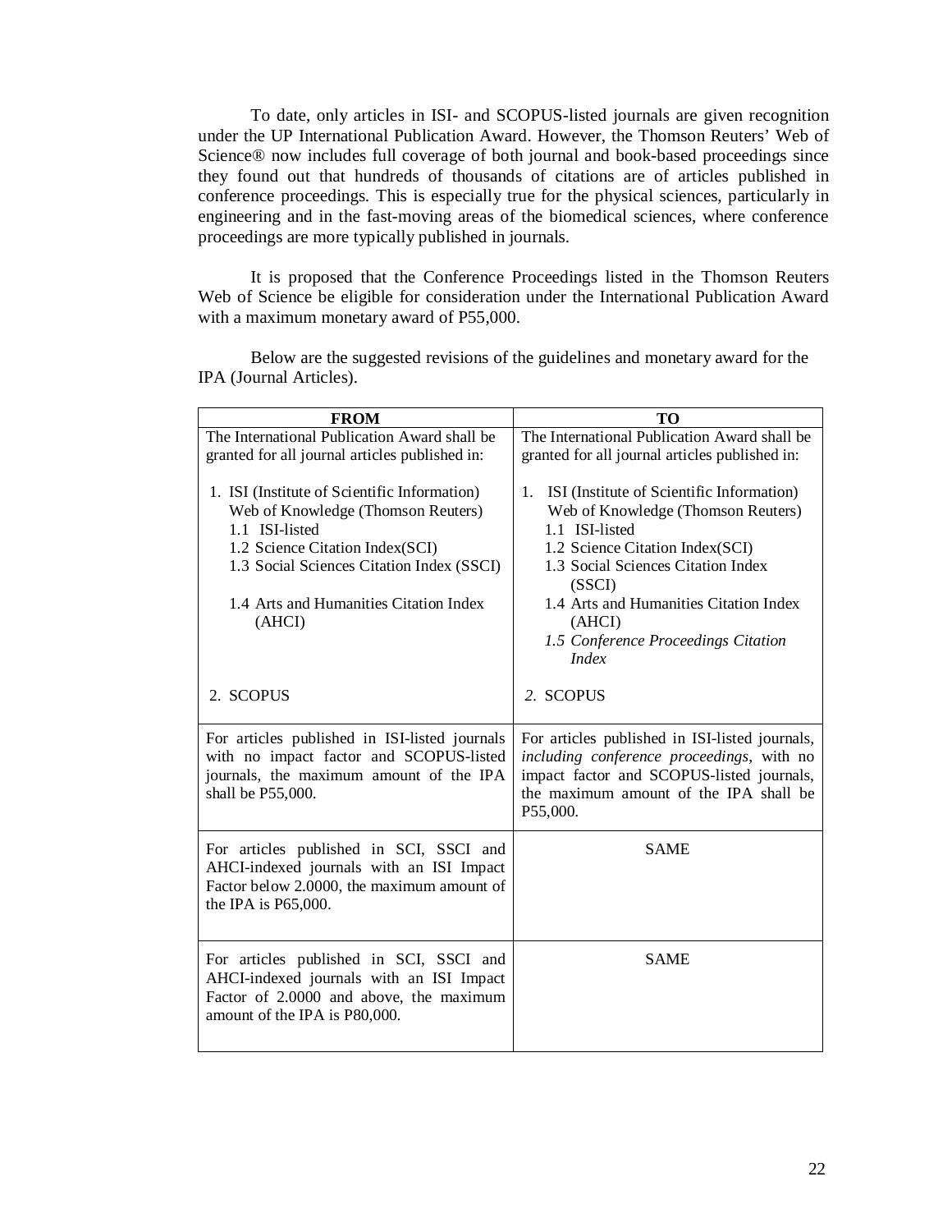To date, only articles in ISI- and SCOPUS-listed journals are given recognition under the UP International Publication Award. However, the Thomson Reuters' Web of Science® now includes full coverage of both journal and book-based proceedings since they found out that hundreds of thousands of citations are of articles published in conference proceedings. This is especially true for the physical sciences, particularly in engineering and in the fast-moving areas of the biomedical sciences, where conference proceedings are more typically published in journals.

It is proposed that the Conference Proceedings listed in the Thomson Reuters Web of Science be eligible for consideration under the International Publication Award with a maximum monetary award of P55,000.

Below are the suggested revisions of the guidelines and monetary award for the IPA (Journal Articles).

| FROM | TO |
|---|---|
| The International Publication Award shall be granted for all journal articles published in:<br><br>1. ISI (Institute of Scientific Information) Web of Knowledge (Thomson Reuters)<br>1.1 ISI-listed<br>1.2 Science Citation Index(SCI)<br>1.3 Social Sciences Citation Index (SSCI)<br>1.4 Arts and Humanities Citation Index (AHCI)<br><br>2. SCOPUS | The International Publication Award shall be granted for all journal articles published in:<br><br>1. ISI (Institute of Scientific Information) Web of Knowledge (Thomson Reuters)<br>1.1 ISI-listed<br>1.2 Science Citation Index(SCI)<br>1.3 Social Sciences Citation Index (SSCI)<br>1.4 Arts and Humanities Citation Index (AHCI)<br>*1.5 Conference Proceedings Citation Index*<br><br>*2.* SCOPUS |
| For articles published in ISI-listed journals with no impact factor and SCOPUS-listed journals, the maximum amount of the IPA shall be P55,000. | For articles published in ISI-listed journals, *including conference proceedings*, with no impact factor and SCOPUS-listed journals, the maximum amount of the IPA shall be P55,000. |
| For articles published in SCI, SSCI and AHCI-indexed journals with an ISI Impact Factor below 2.0000, the maximum amount of the IPA is P65,000. | SAME |
| For articles published in SCI, SSCI and AHCI-indexed journals with an ISI Impact Factor of 2.0000 and above, the maximum amount of the IPA is P80,000. | SAME |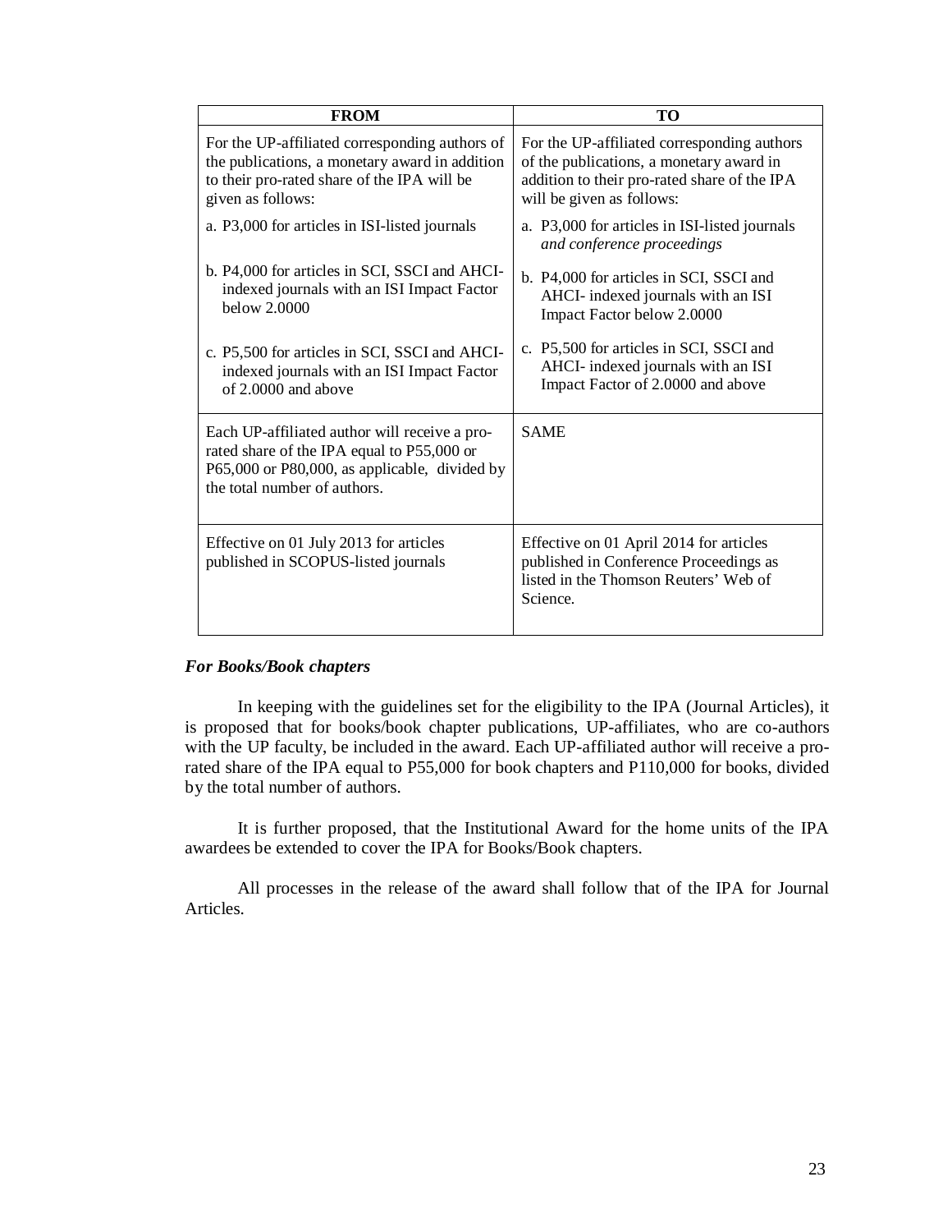| FROM | TO |
|---|---|
| For the UP-affiliated corresponding authors of the publications, a monetary award in addition to their pro-rated share of the IPA will be given as follows:<br><br>a. P3,000 for articles in ISI-listed journals<br><br>b. P4,000 for articles in SCI, SSCI and AHCI-indexed journals with an ISI Impact Factor below 2.0000<br><br>c. P5,500 for articles in SCI, SSCI and AHCI-indexed journals with an ISI Impact Factor of 2.0000 and above | For the UP-affiliated corresponding authors of the publications, a monetary award in addition to their pro-rated share of the IPA will be given as follows:<br><br>a. P3,000 for articles in ISI-listed journals *and conference proceedings*<br><br>b. P4,000 for articles in SCI, SSCI and AHCI- indexed journals with an ISI Impact Factor below 2.0000<br><br>c. P5,500 for articles in SCI, SSCI and AHCI- indexed journals with an ISI Impact Factor of 2.0000 and above |
| Each UP-affiliated author will receive a pro-rated share of the IPA equal to P55,000 or P65,000 or P80,000, as applicable, divided by the total number of authors. | SAME |
| Effective on 01 July 2013 for articles published in SCOPUS-listed journals | Effective on 01 April 2014 for articles published in Conference Proceedings as listed in the Thomson Reuters' Web of Science. |

***For Books/Book chapters***

In keeping with the guidelines set for the eligibility to the IPA (Journal Articles), it is proposed that for books/book chapter publications, UP-affiliates, who are co-authors with the UP faculty, be included in the award. Each UP-affiliated author will receive a pro-rated share of the IPA equal to P55,000 for book chapters and P110,000 for books, divided by the total number of authors.

It is further proposed, that the Institutional Award for the home units of the IPA awardees be extended to cover the IPA for Books/Book chapters.

All processes in the release of the award shall follow that of the IPA for Journal Articles.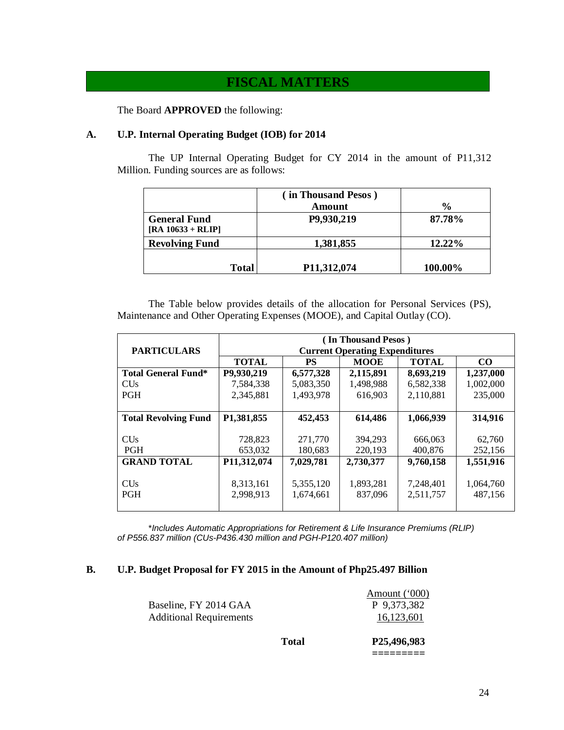# FISCAL MATTERS

The Board **APPROVED** the following:

## A. U.P. Internal Operating Budget (IOB) for 2014

The UP Internal Operating Budget for CY 2014 in the amount of P11,312 Million. Funding sources are as follows:

| | ( in Thousand Pesos ) Amount | % |
|---|---|---|
| **General Fund [RA 10633 + RLIP]** | **P9,930,219** | **87.78%** |
| **Revolving Fund** | **1,381,855** | **12.22%** |
| **Total** | **P11,312,074** | **100.00%** |

The Table below provides details of the allocation for Personal Services (PS), Maintenance and Other Operating Expenses (MOOE), and Capital Outlay (CO).

| PARTICULARS | ( In Thousand Pesos ) Current Operating Expenditures | | | | |
|---|---|---|---|---|---|
| | **TOTAL** | **PS** | **MOOE** | **TOTAL** | **CO** |
| **Total General Fund*** | **P9,930,219** | **6,577,328** | **2,115,891** | **8,693,219** | **1,237,000** |
| CUs | 7,584,338 | 5,083,350 | 1,498,988 | 6,582,338 | 1,002,000 |
| PGH | 2,345,881 | 1,493,978 | 616,903 | 2,110,881 | 235,000 |
| **Total Revolving Fund** | **P1,381,855** | **452,453** | **614,486** | **1,066,939** | **314,916** |
| CUs | 728,823 | 271,770 | 394,293 | 666,063 | 62,760 |
| PGH | 653,032 | 180,683 | 220,193 | 400,876 | 252,156 |
| **GRAND TOTAL** | **P11,312,074** | **7,029,781** | **2,730,377** | **9,760,158** | **1,551,916** |
| CUs | 8,313,161 | 5,355,120 | 1,893,281 | 7,248,401 | 1,064,760 |
| PGH | 2,998,913 | 1,674,661 | 837,096 | 2,511,757 | 487,156 |

*\*Includes Automatic Appropriations for Retirement & Life Insurance Premiums (RLIP) of P556.837 million (CUs-P436.430 million and PGH-P120.407 million)*

## B. U.P. Budget Proposal for FY 2015 in the Amount of Php25.497 Billion

| | Amount ('000) |
|---|---|
| Baseline, FY 2014 GAA | P 9,373,382 |
| Additional Requirements | 16,123,601 |
| **Total** | **P25,496,983** |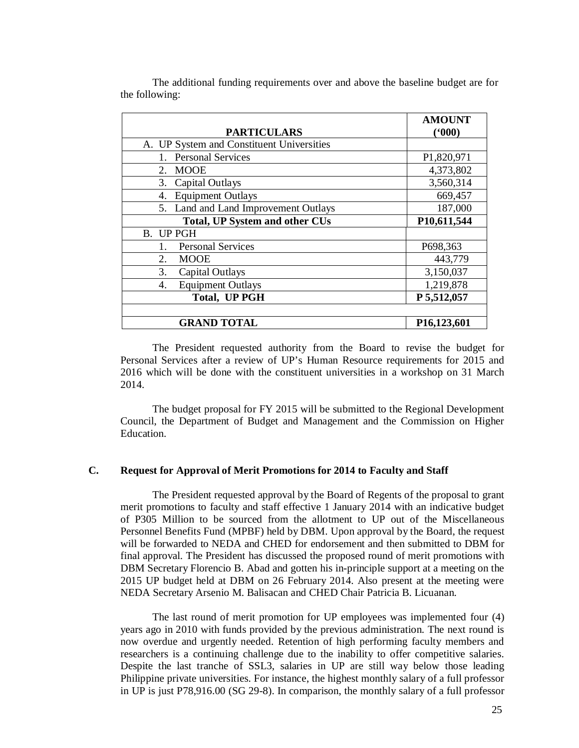The additional funding requirements over and above the baseline budget are for the following:

| PARTICULARS | AMOUNT ('000) |
|---|---|
| A. UP System and Constituent Universities | |
| 1. Personal Services | P1,820,971 |
| 2. MOOE | 4,373,802 |
| 3. Capital Outlays | 3,560,314 |
| 4. Equipment Outlays | 669,457 |
| 5. Land and Land Improvement Outlays | 187,000 |
| **Total, UP System and other CUs** | **P10,611,544** |
| B. UP PGH | |
| 1. Personal Services | P698,363 |
| 2. MOOE | 443,779 |
| 3. Capital Outlays | 3,150,037 |
| 4. Equipment Outlays | 1,219,878 |
| **Total, UP PGH** | **P 5,512,057** |
| | |
| **GRAND TOTAL** | **P16,123,601** |

The President requested authority from the Board to revise the budget for Personal Services after a review of UP's Human Resource requirements for 2015 and 2016 which will be done with the constituent universities in a workshop on 31 March 2014.

The budget proposal for FY 2015 will be submitted to the Regional Development Council, the Department of Budget and Management and the Commission on Higher Education.

### C. Request for Approval of Merit Promotions for 2014 to Faculty and Staff

The President requested approval by the Board of Regents of the proposal to grant merit promotions to faculty and staff effective 1 January 2014 with an indicative budget of P305 Million to be sourced from the allotment to UP out of the Miscellaneous Personnel Benefits Fund (MPBF) held by DBM. Upon approval by the Board, the request will be forwarded to NEDA and CHED for endorsement and then submitted to DBM for final approval. The President has discussed the proposed round of merit promotions with DBM Secretary Florencio B. Abad and gotten his in-principle support at a meeting on the 2015 UP budget held at DBM on 26 February 2014. Also present at the meeting were NEDA Secretary Arsenio M. Balisacan and CHED Chair Patricia B. Licuanan.

The last round of merit promotion for UP employees was implemented four (4) years ago in 2010 with funds provided by the previous administration. The next round is now overdue and urgently needed. Retention of high performing faculty members and researchers is a continuing challenge due to the inability to offer competitive salaries. Despite the last tranche of SSL3, salaries in UP are still way below those leading Philippine private universities. For instance, the highest monthly salary of a full professor in UP is just P78,916.00 (SG 29-8). In comparison, the monthly salary of a full professor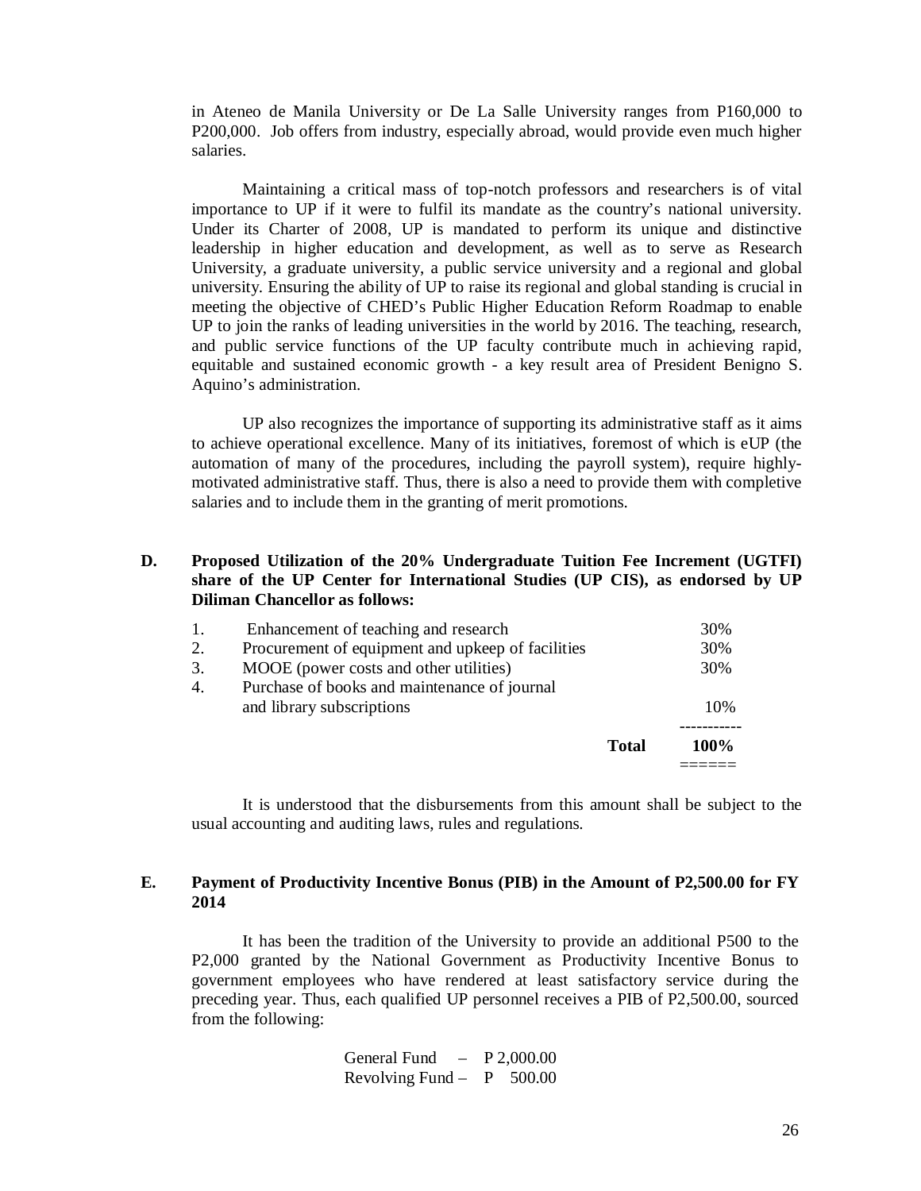in Ateneo de Manila University or De La Salle University ranges from P160,000 to P200,000. Job offers from industry, especially abroad, would provide even much higher salaries.

Maintaining a critical mass of top-notch professors and researchers is of vital importance to UP if it were to fulfil its mandate as the country's national university. Under its Charter of 2008, UP is mandated to perform its unique and distinctive leadership in higher education and development, as well as to serve as Research University, a graduate university, a public service university and a regional and global university. Ensuring the ability of UP to raise its regional and global standing is crucial in meeting the objective of CHED's Public Higher Education Reform Roadmap to enable UP to join the ranks of leading universities in the world by 2016. The teaching, research, and public service functions of the UP faculty contribute much in achieving rapid, equitable and sustained economic growth - a key result area of President Benigno S. Aquino's administration.

UP also recognizes the importance of supporting its administrative staff as it aims to achieve operational excellence. Many of its initiatives, foremost of which is eUP (the automation of many of the procedures, including the payroll system), require highly-motivated administrative staff. Thus, there is also a need to provide them with completive salaries and to include them in the granting of merit promotions.

**D. Proposed Utilization of the 20% Undergraduate Tuition Fee Increment (UGTFI) share of the UP Center for International Studies (UP CIS), as endorsed by UP Diliman Chancellor as follows:**

| | | |
|---|---|---|
| 1. | Enhancement of teaching and research | 30% |
| 2. | Procurement of equipment and upkeep of facilities | 30% |
| 3. | MOOE (power costs and other utilities) | 30% |
| 4. | Purchase of books and maintenance of journal and library subscriptions | 10% |
| | **Total** | **100%** |

It is understood that the disbursements from this amount shall be subject to the usual accounting and auditing laws, rules and regulations.

**E. Payment of Productivity Incentive Bonus (PIB) in the Amount of P2,500.00 for FY 2014**

It has been the tradition of the University to provide an additional P500 to the P2,000 granted by the National Government as Productivity Incentive Bonus to government employees who have rendered at least satisfactory service during the preceding year. Thus, each qualified UP personnel receives a PIB of P2,500.00, sourced from the following:

General Fund – P 2,000.00
Revolving Fund – P 500.00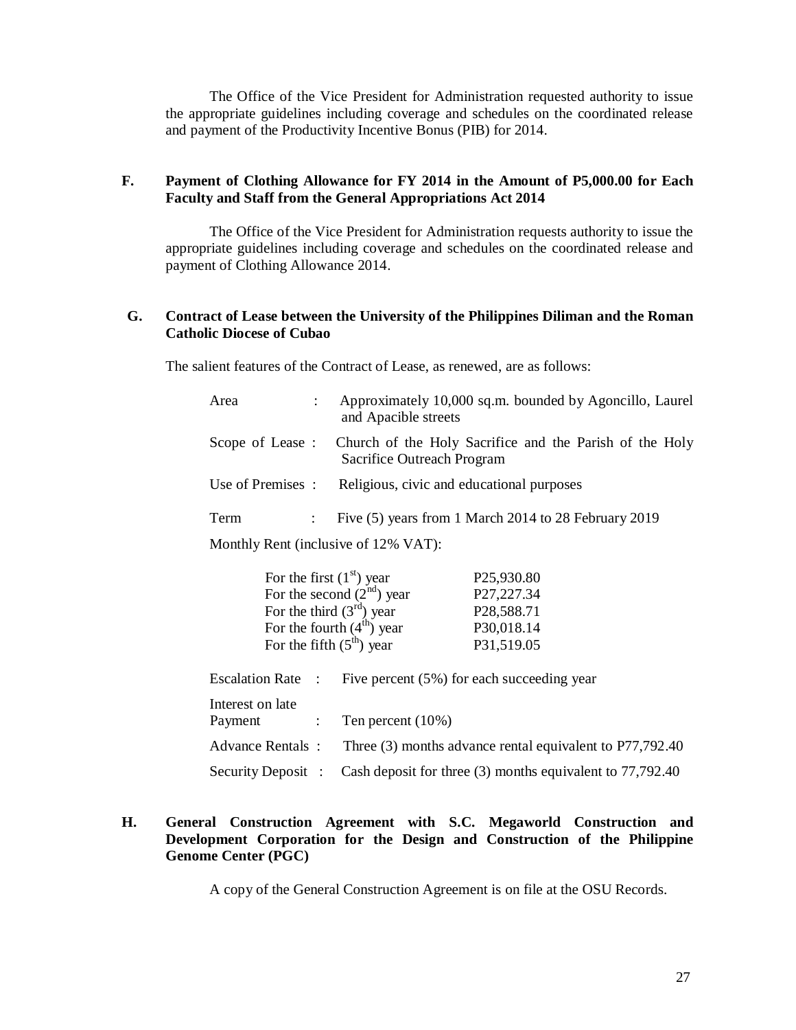The Office of the Vice President for Administration requested authority to issue the appropriate guidelines including coverage and schedules on the coordinated release and payment of the Productivity Incentive Bonus (PIB) for 2014.

**F. Payment of Clothing Allowance for FY 2014 in the Amount of P5,000.00 for Each Faculty and Staff from the General Appropriations Act 2014**

The Office of the Vice President for Administration requests authority to issue the appropriate guidelines including coverage and schedules on the coordinated release and payment of Clothing Allowance 2014.

**G. Contract of Lease between the University of the Philippines Diliman and the Roman Catholic Diocese of Cubao**

The salient features of the Contract of Lease, as renewed, are as follows:

Area : Approximately 10,000 sq.m. bounded by Agoncillo, Laurel and Apacible streets

Scope of Lease : Church of the Holy Sacrifice and the Parish of the Holy Sacrifice Outreach Program

Use of Premises : Religious, civic and educational purposes

Term : Five (5) years from 1 March 2014 to 28 February 2019

Monthly Rent (inclusive of 12% VAT):

| | |
|---|---|
| For the first (1st) year | P25,930.80 |
| For the second (2nd) year | P27,227.34 |
| For the third (3rd) year | P28,588.71 |
| For the fourth (4th) year | P30,018.14 |
| For the fifth (5th) year | P31,519.05 |

Escalation Rate : Five percent (5%) for each succeeding year

Interest on late Payment : Ten percent (10%)

Advance Rentals : Three (3) months advance rental equivalent to P77,792.40

Security Deposit : Cash deposit for three (3) months equivalent to 77,792.40

**H. General Construction Agreement with S.C. Megaworld Construction and Development Corporation for the Design and Construction of the Philippine Genome Center (PGC)**

A copy of the General Construction Agreement is on file at the OSU Records.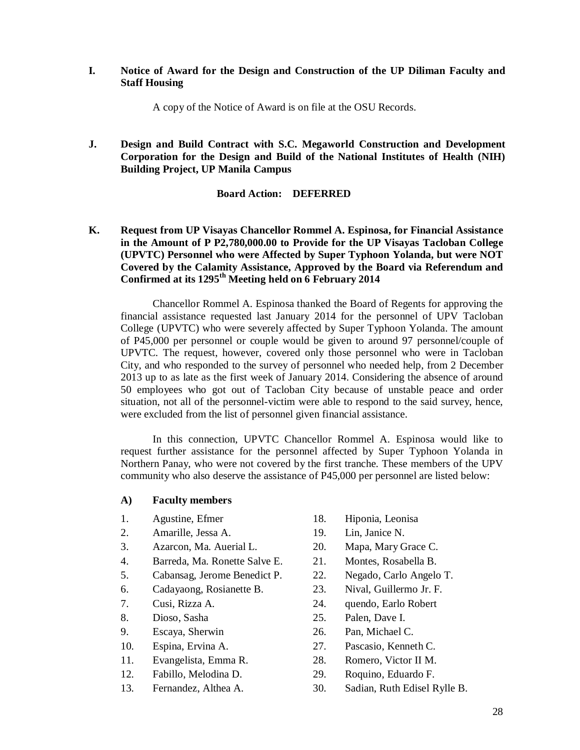**I. Notice of Award for the Design and Construction of the UP Diliman Faculty and Staff Housing**

A copy of the Notice of Award is on file at the OSU Records.

**J. Design and Build Contract with S.C. Megaworld Construction and Development Corporation for the Design and Build of the National Institutes of Health (NIH) Building Project, UP Manila Campus**

**Board Action: DEFERRED**

**K. Request from UP Visayas Chancellor Rommel A. Espinosa, for Financial Assistance in the Amount of P P2,780,000.00 to Provide for the UP Visayas Tacloban College (UPVTC) Personnel who were Affected by Super Typhoon Yolanda, but were NOT Covered by the Calamity Assistance, Approved by the Board via Referendum and Confirmed at its 1295th Meeting held on 6 February 2014**

Chancellor Rommel A. Espinosa thanked the Board of Regents for approving the financial assistance requested last January 2014 for the personnel of UPV Tacloban College (UPVTC) who were severely affected by Super Typhoon Yolanda. The amount of P45,000 per personnel or couple would be given to around 97 personnel/couple of UPVTC. The request, however, covered only those personnel who were in Tacloban City, and who responded to the survey of personnel who needed help, from 2 December 2013 up to as late as the first week of January 2014. Considering the absence of around 50 employees who got out of Tacloban City because of unstable peace and order situation, not all of the personnel-victim were able to respond to the said survey, hence, were excluded from the list of personnel given financial assistance.

In this connection, UPVTC Chancellor Rommel A. Espinosa would like to request further assistance for the personnel affected by Super Typhoon Yolanda in Northern Panay, who were not covered by the first tranche. These members of the UPV community who also deserve the assistance of P45,000 per personnel are listed below:

**A) Faculty members**

1. Agustine, Efmer
2. Amarille, Jessa A.
3. Azarcon, Ma. Auerial L.
4. Barreda, Ma. Ronette Salve E.
5. Cabansag, Jerome Benedict P.
6. Cadayaong, Rosianette B.
7. Cusi, Rizza A.
8. Dioso, Sasha
9. Escaya, Sherwin
10. Espina, Ervina A.
11. Evangelista, Emma R.
12. Fabillo, Melodina D.
13. Fernandez, Althea A.

18. Hiponia, Leonisa
19. Lin, Janice N.
20. Mapa, Mary Grace C.
21. Montes, Rosabella B.
22. Negado, Carlo Angelo T.
23. Nival, Guillermo Jr. F.
24. quendo, Earlo Robert
25. Palen, Dave I.
26. Pan, Michael C.
27. Pascasio, Kenneth C.
28. Romero, Victor II M.
29. Roquino, Eduardo F.
30. Sadian, Ruth Edisel Rylle B.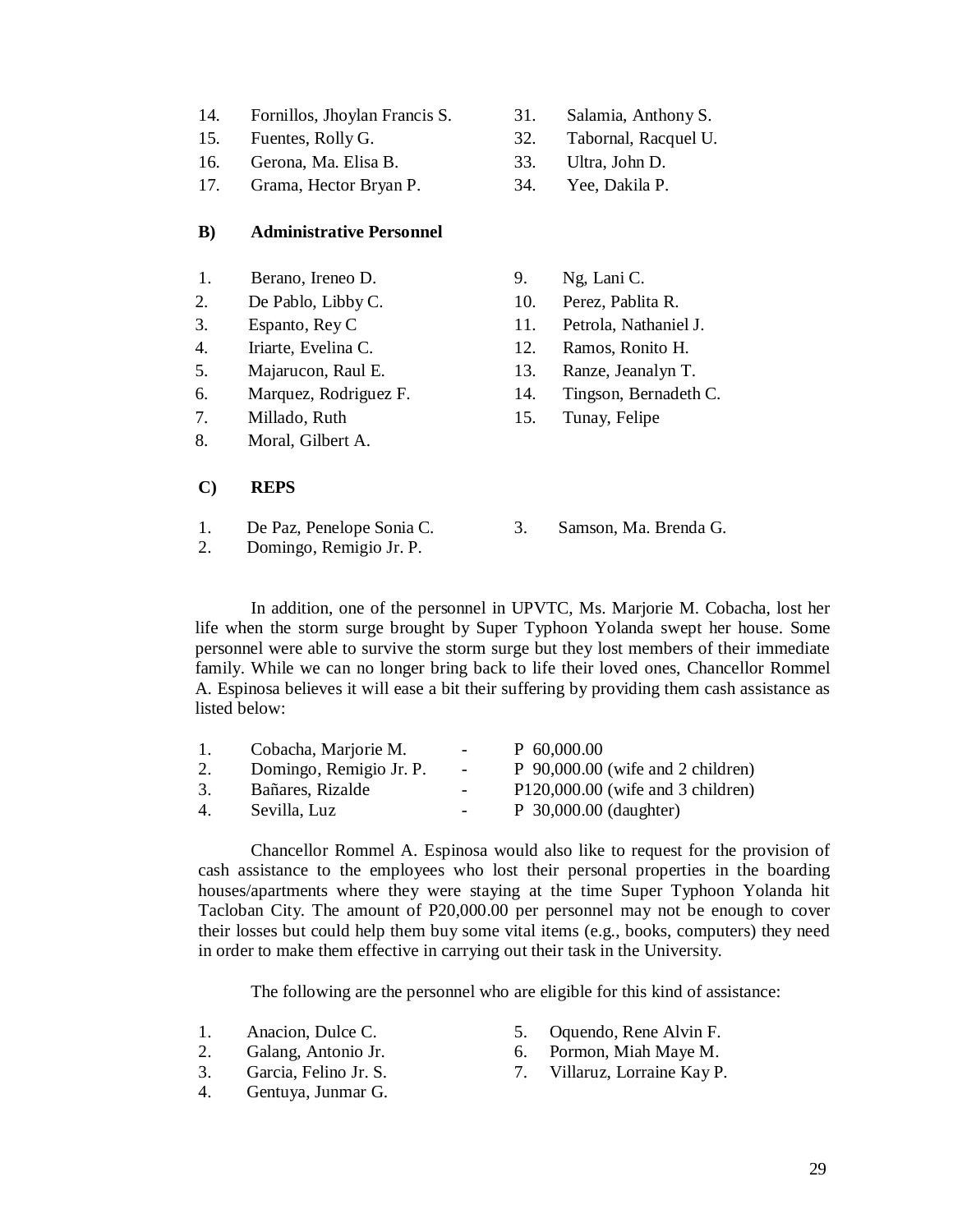14. Fornillos, Jhoylan Francis S.
15. Fuentes, Rolly G.
16. Gerona, Ma. Elisa B.
17. Grama, Hector Bryan P.
31. Salamia, Anthony S.
32. Tabornal, Racquel U.
33. Ultra, John D.
34. Yee, Dakila P.

**B) Administrative Personnel**

1. Berano, Ireneo D.
2. De Pablo, Libby C.
3. Espanto, Rey C
4. Iriarte, Evelina C.
5. Majarucon, Raul E.
6. Marquez, Rodriguez F.
7. Millado, Ruth
8. Moral, Gilbert A.
9. Ng, Lani C.
10. Perez, Pablita R.
11. Petrola, Nathaniel J.
12. Ramos, Ronito H.
13. Ranze, Jeanalyn T.
14. Tingson, Bernadeth C.
15. Tunay, Felipe

**C) REPS**

1. De Paz, Penelope Sonia C.
2. Domingo, Remigio Jr. P.
3. Samson, Ma. Brenda G.

In addition, one of the personnel in UPVTC, Ms. Marjorie M. Cobacha, lost her life when the storm surge brought by Super Typhoon Yolanda swept her house. Some personnel were able to survive the storm surge but they lost members of their immediate family. While we can no longer bring back to life their loved ones, Chancellor Rommel A. Espinosa believes it will ease a bit their suffering by providing them cash assistance as listed below:

1. Cobacha, Marjorie M. - P 60,000.00
2. Domingo, Remigio Jr. P. - P 90,000.00 (wife and 2 children)
3. Bañares, Rizalde - P120,000.00 (wife and 3 children)
4. Sevilla, Luz - P 30,000.00 (daughter)

Chancellor Rommel A. Espinosa would also like to request for the provision of cash assistance to the employees who lost their personal properties in the boarding houses/apartments where they were staying at the time Super Typhoon Yolanda hit Tacloban City. The amount of P20,000.00 per personnel may not be enough to cover their losses but could help them buy some vital items (e.g., books, computers) they need in order to make them effective in carrying out their task in the University.

The following are the personnel who are eligible for this kind of assistance:

1. Anacion, Dulce C.
2. Galang, Antonio Jr.
3. Garcia, Felino Jr. S.
4. Gentuya, Junmar G.
5. Oquendo, Rene Alvin F.
6. Pormon, Miah Maye M.
7. Villaruz, Lorraine Kay P.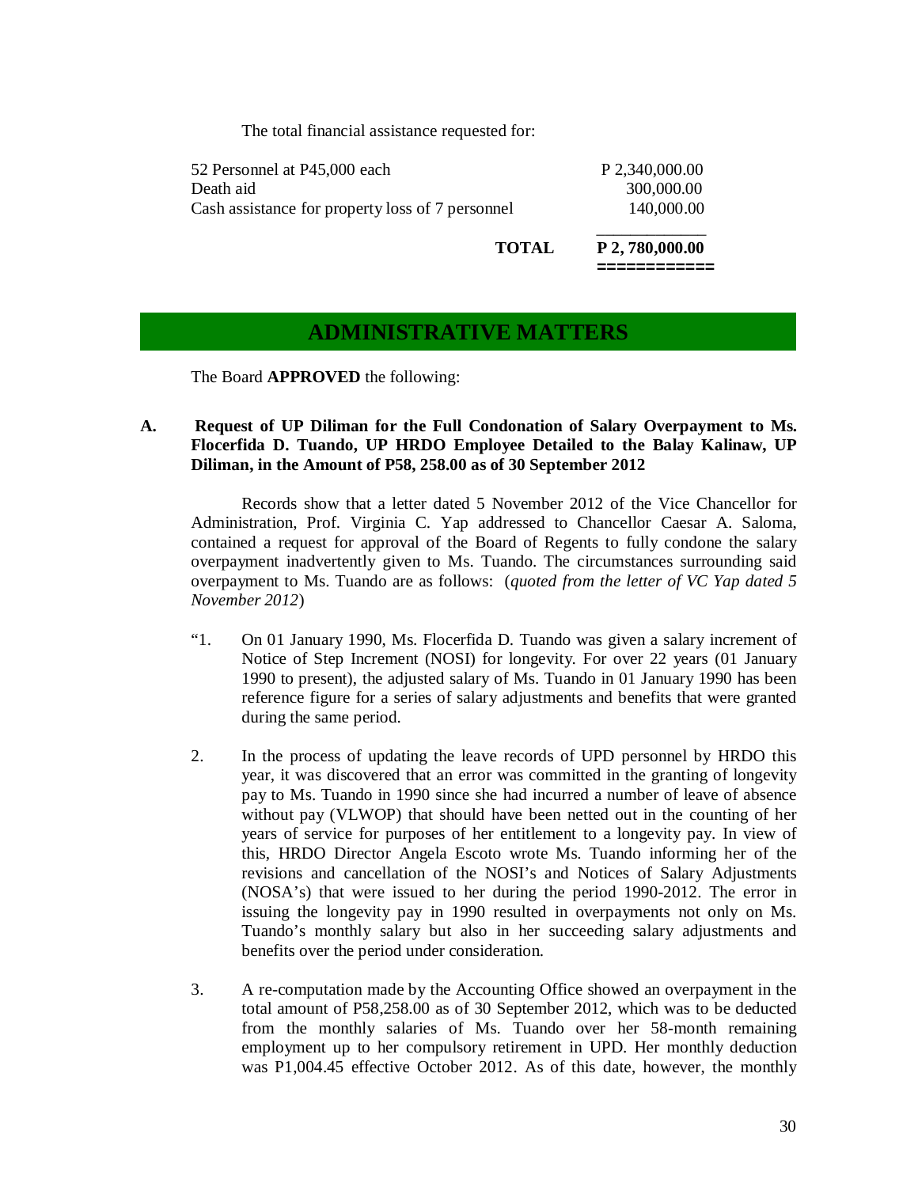The total financial assistance requested for:

| | |
|---|---:|
| 52 Personnel at P45,000 each | P 2,340,000.00 |
| Death aid | 300,000.00 |
| Cash assistance for property loss of 7 personnel | 140,000.00 |
| **TOTAL** | **P 2, 780,000.00** |

## ADMINISTRATIVE MATTERS

The Board **APPROVED** the following:

**A. Request of UP Diliman for the Full Condonation of Salary Overpayment to Ms. Flocerfida D. Tuando, UP HRDO Employee Detailed to the Balay Kalinaw, UP Diliman, in the Amount of P58, 258.00 as of 30 September 2012**

Records show that a letter dated 5 November 2012 of the Vice Chancellor for Administration, Prof. Virginia C. Yap addressed to Chancellor Caesar A. Saloma, contained a request for approval of the Board of Regents to fully condone the salary overpayment inadvertently given to Ms. Tuando. The circumstances surrounding said overpayment to Ms. Tuando are as follows: (*quoted from the letter of VC Yap dated 5 November 2012*)

"1. On 01 January 1990, Ms. Flocerfida D. Tuando was given a salary increment of Notice of Step Increment (NOSI) for longevity. For over 22 years (01 January 1990 to present), the adjusted salary of Ms. Tuando in 01 January 1990 has been reference figure for a series of salary adjustments and benefits that were granted during the same period.

2. In the process of updating the leave records of UPD personnel by HRDO this year, it was discovered that an error was committed in the granting of longevity pay to Ms. Tuando in 1990 since she had incurred a number of leave of absence without pay (VLWOP) that should have been netted out in the counting of her years of service for purposes of her entitlement to a longevity pay. In view of this, HRDO Director Angela Escoto wrote Ms. Tuando informing her of the revisions and cancellation of the NOSI's and Notices of Salary Adjustments (NOSA's) that were issued to her during the period 1990-2012. The error in issuing the longevity pay in 1990 resulted in overpayments not only on Ms. Tuando's monthly salary but also in her succeeding salary adjustments and benefits over the period under consideration.

3. A re-computation made by the Accounting Office showed an overpayment in the total amount of P58,258.00 as of 30 September 2012, which was to be deducted from the monthly salaries of Ms. Tuando over her 58-month remaining employment up to her compulsory retirement in UPD. Her monthly deduction was P1,004.45 effective October 2012. As of this date, however, the monthly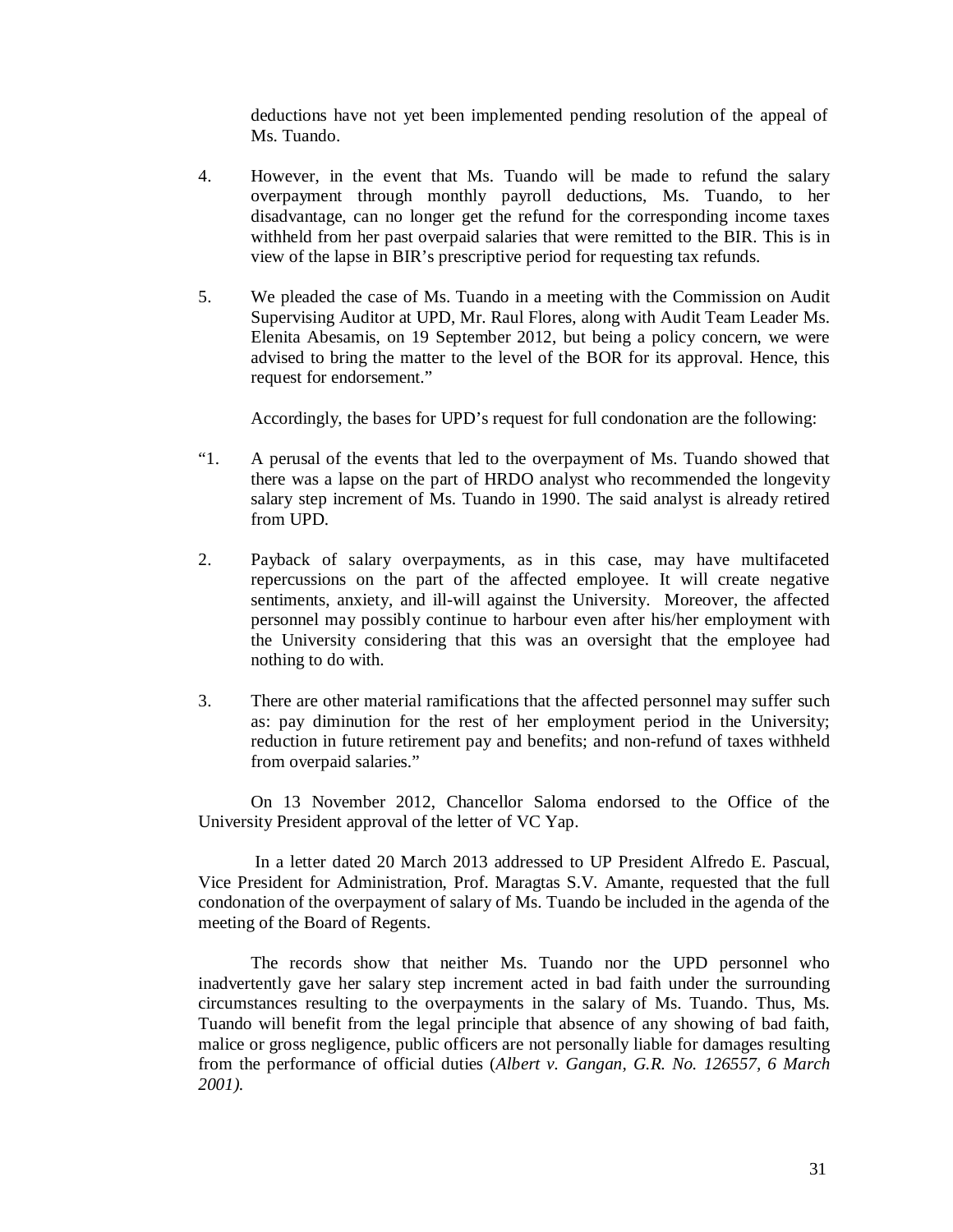deductions have not yet been implemented pending resolution of the appeal of Ms. Tuando.

4. However, in the event that Ms. Tuando will be made to refund the salary overpayment through monthly payroll deductions, Ms. Tuando, to her disadvantage, can no longer get the refund for the corresponding income taxes withheld from her past overpaid salaries that were remitted to the BIR. This is in view of the lapse in BIR's prescriptive period for requesting tax refunds.

5. We pleaded the case of Ms. Tuando in a meeting with the Commission on Audit Supervising Auditor at UPD, Mr. Raul Flores, along with Audit Team Leader Ms. Elenita Abesamis, on 19 September 2012, but being a policy concern, we were advised to bring the matter to the level of the BOR for its approval. Hence, this request for endorsement."

Accordingly, the bases for UPD's request for full condonation are the following:

"1. A perusal of the events that led to the overpayment of Ms. Tuando showed that there was a lapse on the part of HRDO analyst who recommended the longevity salary step increment of Ms. Tuando in 1990. The said analyst is already retired from UPD.

2. Payback of salary overpayments, as in this case, may have multifaceted repercussions on the part of the affected employee. It will create negative sentiments, anxiety, and ill-will against the University. Moreover, the affected personnel may possibly continue to harbour even after his/her employment with the University considering that this was an oversight that the employee had nothing to do with.

3. There are other material ramifications that the affected personnel may suffer such as: pay diminution for the rest of her employment period in the University; reduction in future retirement pay and benefits; and non-refund of taxes withheld from overpaid salaries."

On 13 November 2012, Chancellor Saloma endorsed to the Office of the University President approval of the letter of VC Yap.

In a letter dated 20 March 2013 addressed to UP President Alfredo E. Pascual, Vice President for Administration, Prof. Maragtas S.V. Amante, requested that the full condonation of the overpayment of salary of Ms. Tuando be included in the agenda of the meeting of the Board of Regents.

The records show that neither Ms. Tuando nor the UPD personnel who inadvertently gave her salary step increment acted in bad faith under the surrounding circumstances resulting to the overpayments in the salary of Ms. Tuando. Thus, Ms. Tuando will benefit from the legal principle that absence of any showing of bad faith, malice or gross negligence, public officers are not personally liable for damages resulting from the performance of official duties (*Albert v. Gangan, G.R. No. 126557, 6 March 2001).*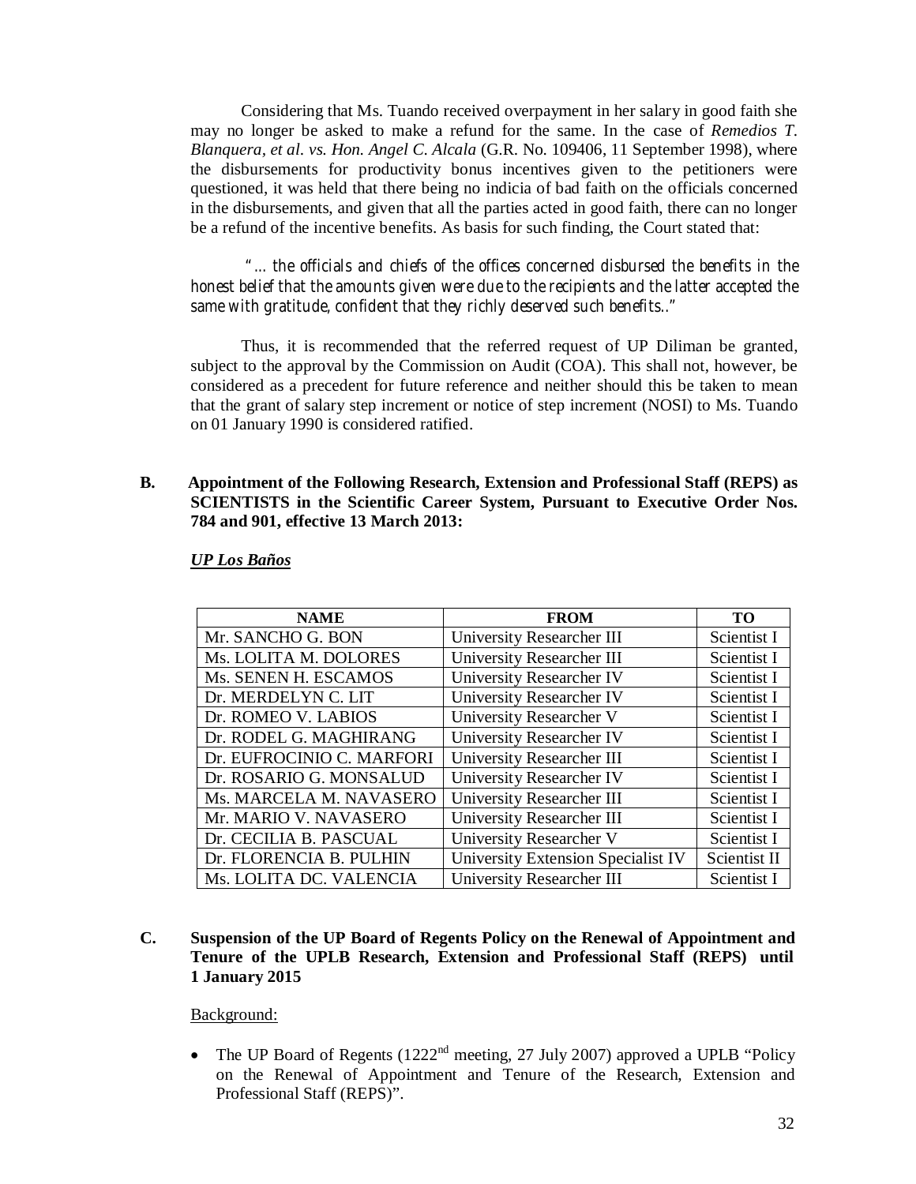Considering that Ms. Tuando received overpayment in her salary in good faith she may no longer be asked to make a refund for the same. In the case of *Remedios T. Blanquera, et al. vs. Hon. Angel C. Alcala* (G.R. No. 109406, 11 September 1998), where the disbursements for productivity bonus incentives given to the petitioners were questioned, it was held that there being no indicia of bad faith on the officials concerned in the disbursements, and given that all the parties acted in good faith, there can no longer be a refund of the incentive benefits. As basis for such finding, the Court stated that:

> *"... the officials and chiefs of the offices concerned disbursed the benefits in the honest belief that the amounts given were due to the recipients and the latter accepted the same with gratitude, confident that they richly deserved such benefits.."*

Thus, it is recommended that the referred request of UP Diliman be granted, subject to the approval by the Commission on Audit (COA). This shall not, however, be considered as a precedent for future reference and neither should this be taken to mean that the grant of salary step increment or notice of step increment (NOSI) to Ms. Tuando on 01 January 1990 is considered ratified.

**B. Appointment of the Following Research, Extension and Professional Staff (REPS) as SCIENTISTS in the Scientific Career System, Pursuant to Executive Order Nos. 784 and 901, effective 13 March 2013:**

***UP Los Baños***

| NAME | FROM | TO |
|---|---|---|
| Mr. SANCHO G. BON | University Researcher III | Scientist I |
| Ms. LOLITA M. DOLORES | University Researcher III | Scientist I |
| Ms. SENEN H. ESCAMOS | University Researcher IV | Scientist I |
| Dr. MERDELYN C. LIT | University Researcher IV | Scientist I |
| Dr. ROMEO V. LABIOS | University Researcher V | Scientist I |
| Dr. RODEL G. MAGHIRANG | University Researcher IV | Scientist I |
| Dr. EUFROCINIO C. MARFORI | University Researcher III | Scientist I |
| Dr. ROSARIO G. MONSALUD | University Researcher IV | Scientist I |
| Ms. MARCELA M. NAVASERO | University Researcher III | Scientist I |
| Mr. MARIO V. NAVASERO | University Researcher III | Scientist I |
| Dr. CECILIA B. PASCUAL | University Researcher V | Scientist I |
| Dr. FLORENCIA B. PULHIN | University Extension Specialist IV | Scientist II |
| Ms. LOLITA DC. VALENCIA | University Researcher III | Scientist I |

**C. Suspension of the UP Board of Regents Policy on the Renewal of Appointment and Tenure of the UPLB Research, Extension and Professional Staff (REPS) until 1 January 2015**

Background:

- The UP Board of Regents (1222nd meeting, 27 July 2007) approved a UPLB "Policy on the Renewal of Appointment and Tenure of the Research, Extension and Professional Staff (REPS)".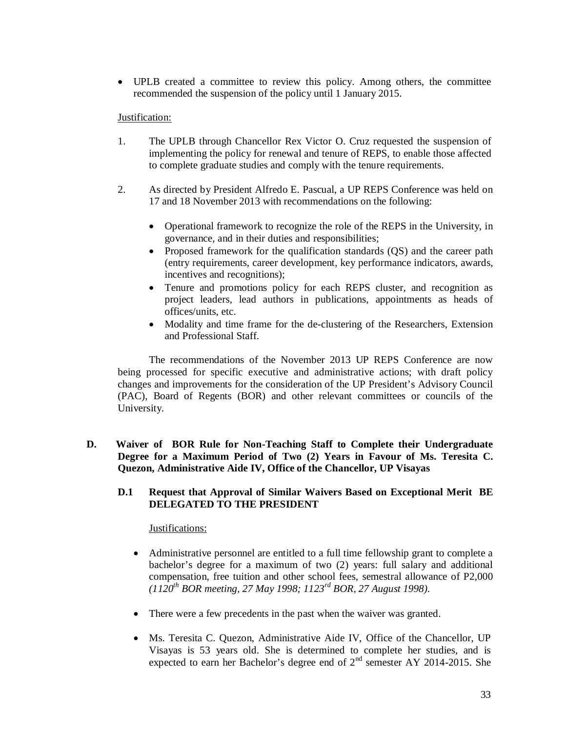- UPLB created a committee to review this policy. Among others, the committee recommended the suspension of the policy until 1 January 2015.

Justification:

1. The UPLB through Chancellor Rex Victor O. Cruz requested the suspension of implementing the policy for renewal and tenure of REPS, to enable those affected to complete graduate studies and comply with the tenure requirements.

2. As directed by President Alfredo E. Pascual, a UP REPS Conference was held on 17 and 18 November 2013 with recommendations on the following:

   - Operational framework to recognize the role of the REPS in the University, in governance, and in their duties and responsibilities;
   - Proposed framework for the qualification standards (QS) and the career path (entry requirements, career development, key performance indicators, awards, incentives and recognitions);
   - Tenure and promotions policy for each REPS cluster, and recognition as project leaders, lead authors in publications, appointments as heads of offices/units, etc.
   - Modality and time frame for the de-clustering of the Researchers, Extension and Professional Staff.

The recommendations of the November 2013 UP REPS Conference are now being processed for specific executive and administrative actions; with draft policy changes and improvements for the consideration of the UP President's Advisory Council (PAC), Board of Regents (BOR) and other relevant committees or councils of the University.

**D. Waiver of BOR Rule for Non-Teaching Staff to Complete their Undergraduate Degree for a Maximum Period of Two (2) Years in Favour of Ms. Teresita C. Quezon, Administrative Aide IV, Office of the Chancellor, UP Visayas**

**D.1 Request that Approval of Similar Waivers Based on Exceptional Merit BE DELEGATED TO THE PRESIDENT**

Justifications:

- Administrative personnel are entitled to a full time fellowship grant to complete a bachelor's degree for a maximum of two (2) years: full salary and additional compensation, free tuition and other school fees, semestral allowance of P2,000 *(1120th BOR meeting, 27 May 1998; 1123rd BOR, 27 August 1998).*

- There were a few precedents in the past when the waiver was granted.

- Ms. Teresita C. Quezon, Administrative Aide IV, Office of the Chancellor, UP Visayas is 53 years old. She is determined to complete her studies, and is expected to earn her Bachelor's degree end of 2nd semester AY 2014-2015. She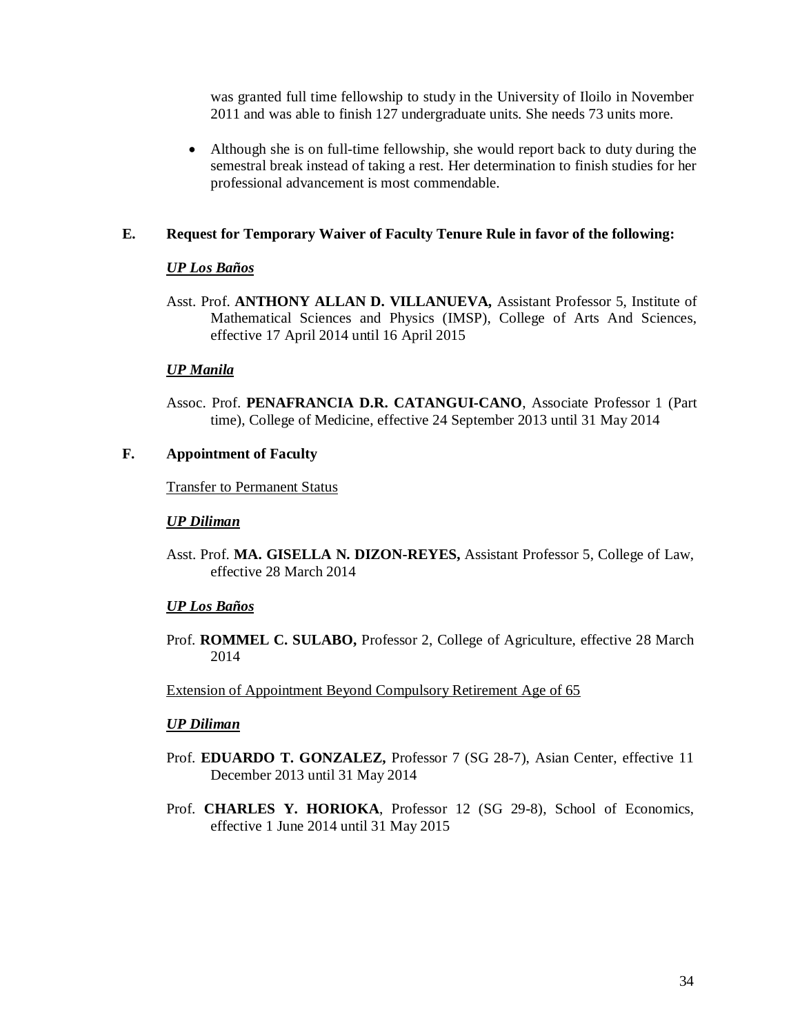was granted full time fellowship to study in the University of Iloilo in November 2011 and was able to finish 127 undergraduate units. She needs 73 units more.

- Although she is on full-time fellowship, she would report back to duty during the semestral break instead of taking a rest. Her determination to finish studies for her professional advancement is most commendable.

**E. Request for Temporary Waiver of Faculty Tenure Rule in favor of the following:**

***UP Los Baños***

Asst. Prof. **ANTHONY ALLAN D. VILLANUEVA,** Assistant Professor 5, Institute of Mathematical Sciences and Physics (IMSP), College of Arts And Sciences, effective 17 April 2014 until 16 April 2015

***UP Manila***

Assoc. Prof. **PENAFRANCIA D.R. CATANGUI-CANO**, Associate Professor 1 (Part time), College of Medicine, effective 24 September 2013 until 31 May 2014

**F. Appointment of Faculty**

Transfer to Permanent Status

***UP Diliman***

Asst. Prof. **MA. GISELLA N. DIZON-REYES,** Assistant Professor 5, College of Law, effective 28 March 2014

***UP Los Baños***

Prof. **ROMMEL C. SULABO,** Professor 2, College of Agriculture, effective 28 March 2014

Extension of Appointment Beyond Compulsory Retirement Age of 65

***UP Diliman***

Prof. **EDUARDO T. GONZALEZ,** Professor 7 (SG 28-7), Asian Center, effective 11 December 2013 until 31 May 2014

Prof. **CHARLES Y. HORIOKA**, Professor 12 (SG 29-8), School of Economics, effective 1 June 2014 until 31 May 2015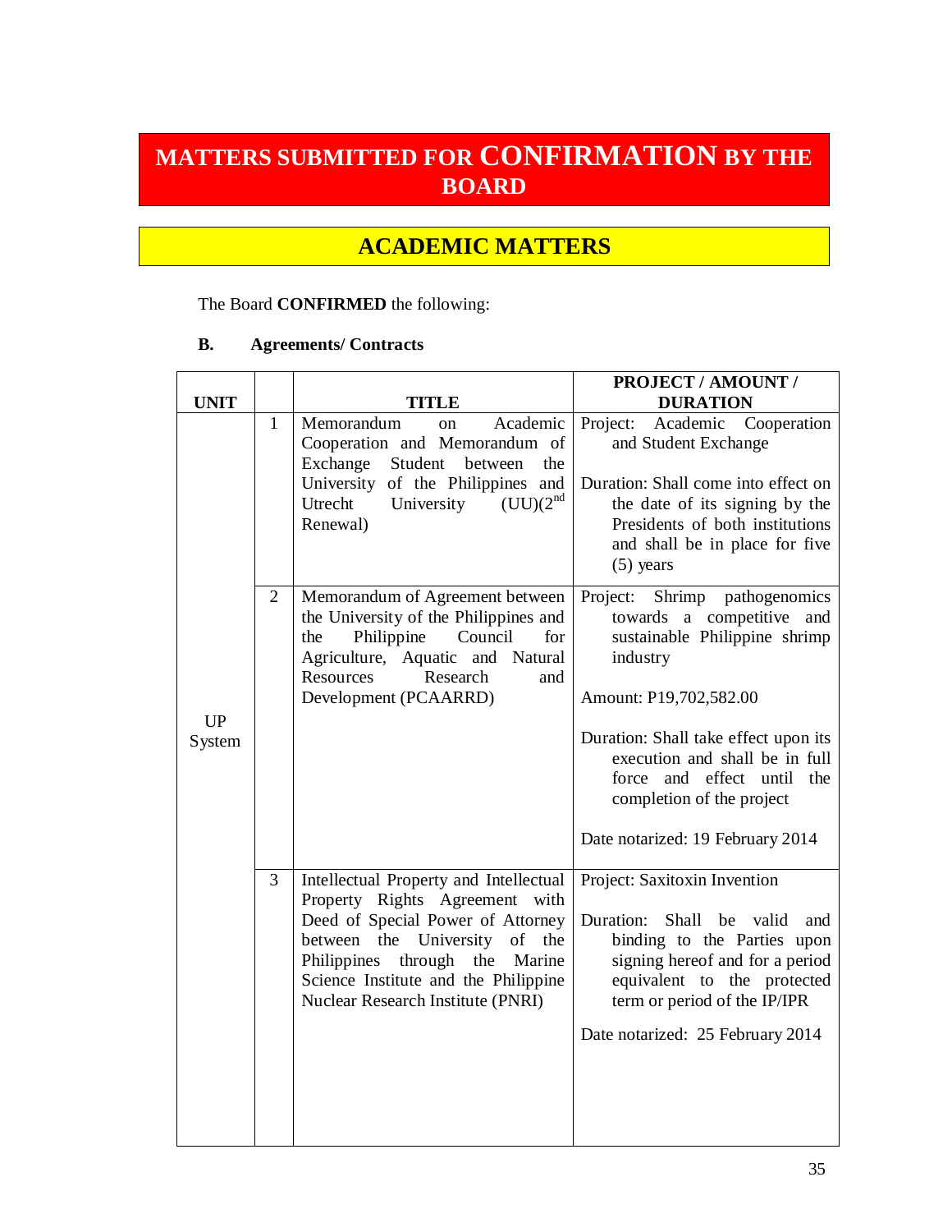# MATTERS SUBMITTED FOR CONFIRMATION BY THE BOARD

## ACADEMIC MATTERS

The Board **CONFIRMED** the following:

**B. Agreements/ Contracts**

| UNIT | | TITLE | PROJECT / AMOUNT / DURATION |
|---|---|---|---|
| UP System | 1 | Memorandum on Academic Cooperation and Memorandum of Exchange Student between the University of the Philippines and Utrecht University (UU)(2nd Renewal) | Project: Academic Cooperation and Student Exchange<br><br>Duration: Shall come into effect on the date of its signing by the Presidents of both institutions and shall be in place for five (5) years |
| | 2 | Memorandum of Agreement between the University of the Philippines and the Philippine Council for Agriculture, Aquatic and Natural Resources Research and Development (PCAARRD) | Project: Shrimp pathogenomics towards a competitive and sustainable Philippine shrimp industry<br><br>Amount: P19,702,582.00<br><br>Duration: Shall take effect upon its execution and shall be in full force and effect until the completion of the project<br><br>Date notarized: 19 February 2014 |
| | 3 | Intellectual Property and Intellectual Property Rights Agreement with Deed of Special Power of Attorney between the University of the Philippines through the Marine Science Institute and the Philippine Nuclear Research Institute (PNRI) | Project: Saxitoxin Invention<br><br>Duration: Shall be valid and binding to the Parties upon signing hereof and for a period equivalent to the protected term or period of the IP/IPR<br><br>Date notarized: 25 February 2014 |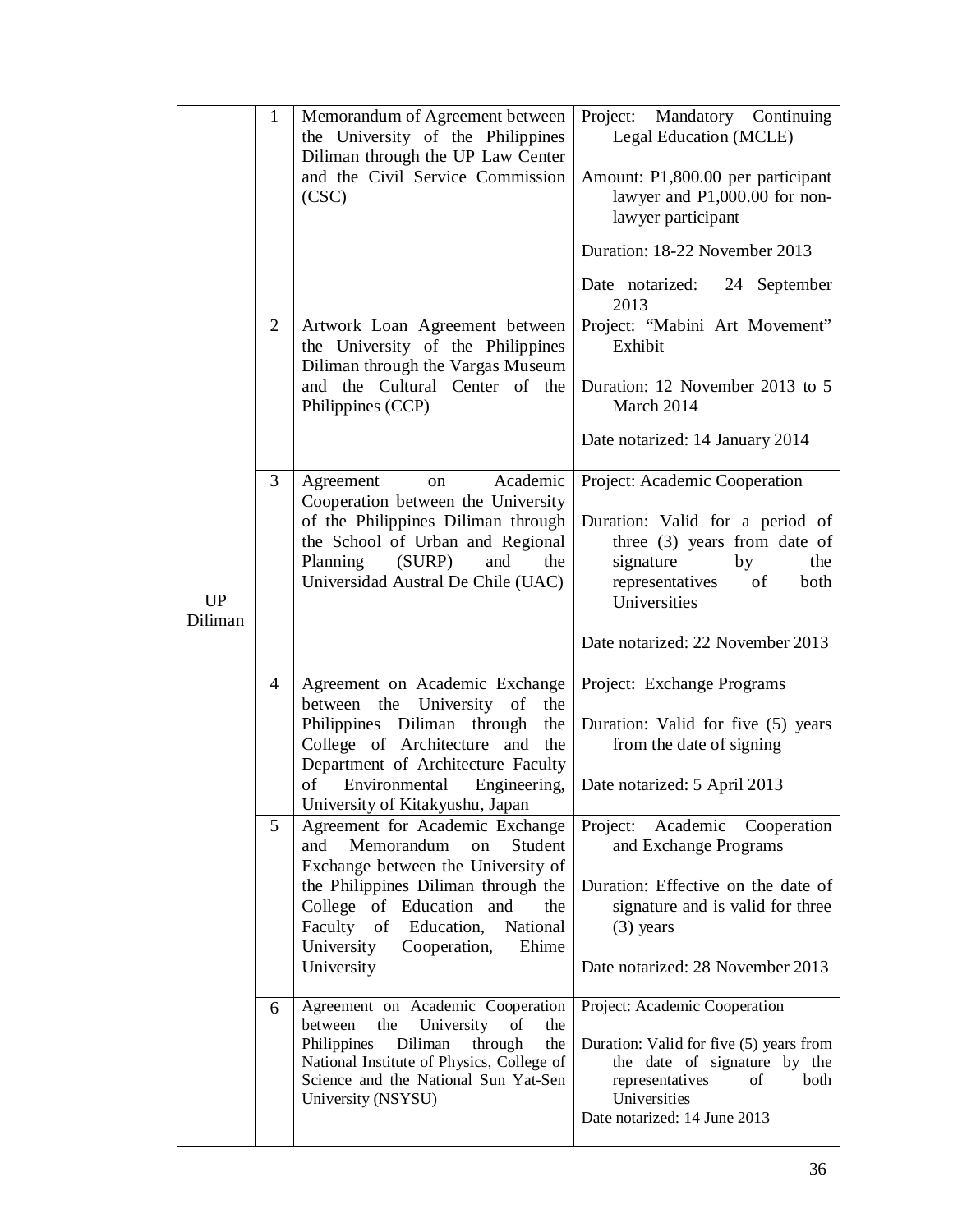| | | | |
|---|---|---|---|
| UP Diliman | 1 | Memorandum of Agreement between the University of the Philippines Diliman through the UP Law Center and the Civil Service Commission (CSC) | Project: Mandatory Continuing Legal Education (MCLE)<br><br>Amount: P1,800.00 per participant lawyer and P1,000.00 for non-lawyer participant<br><br>Duration: 18-22 November 2013<br><br>Date notarized: 24 September 2013 |
| | 2 | Artwork Loan Agreement between the University of the Philippines Diliman through the Vargas Museum and the Cultural Center of the Philippines (CCP) | Project: "Mabini Art Movement" Exhibit<br><br>Duration: 12 November 2013 to 5 March 2014<br><br>Date notarized: 14 January 2014 |
| | 3 | Agreement on Academic Cooperation between the University of the Philippines Diliman through the School of Urban and Regional Planning (SURP) and the Universidad Austral De Chile (UAC) | Project: Academic Cooperation<br><br>Duration: Valid for a period of three (3) years from date of signature by the representatives of both Universities<br><br>Date notarized: 22 November 2013 |
| | 4 | Agreement on Academic Exchange between the University of the Philippines Diliman through the College of Architecture and the Department of Architecture Faculty of Environmental Engineering, University of Kitakyushu, Japan | Project: Exchange Programs<br><br>Duration: Valid for five (5) years from the date of signing<br><br>Date notarized: 5 April 2013 |
| | 5 | Agreement for Academic Exchange and Memorandum on Student Exchange between the University of the Philippines Diliman through the College of Education and the Faculty of Education, National University Cooperation, Ehime University | Project: Academic Cooperation and Exchange Programs<br><br>Duration: Effective on the date of signature and is valid for three (3) years<br><br>Date notarized: 28 November 2013 |
| | 6 | Agreement on Academic Cooperation between the University of the Philippines Diliman through the National Institute of Physics, College of Science and the National Sun Yat-Sen University (NSYSU) | Project: Academic Cooperation<br><br>Duration: Valid for five (5) years from the date of signature by the representatives of both Universities<br>Date notarized: 14 June 2013 |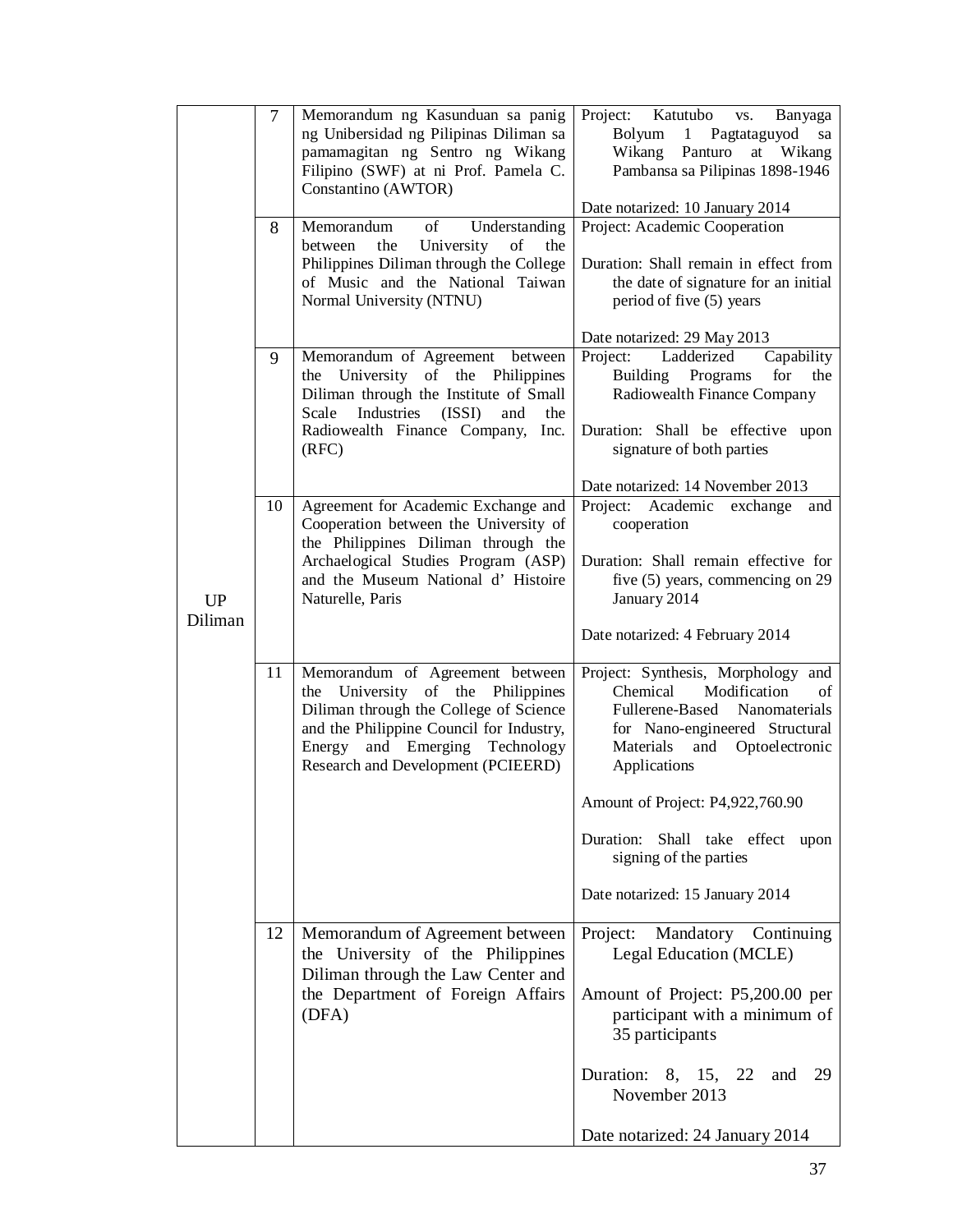|  |  |  |  |
|---|---|---|---|
| UP Diliman | 7 | Memorandum ng Kasunduan sa panig ng Unibersidad ng Pilipinas Diliman sa pamamagitan ng Sentro ng Wikang Filipino (SWF) at ni Prof. Pamela C. Constantino (AWTOR) | Project: Katutubo vs. Banyaga Bolyum 1 Pagtataguyod sa Wikang Panturo at Wikang Pambansa sa Pilipinas 1898-1946<br><br>Date notarized: 10 January 2014 |
|  | 8 | Memorandum of Understanding between the University of the Philippines Diliman through the College of Music and the National Taiwan Normal University (NTNU) | Project: Academic Cooperation<br><br>Duration: Shall remain in effect from the date of signature for an initial period of five (5) years<br><br>Date notarized: 29 May 2013 |
|  | 9 | Memorandum of Agreement between the University of the Philippines Diliman through the Institute of Small Scale Industries (ISSI) and the Radiowealth Finance Company, Inc. (RFC) | Project: Ladderized Capability Building Programs for the Radiowealth Finance Company<br><br>Duration: Shall be effective upon signature of both parties<br><br>Date notarized: 14 November 2013 |
|  | 10 | Agreement for Academic Exchange and Cooperation between the University of the Philippines Diliman through the Archaelogical Studies Program (ASP) and the Museum National d' Histoire Naturelle, Paris | Project: Academic exchange and cooperation<br><br>Duration: Shall remain effective for five (5) years, commencing on 29 January 2014<br><br>Date notarized: 4 February 2014 |
|  | 11 | Memorandum of Agreement between the University of the Philippines Diliman through the College of Science and the Philippine Council for Industry, Energy and Emerging Technology Research and Development (PCIEERD) | Project: Synthesis, Morphology and Chemical Modification of Fullerene-Based Nanomaterials for Nano-engineered Structural Materials and Optoelectronic Applications<br><br>Amount of Project: P4,922,760.90<br><br>Duration: Shall take effect upon signing of the parties<br><br>Date notarized: 15 January 2014 |
|  | 12 | Memorandum of Agreement between the University of the Philippines Diliman through the Law Center and the Department of Foreign Affairs (DFA) | Project: Mandatory Continuing Legal Education (MCLE)<br><br>Amount of Project: P5,200.00 per participant with a minimum of 35 participants<br><br>Duration: 8, 15, 22 and 29 November 2013<br><br>Date notarized: 24 January 2014 |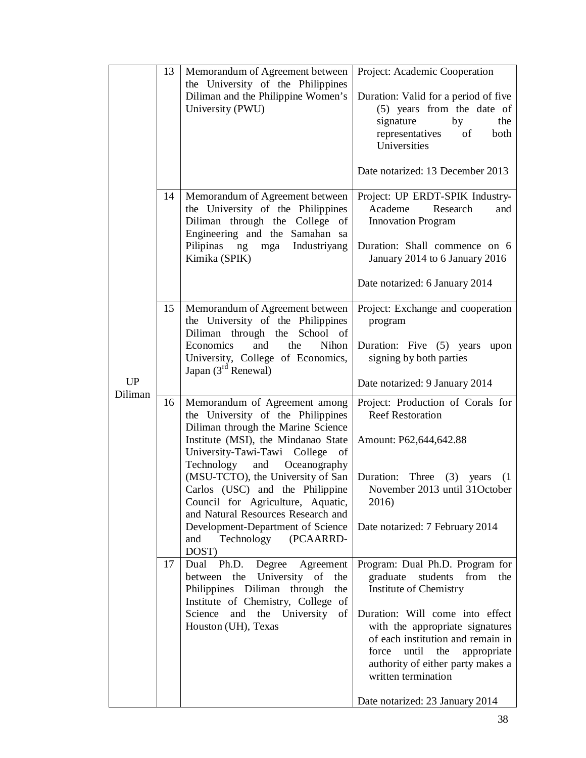| | | | |
|---|---|---|---|
| UP Diliman | 13 | Memorandum of Agreement between the University of the Philippines Diliman and the Philippine Women's University (PWU) | Project: Academic Cooperation<br><br>Duration: Valid for a period of five (5) years from the date of signature by the representatives of both Universities<br><br>Date notarized: 13 December 2013 |
| | 14 | Memorandum of Agreement between the University of the Philippines Diliman through the College of Engineering and the Samahan sa Pilipinas ng mga Industriyang Kimika (SPIK) | Project: UP ERDT-SPIK Industry-Academe Research and Innovation Program<br><br>Duration: Shall commence on 6 January 2014 to 6 January 2016<br><br>Date notarized: 6 January 2014 |
| | 15 | Memorandum of Agreement between the University of the Philippines Diliman through the School of Economics and the Nihon University, College of Economics, Japan (3rd Renewal) | Project: Exchange and cooperation program<br><br>Duration: Five (5) years upon signing by both parties<br><br>Date notarized: 9 January 2014 |
| | 16 | Memorandum of Agreement among the University of the Philippines Diliman through the Marine Science Institute (MSI), the Mindanao State University-Tawi-Tawi College of Technology and Oceanography (MSU-TCTO), the University of San Carlos (USC) and the Philippine Council for Agriculture, Aquatic, and Natural Resources Research and Development-Department of Science and Technology (PCAARRD-DOST) | Project: Production of Corals for Reef Restoration<br><br>Amount: P62,644,642.88<br><br>Duration: Three (3) years (1 November 2013 until 31October 2016)<br><br>Date notarized: 7 February 2014 |
| | 17 | Dual Ph.D. Degree Agreement between the University of the Philippines Diliman through the Institute of Chemistry, College of Science and the University of Houston (UH), Texas | Program: Dual Ph.D. Program for graduate students from the Institute of Chemistry<br><br>Duration: Will come into effect with the appropriate signatures of each institution and remain in force until the appropriate authority of either party makes a written termination<br><br>Date notarized: 23 January 2014 |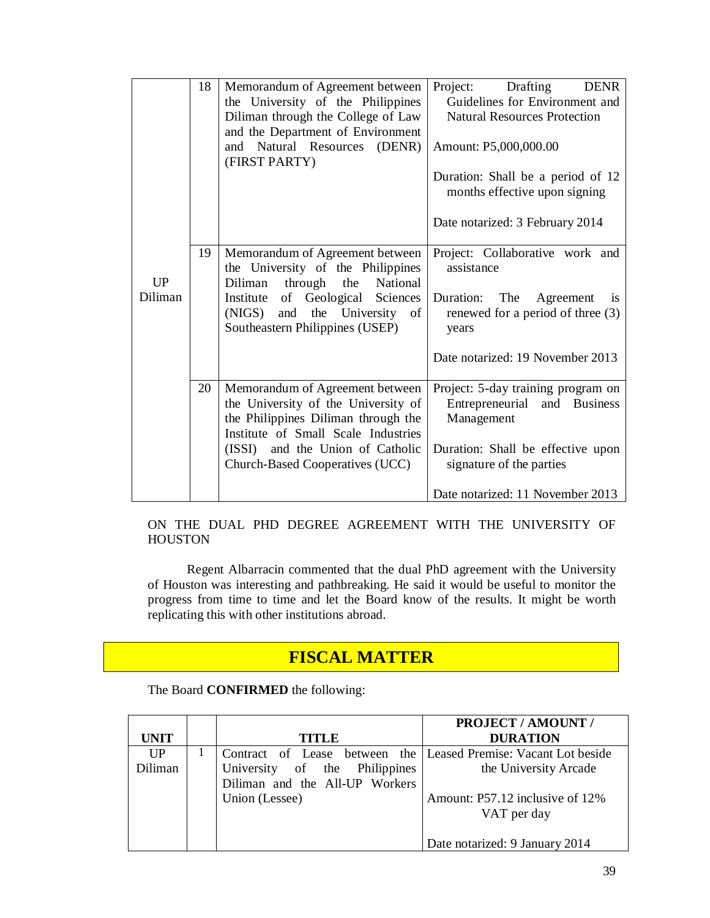| | | | |
|---|---|---|---|
| UP Diliman | 18 | Memorandum of Agreement between the University of the Philippines Diliman through the College of Law and the Department of Environment and Natural Resources (DENR) (FIRST PARTY) | Project: Drafting DENR Guidelines for Environment and Natural Resources Protection<br><br>Amount: P5,000,000.00<br><br>Duration: Shall be a period of 12 months effective upon signing<br><br>Date notarized: 3 February 2014 |
| | 19 | Memorandum of Agreement between the University of the Philippines Diliman through the National Institute of Geological Sciences (NIGS) and the University of Southeastern Philippines (USEP) | Project: Collaborative work and assistance<br><br>Duration: The Agreement is renewed for a period of three (3) years<br><br>Date notarized: 19 November 2013 |
| | 20 | Memorandum of Agreement between the University of the University of the Philippines Diliman through the Institute of Small Scale Industries (ISSI) and the Union of Catholic Church-Based Cooperatives (UCC) | Project: 5-day training program on Entrepreneurial and Business Management<br><br>Duration: Shall be effective upon signature of the parties<br><br>Date notarized: 11 November 2013 |

ON THE DUAL PHD DEGREE AGREEMENT WITH THE UNIVERSITY OF HOUSTON

Regent Albarracin commented that the dual PhD agreement with the University of Houston was interesting and pathbreaking. He said it would be useful to monitor the progress from time to time and let the Board know of the results. It might be worth replicating this with other institutions abroad.

## FISCAL MATTER

The Board **CONFIRMED** the following:

| UNIT | | TITLE | PROJECT / AMOUNT / DURATION |
|---|---|---|---|
| UP Diliman | 1 | Contract of Lease between the University of the Philippines Diliman and the All-UP Workers Union (Lessee) | Leased Premise: Vacant Lot beside the University Arcade<br><br>Amount: P57.12 inclusive of 12% VAT per day<br><br>Date notarized: 9 January 2014 |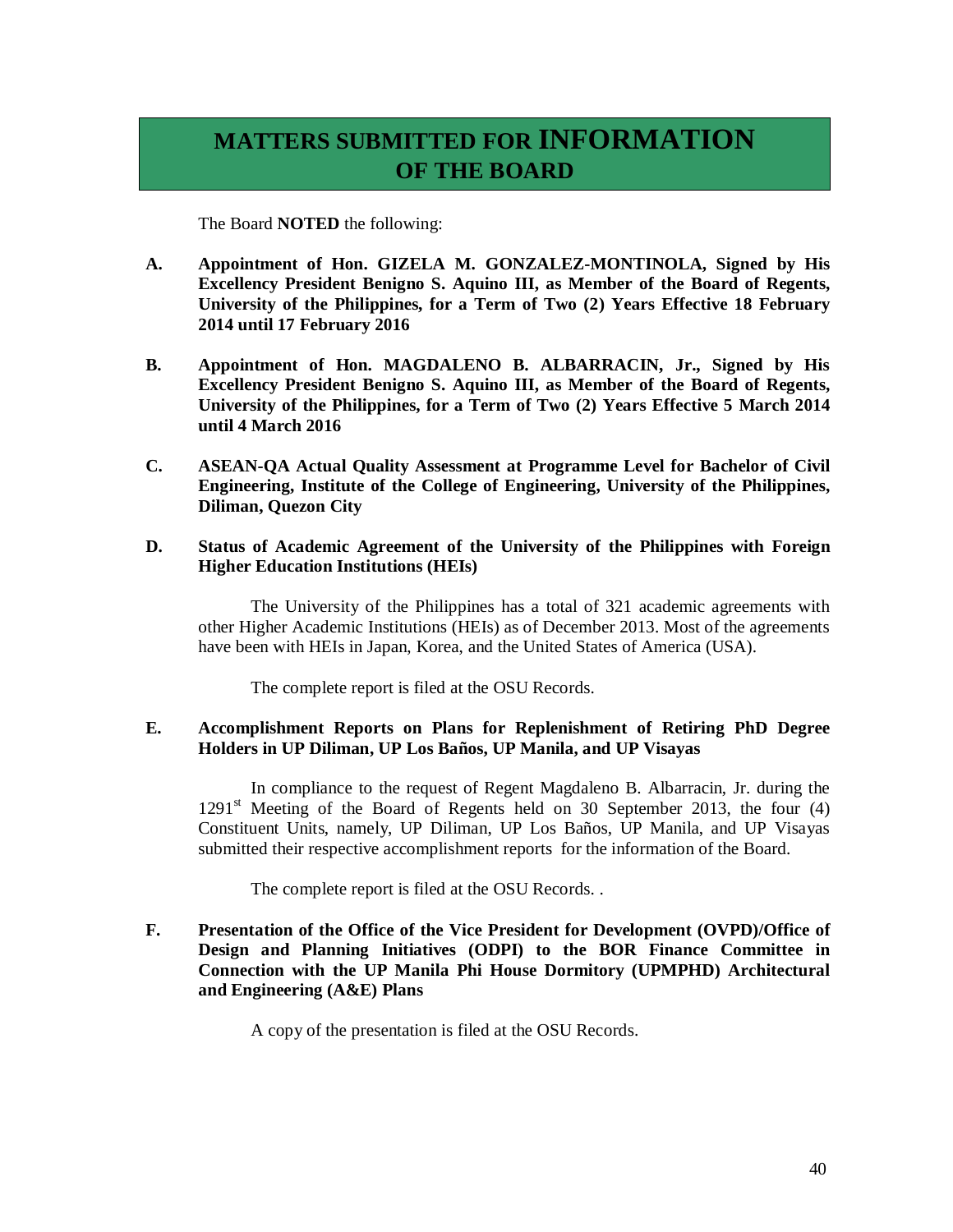# MATTERS SUBMITTED FOR INFORMATION OF THE BOARD

The Board **NOTED** the following:

**A. Appointment of Hon. GIZELA M. GONZALEZ-MONTINOLA, Signed by His Excellency President Benigno S. Aquino III, as Member of the Board of Regents, University of the Philippines, for a Term of Two (2) Years Effective 18 February 2014 until 17 February 2016**

**B. Appointment of Hon. MAGDALENO B. ALBARRACIN, Jr., Signed by His Excellency President Benigno S. Aquino III, as Member of the Board of Regents, University of the Philippines, for a Term of Two (2) Years Effective 5 March 2014 until 4 March 2016**

**C. ASEAN-QA Actual Quality Assessment at Programme Level for Bachelor of Civil Engineering, Institute of the College of Engineering, University of the Philippines, Diliman, Quezon City**

**D. Status of Academic Agreement of the University of the Philippines with Foreign Higher Education Institutions (HEIs)**

The University of the Philippines has a total of 321 academic agreements with other Higher Academic Institutions (HEIs) as of December 2013. Most of the agreements have been with HEIs in Japan, Korea, and the United States of America (USA).

The complete report is filed at the OSU Records.

**E. Accomplishment Reports on Plans for Replenishment of Retiring PhD Degree Holders in UP Diliman, UP Los Baños, UP Manila, and UP Visayas**

In compliance to the request of Regent Magdaleno B. Albarracin, Jr. during the 1291st Meeting of the Board of Regents held on 30 September 2013, the four (4) Constituent Units, namely, UP Diliman, UP Los Baños, UP Manila, and UP Visayas submitted their respective accomplishment reports for the information of the Board.

The complete report is filed at the OSU Records. .

**F. Presentation of the Office of the Vice President for Development (OVPD)/Office of Design and Planning Initiatives (ODPI) to the BOR Finance Committee in Connection with the UP Manila Phi House Dormitory (UPMPHD) Architectural and Engineering (A&E) Plans**

A copy of the presentation is filed at the OSU Records.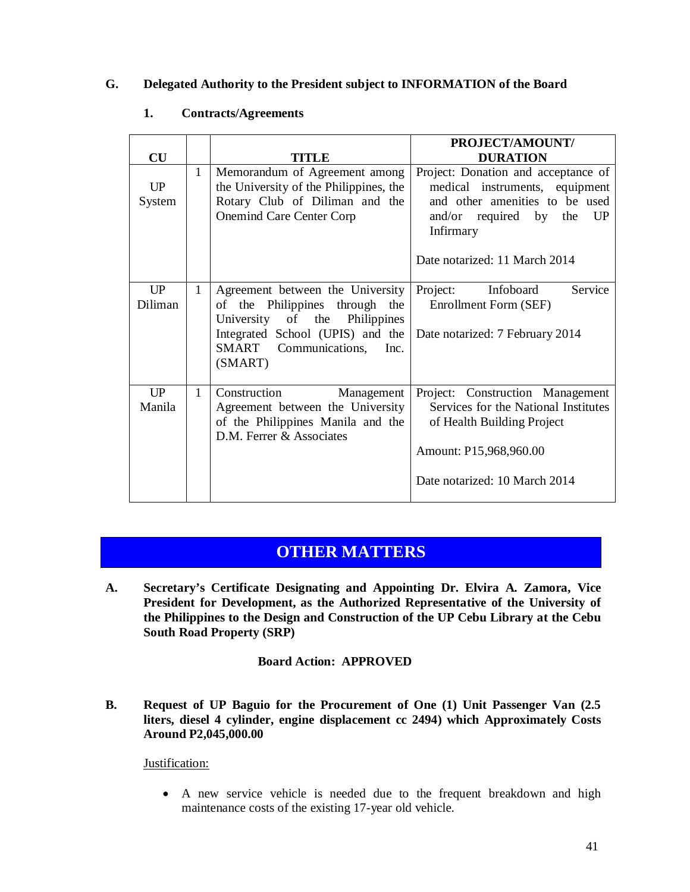### G. Delegated Authority to the President subject to INFORMATION of the Board

#### 1. Contracts/Agreements

| CU | | TITLE | PROJECT/AMOUNT/ DURATION |
|---|---|---|---|
| UP System | 1 | Memorandum of Agreement among the University of the Philippines, the Rotary Club of Diliman and the Onemind Care Center Corp | Project: Donation and acceptance of medical instruments, equipment and other amenities to be used and/or required by the UP Infirmary<br><br>Date notarized: 11 March 2014 |
| UP Diliman | 1 | Agreement between the University of the Philippines through the University of the Philippines Integrated School (UPIS) and the SMART Communications, Inc. (SMART) | Project: Infoboard Service Enrollment Form (SEF)<br><br>Date notarized: 7 February 2014 |
| UP Manila | 1 | Construction Management Agreement between the University of the Philippines Manila and the D.M. Ferrer & Associates | Project: Construction Management Services for the National Institutes of Health Building Project<br><br>Amount: P15,968,960.00<br><br>Date notarized: 10 March 2014 |

## OTHER MATTERS

**A. Secretary's Certificate Designating and Appointing Dr. Elvira A. Zamora, Vice President for Development, as the Authorized Representative of the University of the Philippines to the Design and Construction of the UP Cebu Library at the Cebu South Road Property (SRP)**

**Board Action: APPROVED**

**B. Request of UP Baguio for the Procurement of One (1) Unit Passenger Van (2.5 liters, diesel 4 cylinder, engine displacement cc 2494) which Approximately Costs Around P2,045,000.00**

Justification:

- A new service vehicle is needed due to the frequent breakdown and high maintenance costs of the existing 17-year old vehicle.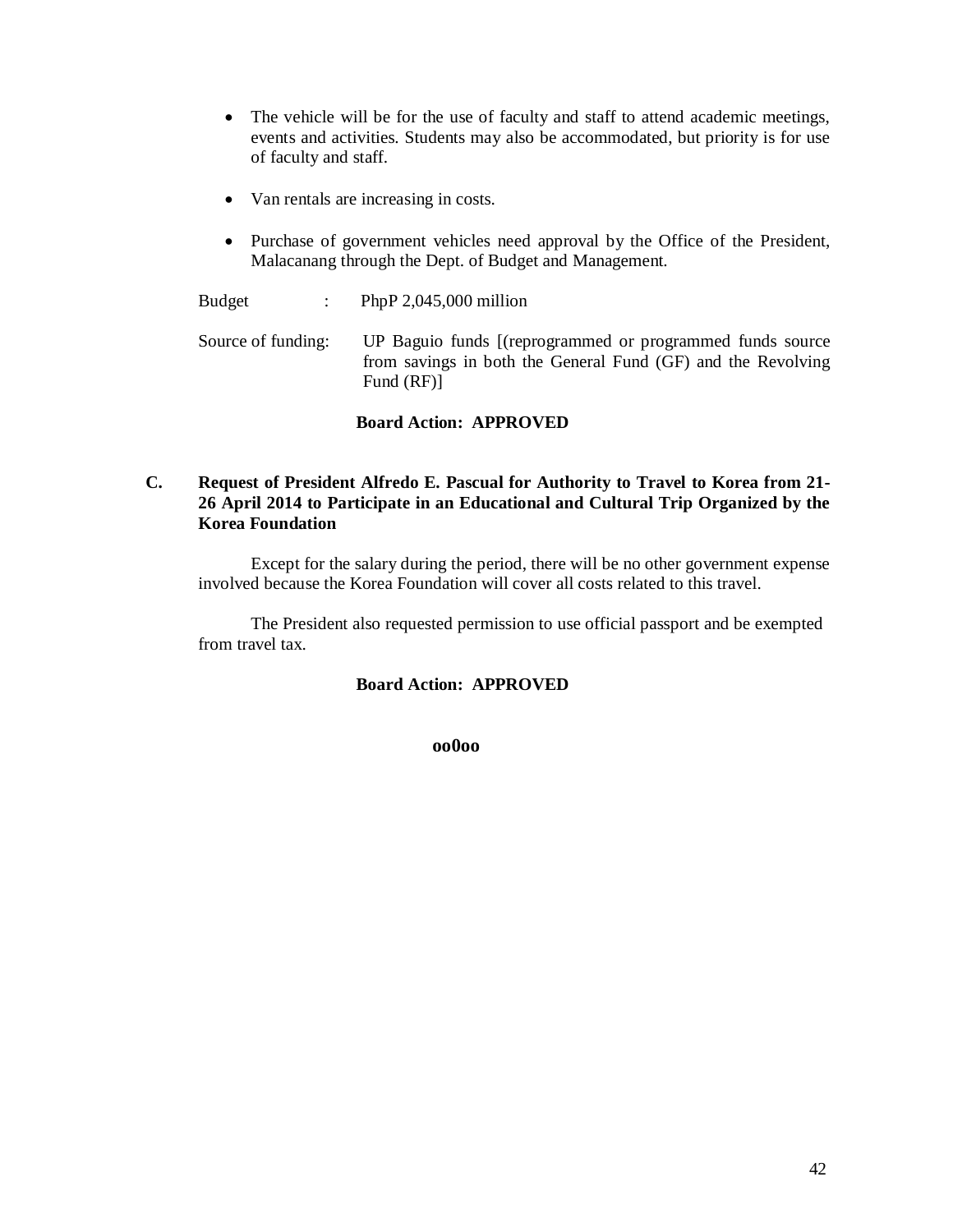- The vehicle will be for the use of faculty and staff to attend academic meetings, events and activities. Students may also be accommodated, but priority is for use of faculty and staff.

- Van rentals are increasing in costs.

- Purchase of government vehicles need approval by the Office of the President, Malacanang through the Dept. of Budget and Management.

Budget : PhpP 2,045,000 million

Source of funding: UP Baguio funds [(reprogrammed or programmed funds source from savings in both the General Fund (GF) and the Revolving Fund (RF)]

**Board Action: APPROVED**

**C. Request of President Alfredo E. Pascual for Authority to Travel to Korea from 21-26 April 2014 to Participate in an Educational and Cultural Trip Organized by the Korea Foundation**

Except for the salary during the period, there will be no other government expense involved because the Korea Foundation will cover all costs related to this travel.

The President also requested permission to use official passport and be exempted from travel tax.

**Board Action: APPROVED**

**oo0oo**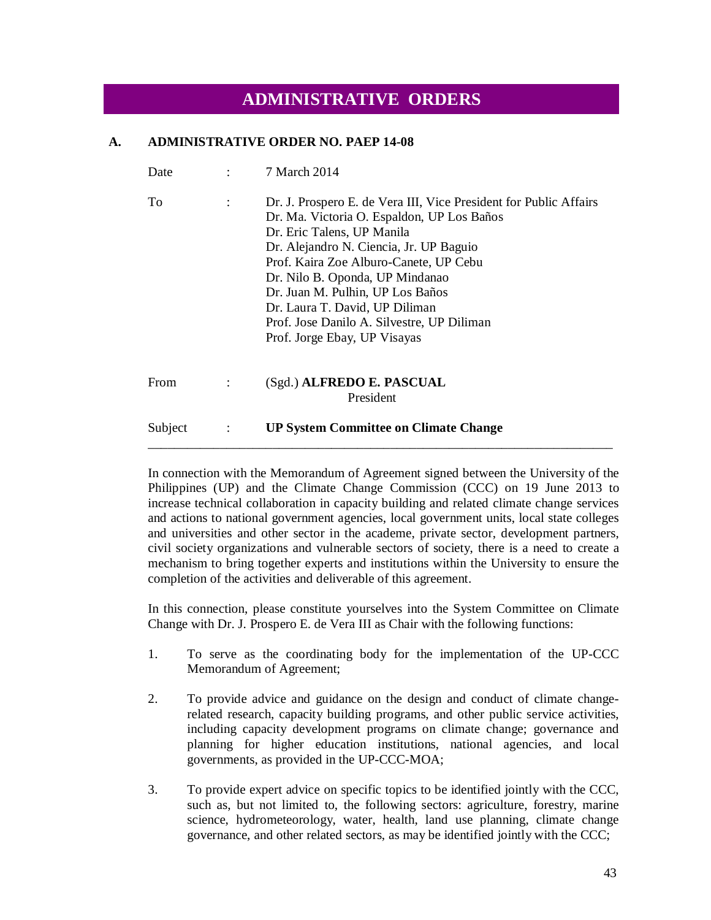# ADMINISTRATIVE ORDERS

## A. ADMINISTRATIVE ORDER NO. PAEP 14-08

| | | |
|---|---|---|
| Date | : | 7 March 2014 |
| To | : | Dr. J. Prospero E. de Vera III, Vice President for Public Affairs<br>Dr. Ma. Victoria O. Espaldon, UP Los Baños<br>Dr. Eric Talens, UP Manila<br>Dr. Alejandro N. Ciencia, Jr. UP Baguio<br>Prof. Kaira Zoe Alburo-Canete, UP Cebu<br>Dr. Nilo B. Oponda, UP Mindanao<br>Dr. Juan M. Pulhin, UP Los Baños<br>Dr. Laura T. David, UP Diliman<br>Prof. Jose Danilo A. Silvestre, UP Diliman<br>Prof. Jorge Ebay, UP Visayas |
| From | : | (Sgd.) **ALFREDO E. PASCUAL**<br>President |
| Subject | : | **UP System Committee on Climate Change** |

In connection with the Memorandum of Agreement signed between the University of the Philippines (UP) and the Climate Change Commission (CCC) on 19 June 2013 to increase technical collaboration in capacity building and related climate change services and actions to national government agencies, local government units, local state colleges and universities and other sector in the academe, private sector, development partners, civil society organizations and vulnerable sectors of society, there is a need to create a mechanism to bring together experts and institutions within the University to ensure the completion of the activities and deliverable of this agreement.

In this connection, please constitute yourselves into the System Committee on Climate Change with Dr. J. Prospero E. de Vera III as Chair with the following functions:

1. To serve as the coordinating body for the implementation of the UP-CCC Memorandum of Agreement;

2. To provide advice and guidance on the design and conduct of climate change-related research, capacity building programs, and other public service activities, including capacity development programs on climate change; governance and planning for higher education institutions, national agencies, and local governments, as provided in the UP-CCC-MOA;

3. To provide expert advice on specific topics to be identified jointly with the CCC, such as, but not limited to, the following sectors: agriculture, forestry, marine science, hydrometeorology, water, health, land use planning, climate change governance, and other related sectors, as may be identified jointly with the CCC;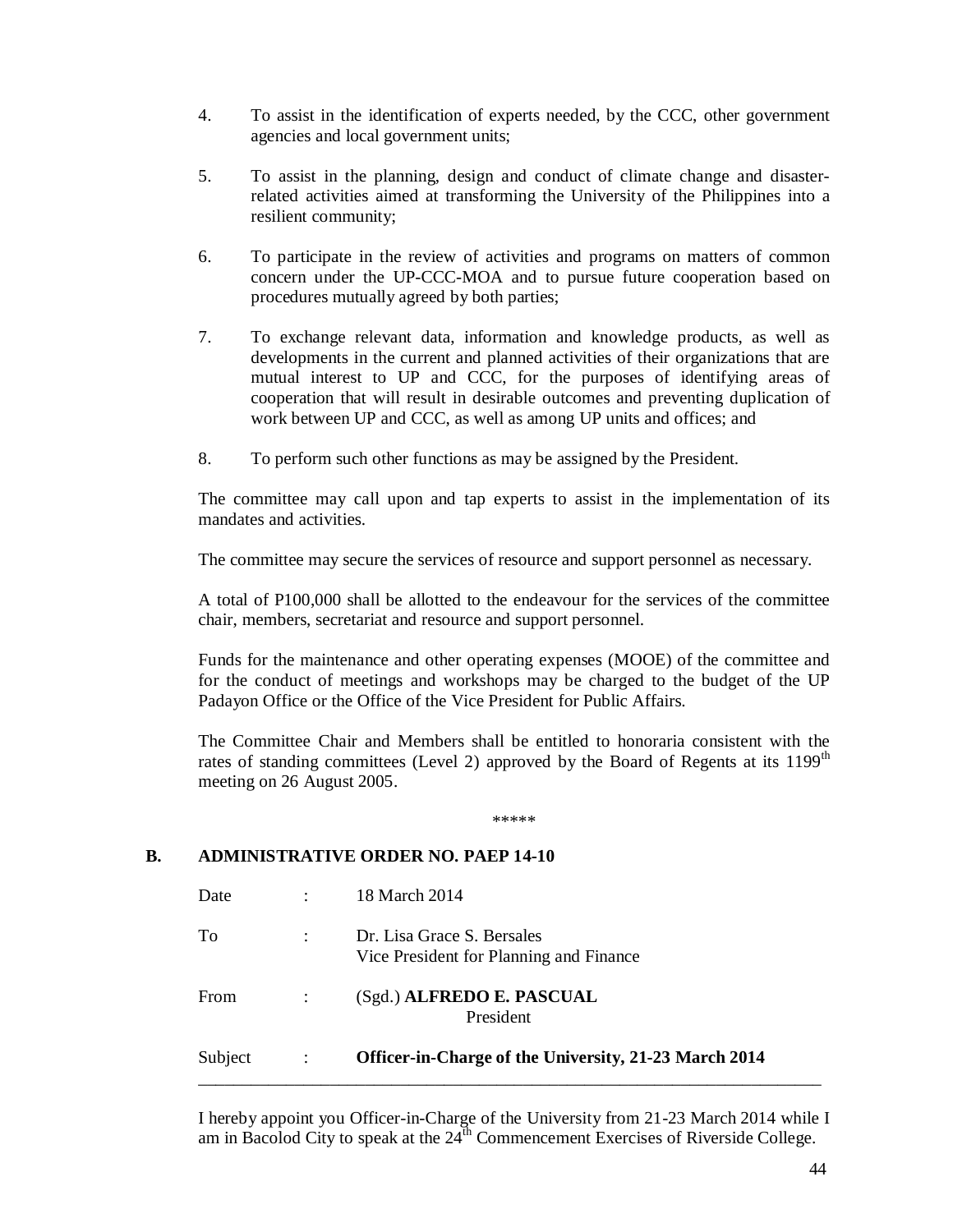4. To assist in the identification of experts needed, by the CCC, other government agencies and local government units;

5. To assist in the planning, design and conduct of climate change and disaster-related activities aimed at transforming the University of the Philippines into a resilient community;

6. To participate in the review of activities and programs on matters of common concern under the UP-CCC-MOA and to pursue future cooperation based on procedures mutually agreed by both parties;

7. To exchange relevant data, information and knowledge products, as well as developments in the current and planned activities of their organizations that are mutual interest to UP and CCC, for the purposes of identifying areas of cooperation that will result in desirable outcomes and preventing duplication of work between UP and CCC, as well as among UP units and offices; and

8. To perform such other functions as may be assigned by the President.

The committee may call upon and tap experts to assist in the implementation of its mandates and activities.

The committee may secure the services of resource and support personnel as necessary.

A total of P100,000 shall be allotted to the endeavour for the services of the committee chair, members, secretariat and resource and support personnel.

Funds for the maintenance and other operating expenses (MOOE) of the committee and for the conduct of meetings and workshops may be charged to the budget of the UP Padayon Office or the Office of the Vice President for Public Affairs.

The Committee Chair and Members shall be entitled to honoraria consistent with the rates of standing committees (Level 2) approved by the Board of Regents at its 1199th meeting on 26 August 2005.

*****

## B. ADMINISTRATIVE ORDER NO. PAEP 14-10

Date : 18 March 2014

To : Dr. Lisa Grace S. Bersales
Vice President for Planning and Finance

From : (Sgd.) **ALFREDO E. PASCUAL**
President

Subject : **Officer-in-Charge of the University, 21-23 March 2014**

---

I hereby appoint you Officer-in-Charge of the University from 21-23 March 2014 while I am in Bacolod City to speak at the 24th Commencement Exercises of Riverside College.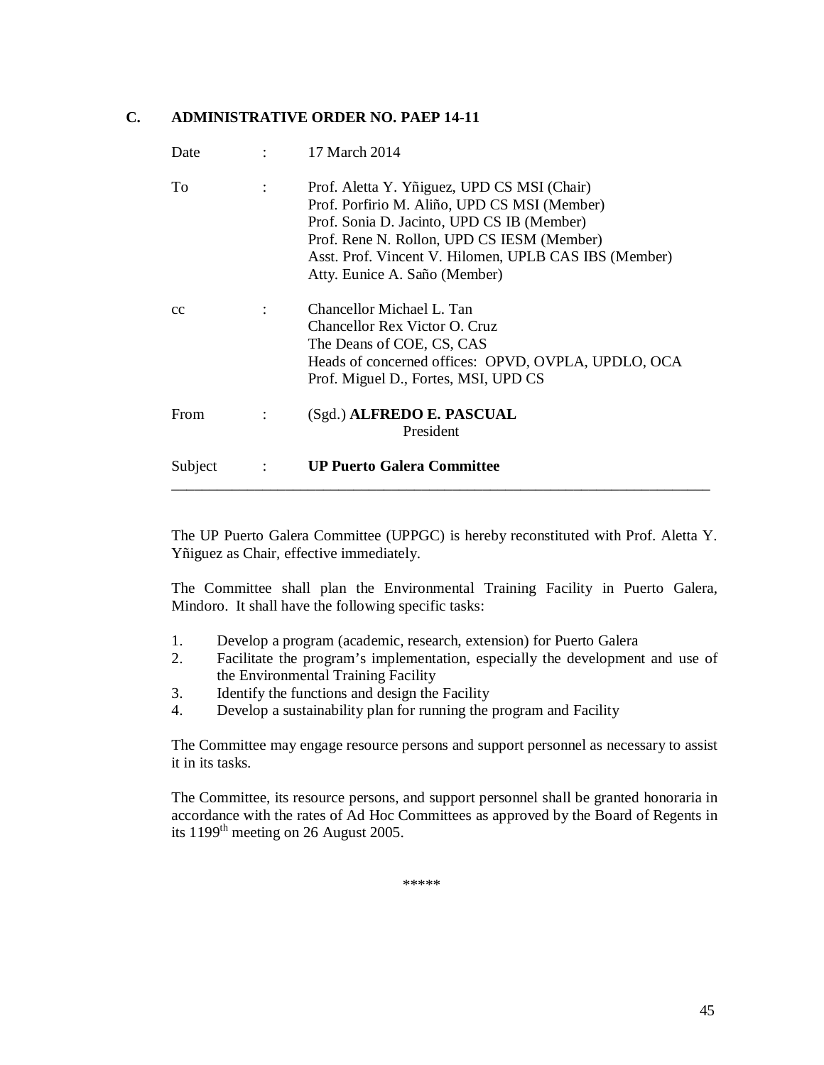## C. ADMINISTRATIVE ORDER NO. PAEP 14-11

| | | |
|---|---|---|
| Date | : | 17 March 2014 |
| To | : | Prof. Aletta Y. Yñiguez, UPD CS MSI (Chair)<br>Prof. Porfirio M. Aliño, UPD CS MSI (Member)<br>Prof. Sonia D. Jacinto, UPD CS IB (Member)<br>Prof. Rene N. Rollon, UPD CS IESM (Member)<br>Asst. Prof. Vincent V. Hilomen, UPLB CAS IBS (Member)<br>Atty. Eunice A. Saño (Member) |
| cc | : | Chancellor Michael L. Tan<br>Chancellor Rex Victor O. Cruz<br>The Deans of COE, CS, CAS<br>Heads of concerned offices: OPVD, OVPLA, UPDLO, OCA<br>Prof. Miguel D., Fortes, MSI, UPD CS |
| From | : | (Sgd.) **ALFREDO E. PASCUAL**<br>President |
| Subject | : | **UP Puerto Galera Committee** |

---

The UP Puerto Galera Committee (UPPGC) is hereby reconstituted with Prof. Aletta Y. Yñiguez as Chair, effective immediately.

The Committee shall plan the Environmental Training Facility in Puerto Galera, Mindoro. It shall have the following specific tasks:

1. Develop a program (academic, research, extension) for Puerto Galera
2. Facilitate the program's implementation, especially the development and use of the Environmental Training Facility
3. Identify the functions and design the Facility
4. Develop a sustainability plan for running the program and Facility

The Committee may engage resource persons and support personnel as necessary to assist it in its tasks.

The Committee, its resource persons, and support personnel shall be granted honoraria in accordance with the rates of Ad Hoc Committees as approved by the Board of Regents in its 1199th meeting on 26 August 2005.

*****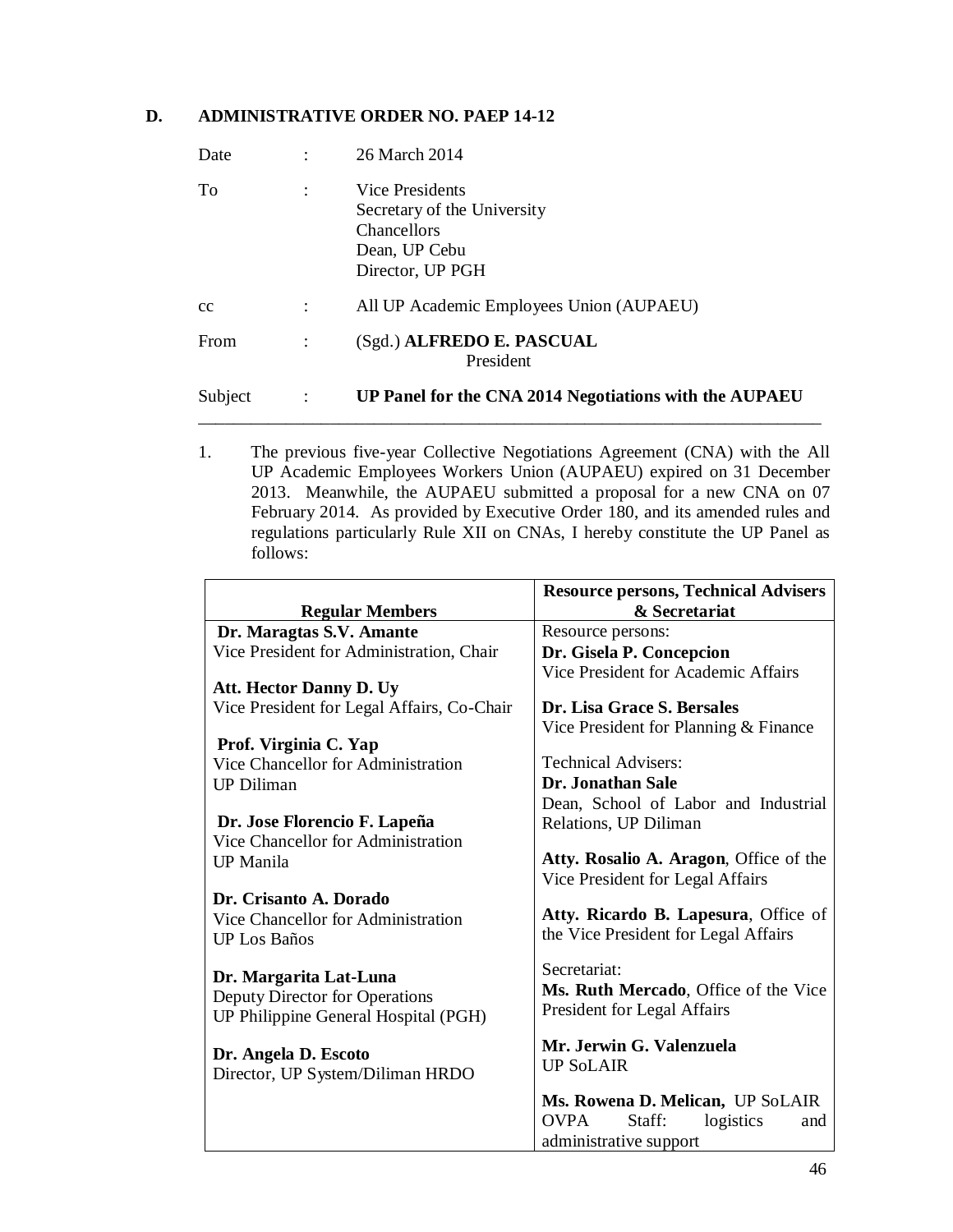## D. ADMINISTRATIVE ORDER NO. PAEP 14-12

| | | |
|---|---|---|
| Date | : | 26 March 2014 |
| To | : | Vice Presidents<br>Secretary of the University<br>Chancellors<br>Dean, UP Cebu<br>Director, UP PGH |
| cc | : | All UP Academic Employees Union (AUPAEU) |
| From | : | (Sgd.) **ALFREDO E. PASCUAL**<br>President |
| Subject | : | **UP Panel for the CNA 2014 Negotiations with the AUPAEU** |

1. The previous five-year Collective Negotiations Agreement (CNA) with the All UP Academic Employees Workers Union (AUPAEU) expired on 31 December 2013. Meanwhile, the AUPAEU submitted a proposal for a new CNA on 07 February 2014. As provided by Executive Order 180, and its amended rules and regulations particularly Rule XII on CNAs, I hereby constitute the UP Panel as follows:

| Regular Members | Resource persons, Technical Advisers & Secretariat |
|---|---|
| **Dr. Maragtas S.V. Amante**<br>Vice President for Administration, Chair<br><br>**Att. Hector Danny D. Uy**<br>Vice President for Legal Affairs, Co-Chair<br><br>**Prof. Virginia C. Yap**<br>Vice Chancellor for Administration<br>UP Diliman<br><br>**Dr. Jose Florencio F. Lapeña**<br>Vice Chancellor for Administration<br>UP Manila<br><br>**Dr. Crisanto A. Dorado**<br>Vice Chancellor for Administration<br>UP Los Baños<br><br>**Dr. Margarita Lat-Luna**<br>Deputy Director for Operations<br>UP Philippine General Hospital (PGH)<br><br>**Dr. Angela D. Escoto**<br>Director, UP System/Diliman HRDO | Resource persons:<br>**Dr. Gisela P. Concepcion**<br>Vice President for Academic Affairs<br><br>**Dr. Lisa Grace S. Bersales**<br>Vice President for Planning & Finance<br><br>Technical Advisers:<br>**Dr. Jonathan Sale**<br>Dean, School of Labor and Industrial Relations, UP Diliman<br><br>**Atty. Rosalio A. Aragon**, Office of the Vice President for Legal Affairs<br><br>**Atty. Ricardo B. Lapesura**, Office of the Vice President for Legal Affairs<br><br>Secretariat:<br>**Ms. Ruth Mercado**, Office of the Vice President for Legal Affairs<br><br>**Mr. Jerwin G. Valenzuela**<br>UP SoLAIR<br><br>**Ms. Rowena D. Melican,** UP SoLAIR<br>OVPA Staff: logistics and administrative support |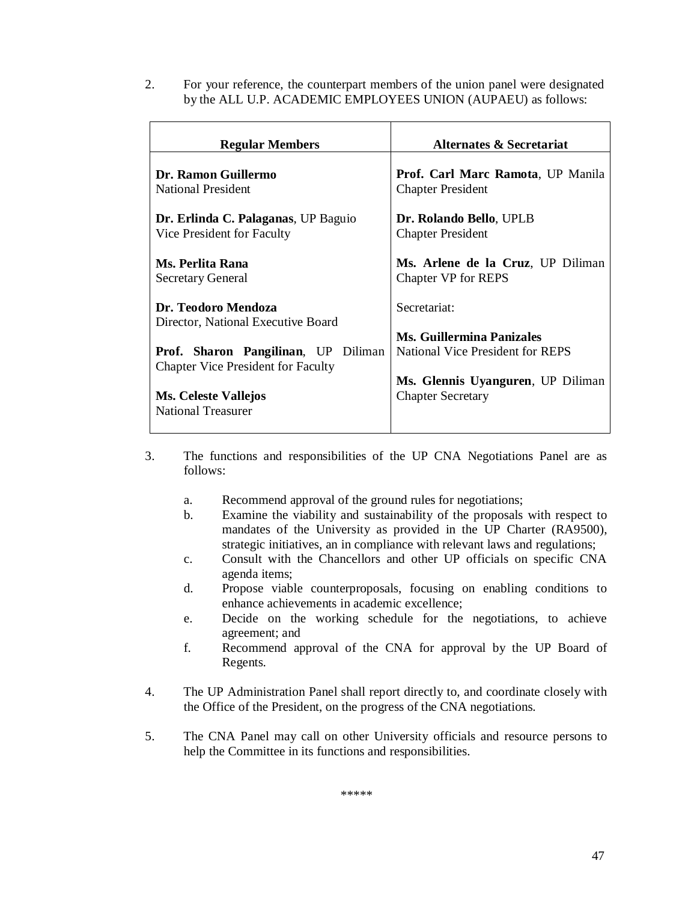2. For your reference, the counterpart members of the union panel were designated by the ALL U.P. ACADEMIC EMPLOYEES UNION (AUPAEU) as follows:

| Regular Members | Alternates & Secretariat |
|---|---|
| **Dr. Ramon Guillermo**<br>National President | **Prof. Carl Marc Ramota**, UP Manila<br>Chapter President |
| **Dr. Erlinda C. Palaganas**, UP Baguio<br>Vice President for Faculty | **Dr. Rolando Bello**, UPLB<br>Chapter President |
| **Ms. Perlita Rana**<br>Secretary General | **Ms. Arlene de la Cruz**, UP Diliman<br>Chapter VP for REPS |
| **Dr. Teodoro Mendoza**<br>Director, National Executive Board | Secretariat: |
| **Prof. Sharon Pangilinan**, UP Diliman<br>Chapter Vice President for Faculty | **Ms. Guillermina Panizales**<br>National Vice President for REPS |
| **Ms. Celeste Vallejos**<br>National Treasurer | **Ms. Glennis Uyanguren**, UP Diliman<br>Chapter Secretary |

3. The functions and responsibilities of the UP CNA Negotiations Panel are as follows:

   a. Recommend approval of the ground rules for negotiations;
   b. Examine the viability and sustainability of the proposals with respect to mandates of the University as provided in the UP Charter (RA9500), strategic initiatives, an in compliance with relevant laws and regulations;
   c. Consult with the Chancellors and other UP officials on specific CNA agenda items;
   d. Propose viable counterproposals, focusing on enabling conditions to enhance achievements in academic excellence;
   e. Decide on the working schedule for the negotiations, to achieve agreement; and
   f. Recommend approval of the CNA for approval by the UP Board of Regents.

4. The UP Administration Panel shall report directly to, and coordinate closely with the Office of the President, on the progress of the CNA negotiations.

5. The CNA Panel may call on other University officials and resource persons to help the Committee in its functions and responsibilities.

*****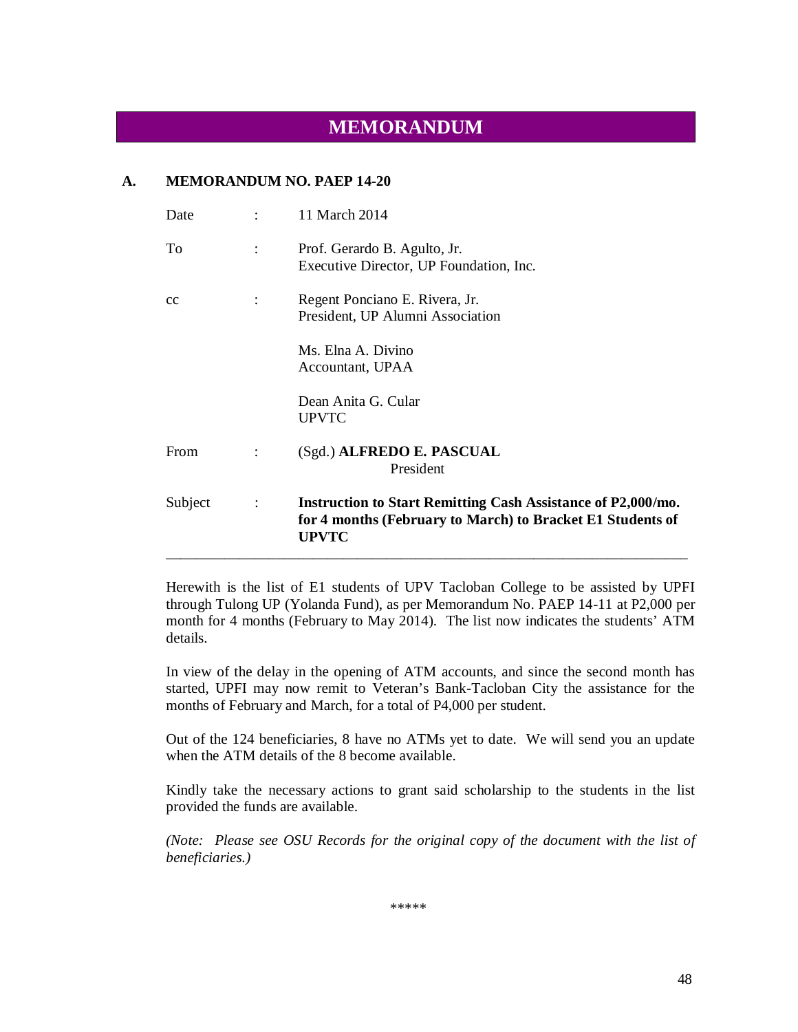# MEMORANDUM

## A. MEMORANDUM NO. PAEP 14-20

| | | |
|---|---|---|
| Date | : | 11 March 2014 |
| To | : | Prof. Gerardo B. Agulto, Jr.<br>Executive Director, UP Foundation, Inc. |
| cc | : | Regent Ponciano E. Rivera, Jr.<br>President, UP Alumni Association<br><br>Ms. Elna A. Divino<br>Accountant, UPAA<br><br>Dean Anita G. Cular<br>UPVTC |
| From | : | (Sgd.) **ALFREDO E. PASCUAL**<br>President |
| Subject | : | **Instruction to Start Remitting Cash Assistance of P2,000/mo. for 4 months (February to March) to Bracket E1 Students of UPVTC** |

---

Herewith is the list of E1 students of UPV Tacloban College to be assisted by UPFI through Tulong UP (Yolanda Fund), as per Memorandum No. PAEP 14-11 at P2,000 per month for 4 months (February to May 2014). The list now indicates the students' ATM details.

In view of the delay in the opening of ATM accounts, and since the second month has started, UPFI may now remit to Veteran's Bank-Tacloban City the assistance for the months of February and March, for a total of P4,000 per student.

Out of the 124 beneficiaries, 8 have no ATMs yet to date. We will send you an update when the ATM details of the 8 become available.

Kindly take the necessary actions to grant said scholarship to the students in the list provided the funds are available.

*(Note: Please see OSU Records for the original copy of the document with the list of beneficiaries.)*

\*\*\*\*\*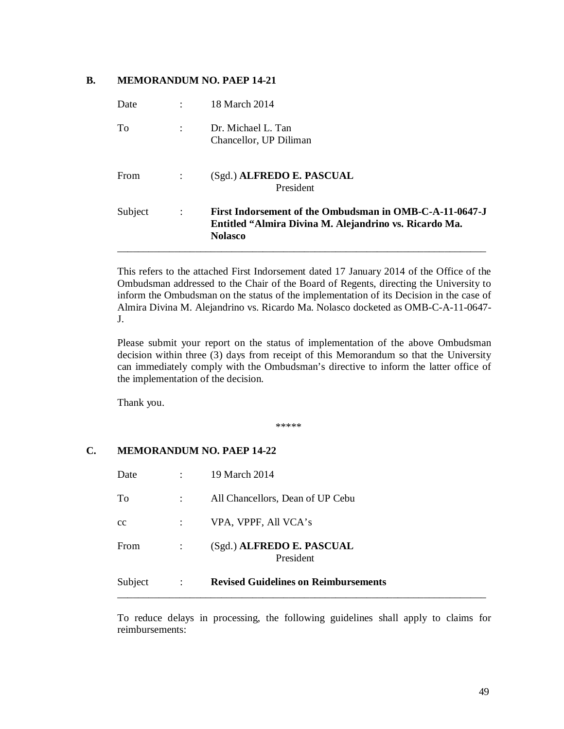## B. MEMORANDUM NO. PAEP 14-21

| | | |
|---|---|---|
| Date | : | 18 March 2014 |
| To | : | Dr. Michael L. Tan<br>Chancellor, UP Diliman |
| From | : | (Sgd.) **ALFREDO E. PASCUAL**<br>President |
| Subject | : | **First Indorsement of the Ombudsman in OMB-C-A-11-0647-J Entitled "Almira Divina M. Alejandrino vs. Ricardo Ma. Nolasco** |

---

This refers to the attached First Indorsement dated 17 January 2014 of the Office of the Ombudsman addressed to the Chair of the Board of Regents, directing the University to inform the Ombudsman on the status of the implementation of its Decision in the case of Almira Divina M. Alejandrino vs. Ricardo Ma. Nolasco docketed as OMB-C-A-11-0647-J.

Please submit your report on the status of implementation of the above Ombudsman decision within three (3) days from receipt of this Memorandum so that the University can immediately comply with the Ombudsman's directive to inform the latter office of the implementation of the decision.

Thank you.

*****

## C. MEMORANDUM NO. PAEP 14-22

| | | |
|---|---|---|
| Date | : | 19 March 2014 |
| To | : | All Chancellors, Dean of UP Cebu |
| cc | : | VPA, VPPF, All VCA's |
| From | : | (Sgd.) **ALFREDO E. PASCUAL**<br>President |
| Subject | : | **Revised Guidelines on Reimbursements** |

---

To reduce delays in processing, the following guidelines shall apply to claims for reimbursements: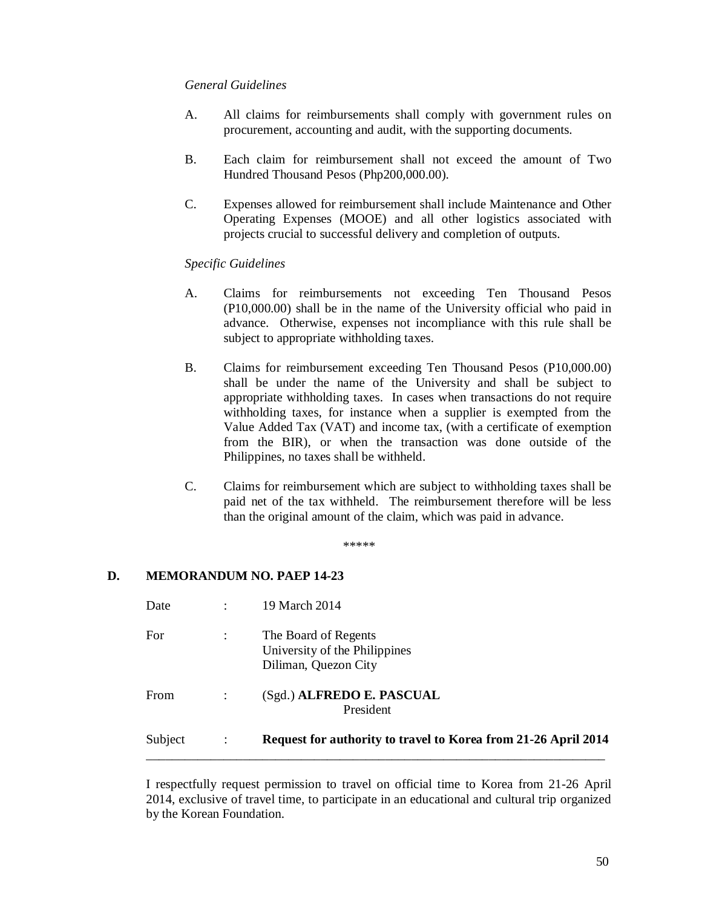*General Guidelines*

A. All claims for reimbursements shall comply with government rules on procurement, accounting and audit, with the supporting documents.

B. Each claim for reimbursement shall not exceed the amount of Two Hundred Thousand Pesos (Php200,000.00).

C. Expenses allowed for reimbursement shall include Maintenance and Other Operating Expenses (MOOE) and all other logistics associated with projects crucial to successful delivery and completion of outputs.

*Specific Guidelines*

A. Claims for reimbursements not exceeding Ten Thousand Pesos (P10,000.00) shall be in the name of the University official who paid in advance. Otherwise, expenses not incompliance with this rule shall be subject to appropriate withholding taxes.

B. Claims for reimbursement exceeding Ten Thousand Pesos (P10,000.00) shall be under the name of the University and shall be subject to appropriate withholding taxes. In cases when transactions do not require withholding taxes, for instance when a supplier is exempted from the Value Added Tax (VAT) and income tax, (with a certificate of exemption from the BIR), or when the transaction was done outside of the Philippines, no taxes shall be withheld.

C. Claims for reimbursement which are subject to withholding taxes shall be paid net of the tax withheld. The reimbursement therefore will be less than the original amount of the claim, which was paid in advance.

\*\*\*\*\*

## D. MEMORANDUM NO. PAEP 14-23

Date : 19 March 2014

For : The Board of Regents
University of the Philippines
Diliman, Quezon City

From : (Sgd.) **ALFREDO E. PASCUAL**
President

Subject : **Request for authority to travel to Korea from 21-26 April 2014**

---

I respectfully request permission to travel on official time to Korea from 21-26 April 2014, exclusive of travel time, to participate in an educational and cultural trip organized by the Korean Foundation.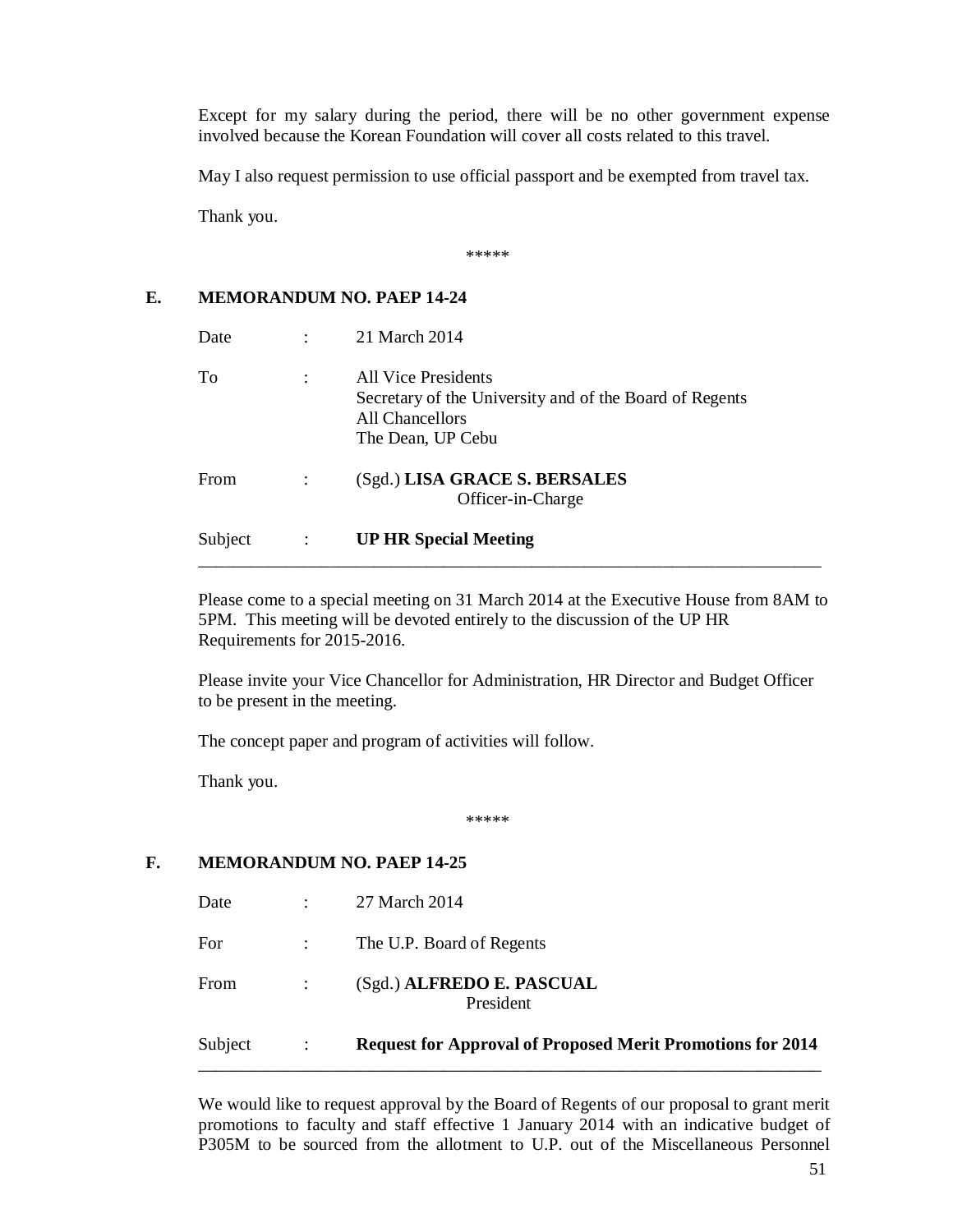Except for my salary during the period, there will be no other government expense involved because the Korean Foundation will cover all costs related to this travel.

May I also request permission to use official passport and be exempted from travel tax.

Thank you.

\*\*\*\*\*

### E. MEMORANDUM NO. PAEP 14-24

Date : 21 March 2014

To : All Vice Presidents
Secretary of the University and of the Board of Regents
All Chancellors
The Dean, UP Cebu

From : (Sgd.) **LISA GRACE S. BERSALES**
Officer-in-Charge

Subject : **UP HR Special Meeting**

---

Please come to a special meeting on 31 March 2014 at the Executive House from 8AM to 5PM. This meeting will be devoted entirely to the discussion of the UP HR Requirements for 2015-2016.

Please invite your Vice Chancellor for Administration, HR Director and Budget Officer to be present in the meeting.

The concept paper and program of activities will follow.

Thank you.

\*\*\*\*\*

### F. MEMORANDUM NO. PAEP 14-25

Date : 27 March 2014

For : The U.P. Board of Regents

From : (Sgd.) **ALFREDO E. PASCUAL**
President

Subject : **Request for Approval of Proposed Merit Promotions for 2014**

---

We would like to request approval by the Board of Regents of our proposal to grant merit promotions to faculty and staff effective 1 January 2014 with an indicative budget of P305M to be sourced from the allotment to U.P. out of the Miscellaneous Personnel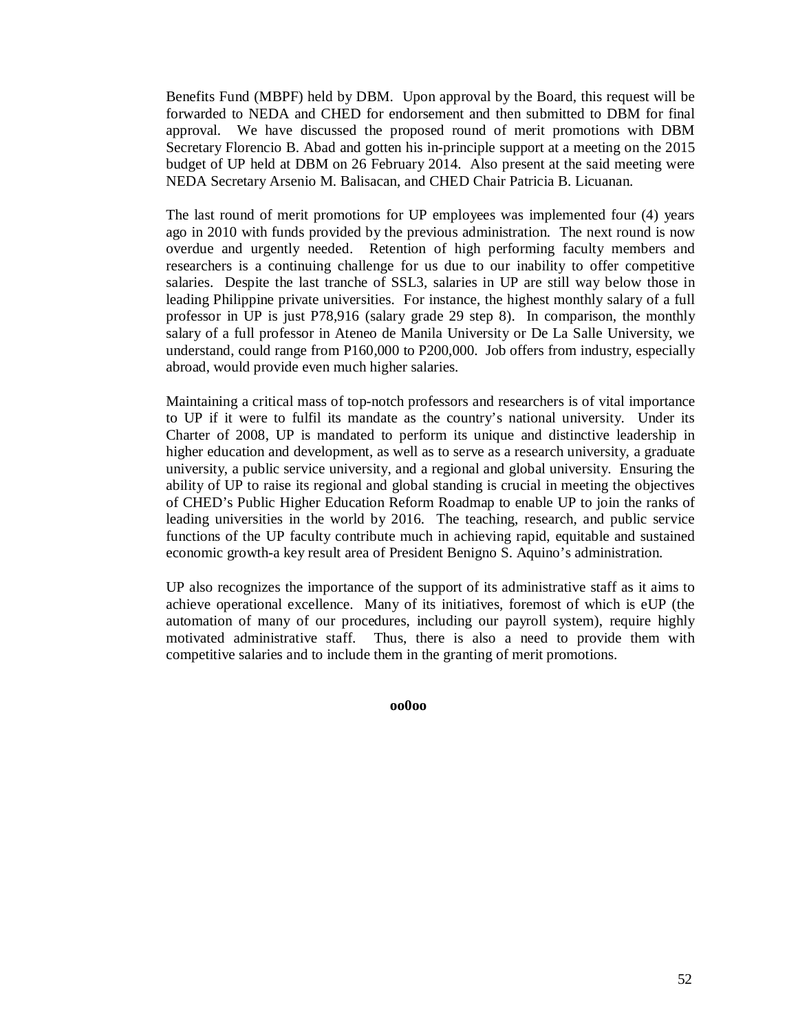Benefits Fund (MBPF) held by DBM. Upon approval by the Board, this request will be forwarded to NEDA and CHED for endorsement and then submitted to DBM for final approval. We have discussed the proposed round of merit promotions with DBM Secretary Florencio B. Abad and gotten his in-principle support at a meeting on the 2015 budget of UP held at DBM on 26 February 2014. Also present at the said meeting were NEDA Secretary Arsenio M. Balisacan, and CHED Chair Patricia B. Licuanan.

The last round of merit promotions for UP employees was implemented four (4) years ago in 2010 with funds provided by the previous administration. The next round is now overdue and urgently needed. Retention of high performing faculty members and researchers is a continuing challenge for us due to our inability to offer competitive salaries. Despite the last tranche of SSL3, salaries in UP are still way below those in leading Philippine private universities. For instance, the highest monthly salary of a full professor in UP is just P78,916 (salary grade 29 step 8). In comparison, the monthly salary of a full professor in Ateneo de Manila University or De La Salle University, we understand, could range from P160,000 to P200,000. Job offers from industry, especially abroad, would provide even much higher salaries.

Maintaining a critical mass of top-notch professors and researchers is of vital importance to UP if it were to fulfil its mandate as the country's national university. Under its Charter of 2008, UP is mandated to perform its unique and distinctive leadership in higher education and development, as well as to serve as a research university, a graduate university, a public service university, and a regional and global university. Ensuring the ability of UP to raise its regional and global standing is crucial in meeting the objectives of CHED's Public Higher Education Reform Roadmap to enable UP to join the ranks of leading universities in the world by 2016. The teaching, research, and public service functions of the UP faculty contribute much in achieving rapid, equitable and sustained economic growth-a key result area of President Benigno S. Aquino's administration.

UP also recognizes the importance of the support of its administrative staff as it aims to achieve operational excellence. Many of its initiatives, foremost of which is eUP (the automation of many of our procedures, including our payroll system), require highly motivated administrative staff. Thus, there is also a need to provide them with competitive salaries and to include them in the granting of merit promotions.

**oo0oo**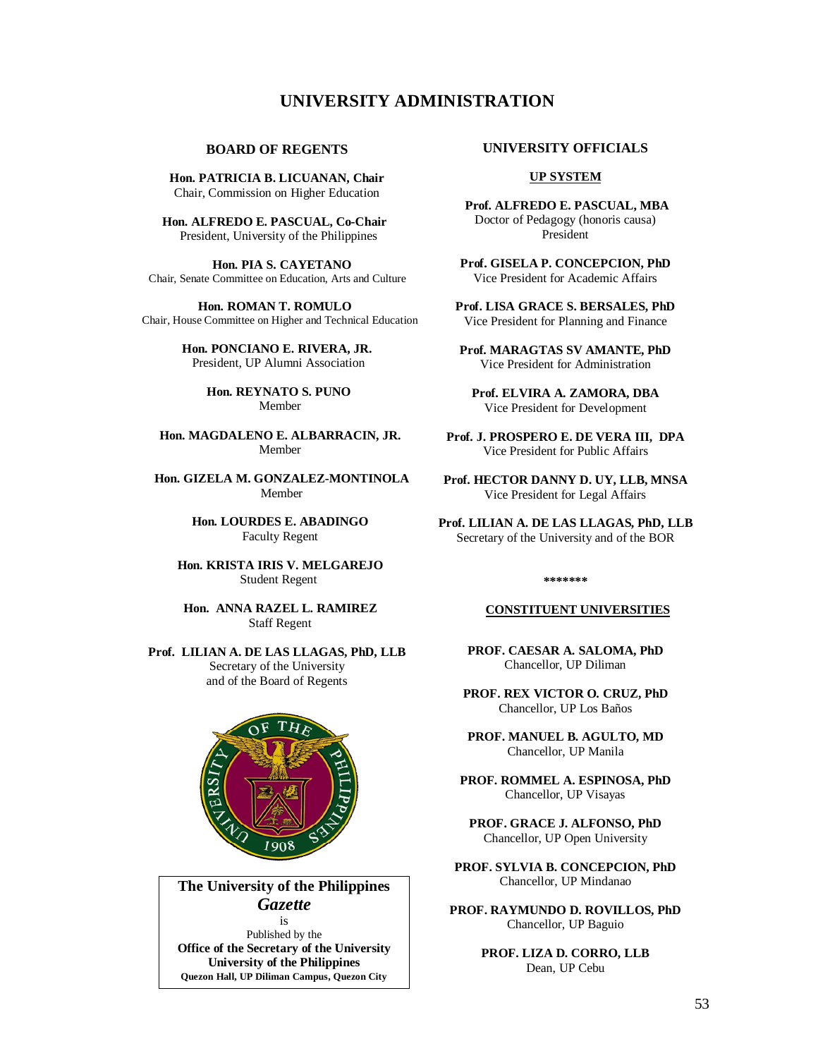# UNIVERSITY ADMINISTRATION

## BOARD OF REGENTS

**Hon. PATRICIA B. LICUANAN, Chair**
Chair, Commission on Higher Education

**Hon. ALFREDO E. PASCUAL, Co-Chair**
President, University of the Philippines

**Hon. PIA S. CAYETANO**
Chair, Senate Committee on Education, Arts and Culture

**Hon. ROMAN T. ROMULO**
Chair, House Committee on Higher and Technical Education

**Hon. PONCIANO E. RIVERA, JR.**
President, UP Alumni Association

**Hon. REYNATO S. PUNO**
Member

**Hon. MAGDALENO E. ALBARRACIN, JR.**
Member

**Hon. GIZELA M. GONZALEZ-MONTINOLA**
Member

**Hon. LOURDES E. ABADINGO**
Faculty Regent

**Hon. KRISTA IRIS V. MELGAREJO**
Student Regent

**Hon. ANNA RAZEL L. RAMIREZ**
Staff Regent

**Prof. LILIAN A. DE LAS LLAGAS, PhD, LLB**
Secretary of the University
and of the Board of Regents

**The University of the Philippines**
***Gazette***
is
Published by the
**Office of the Secretary of the University**
**University of the Philippines**
**Quezon Hall, UP Diliman Campus, Quezon City**

## UNIVERSITY OFFICIALS

### UP SYSTEM

**Prof. ALFREDO E. PASCUAL, MBA**
Doctor of Pedagogy (honoris causa)
President

**Prof. GISELA P. CONCEPCION, PhD**
Vice President for Academic Affairs

**Prof. LISA GRACE S. BERSALES, PhD**
Vice President for Planning and Finance

**Prof. MARAGTAS SV AMANTE, PhD**
Vice President for Administration

**Prof. ELVIRA A. ZAMORA, DBA**
Vice President for Development

**Prof. J. PROSPERO E. DE VERA III, DPA**
Vice President for Public Affairs

**Prof. HECTOR DANNY D. UY, LLB, MNSA**
Vice President for Legal Affairs

**Prof. LILIAN A. DE LAS LLAGAS, PhD, LLB**
Secretary of the University and of the BOR

*******

### CONSTITUENT UNIVERSITIES

**PROF. CAESAR A. SALOMA, PhD**
Chancellor, UP Diliman

**PROF. REX VICTOR O. CRUZ, PhD**
Chancellor, UP Los Baños

**PROF. MANUEL B. AGULTO, MD**
Chancellor, UP Manila

**PROF. ROMMEL A. ESPINOSA, PhD**
Chancellor, UP Visayas

**PROF. GRACE J. ALFONSO, PhD**
Chancellor, UP Open University

**PROF. SYLVIA B. CONCEPCION, PhD**
Chancellor, UP Mindanao

**PROF. RAYMUNDO D. ROVILLOS, PhD**
Chancellor, UP Baguio

**PROF. LIZA D. CORRO, LLB**
Dean, UP Cebu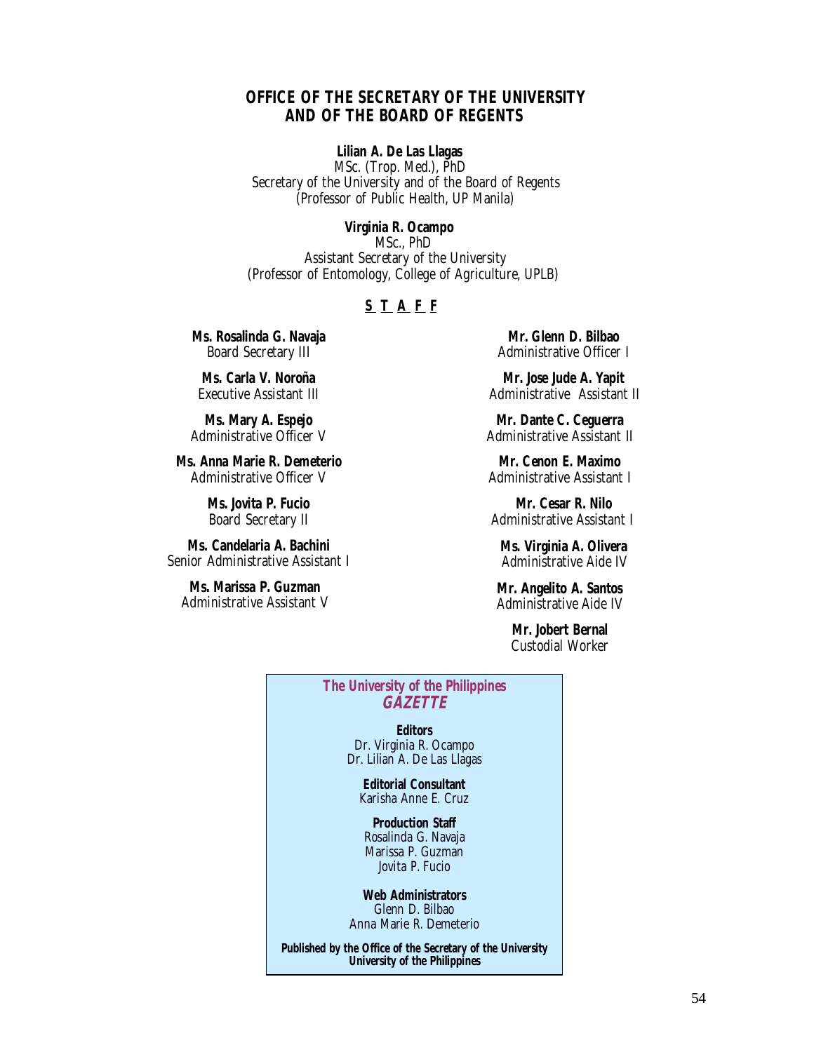## OFFICE OF THE SECRETARY OF THE UNIVERSITY AND OF THE BOARD OF REGENTS

**Lilian A. De Las Llagas**
MSc. (Trop. Med.), PhD
Secretary of the University and of the Board of Regents
(Professor of Public Health, UP Manila)

**Virginia R. Ocampo**
MSc., PhD
Assistant Secretary of the University
(Professor of Entomology, College of Agriculture, UPLB)

### S T A F F

**Ms. Rosalinda G. Navaja**
Board Secretary III

**Ms. Carla V. Noroña**
Executive Assistant III

**Ms. Mary A. Espejo**
Administrative Officer V

**Ms. Anna Marie R. Demeterio**
Administrative Officer V

**Ms. Jovita P. Fucio**
Board Secretary II

**Ms. Candelaria A. Bachini**
Senior Administrative Assistant I

**Ms. Marissa P. Guzman**
Administrative Assistant V

**Mr. Glenn D. Bilbao**
Administrative Officer I

**Mr. Jose Jude A. Yapit**
Administrative Assistant II

**Mr. Dante C. Ceguerra**
Administrative Assistant II

**Mr. Cenon E. Maximo**
Administrative Assistant I

**Mr. Cesar R. Nilo**
Administrative Assistant I

**Ms. Virginia A. Olivera**
Administrative Aide IV

**Mr. Angelito A. Santos**
Administrative Aide IV

**Mr. Jobert Bernal**
Custodial Worker

---

**The University of the Philippines**
***GAZETTE***

**Editors**
Dr. Virginia R. Ocampo
Dr. Lilian A. De Las Llagas

**Editorial Consultant**
Karisha Anne E. Cruz

**Production Staff**
Rosalinda G. Navaja
Marissa P. Guzman
Jovita P. Fucio

**Web Administrators**
Glenn D. Bilbao
Anna Marie R. Demeterio

**Published by the Office of the Secretary of the University**
**University of the Philippines**